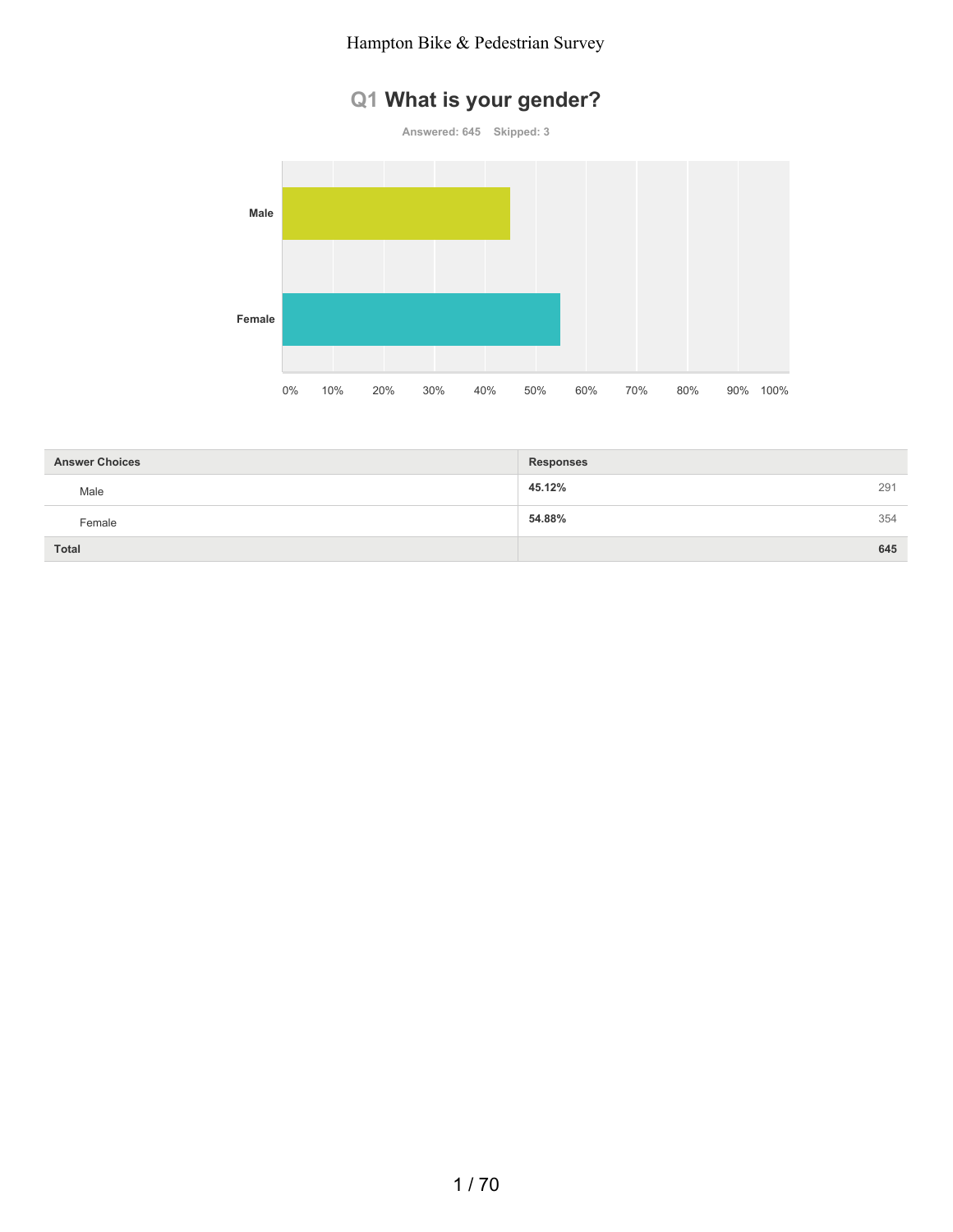# Hampton Bike & Pedestrian Survey

## Q1 What is your gender?

Answered: 645 Skipped: 3

| Answer Choices | Responses | |
|---|---|---|
| Male | **45.12%** | 291 |
| Female | **54.88%** | 354 |
| **Total** | | **645** |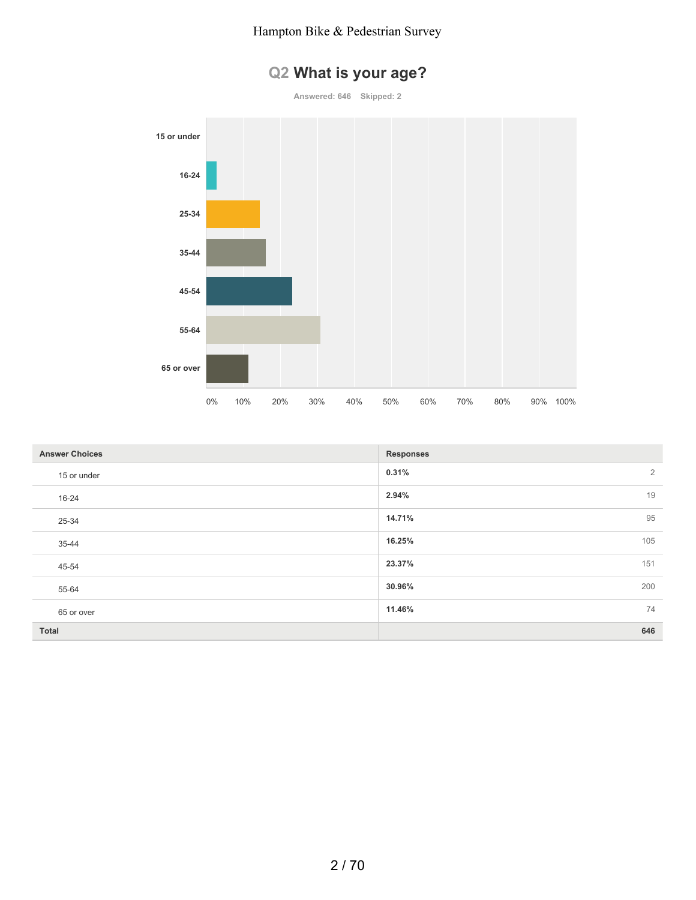## Q2 What is your age?

Answered: 646    Skipped: 2

| Answer Choices | Responses | |
|---|---|---|
| 15 or under | 0.31% | 2 |
| 16-24 | 2.94% | 19 |
| 25-34 | 14.71% | 95 |
| 35-44 | 16.25% | 105 |
| 45-54 | 23.37% | 151 |
| 55-64 | 30.96% | 200 |
| 65 or over | 11.46% | 74 |
| **Total** | | **646** |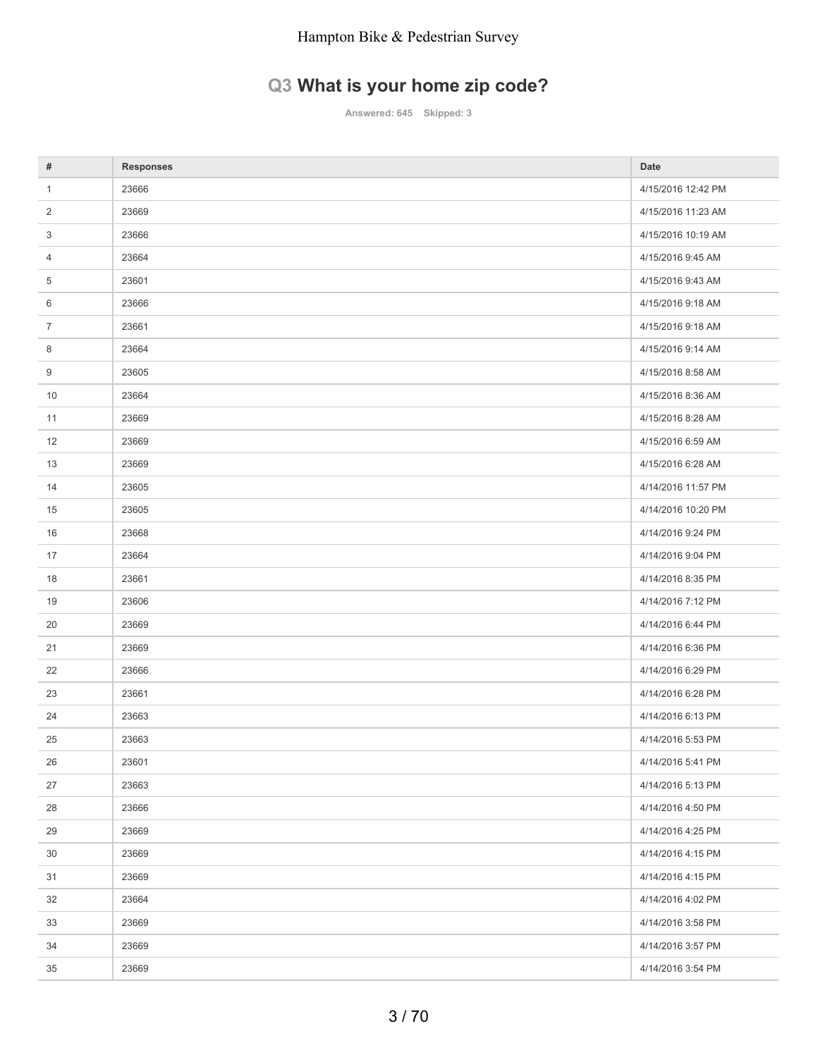## Q3 What is your home zip code?

Answered: 645 Skipped: 3

| # | Responses | Date |
|---|---|---|
| 1 | 23666 | 4/15/2016 12:42 PM |
| 2 | 23669 | 4/15/2016 11:23 AM |
| 3 | 23666 | 4/15/2016 10:19 AM |
| 4 | 23664 | 4/15/2016 9:45 AM |
| 5 | 23601 | 4/15/2016 9:43 AM |
| 6 | 23666 | 4/15/2016 9:18 AM |
| 7 | 23661 | 4/15/2016 9:18 AM |
| 8 | 23664 | 4/15/2016 9:14 AM |
| 9 | 23605 | 4/15/2016 8:58 AM |
| 10 | 23664 | 4/15/2016 8:36 AM |
| 11 | 23669 | 4/15/2016 8:28 AM |
| 12 | 23669 | 4/15/2016 6:59 AM |
| 13 | 23669 | 4/15/2016 6:28 AM |
| 14 | 23605 | 4/14/2016 11:57 PM |
| 15 | 23605 | 4/14/2016 10:20 PM |
| 16 | 23668 | 4/14/2016 9:24 PM |
| 17 | 23664 | 4/14/2016 9:04 PM |
| 18 | 23661 | 4/14/2016 8:35 PM |
| 19 | 23606 | 4/14/2016 7:12 PM |
| 20 | 23669 | 4/14/2016 6:44 PM |
| 21 | 23669 | 4/14/2016 6:36 PM |
| 22 | 23666 | 4/14/2016 6:29 PM |
| 23 | 23661 | 4/14/2016 6:28 PM |
| 24 | 23663 | 4/14/2016 6:13 PM |
| 25 | 23663 | 4/14/2016 5:53 PM |
| 26 | 23601 | 4/14/2016 5:41 PM |
| 27 | 23663 | 4/14/2016 5:13 PM |
| 28 | 23666 | 4/14/2016 4:50 PM |
| 29 | 23669 | 4/14/2016 4:25 PM |
| 30 | 23669 | 4/14/2016 4:15 PM |
| 31 | 23669 | 4/14/2016 4:15 PM |
| 32 | 23664 | 4/14/2016 4:02 PM |
| 33 | 23669 | 4/14/2016 3:58 PM |
| 34 | 23669 | 4/14/2016 3:57 PM |
| 35 | 23669 | 4/14/2016 3:54 PM |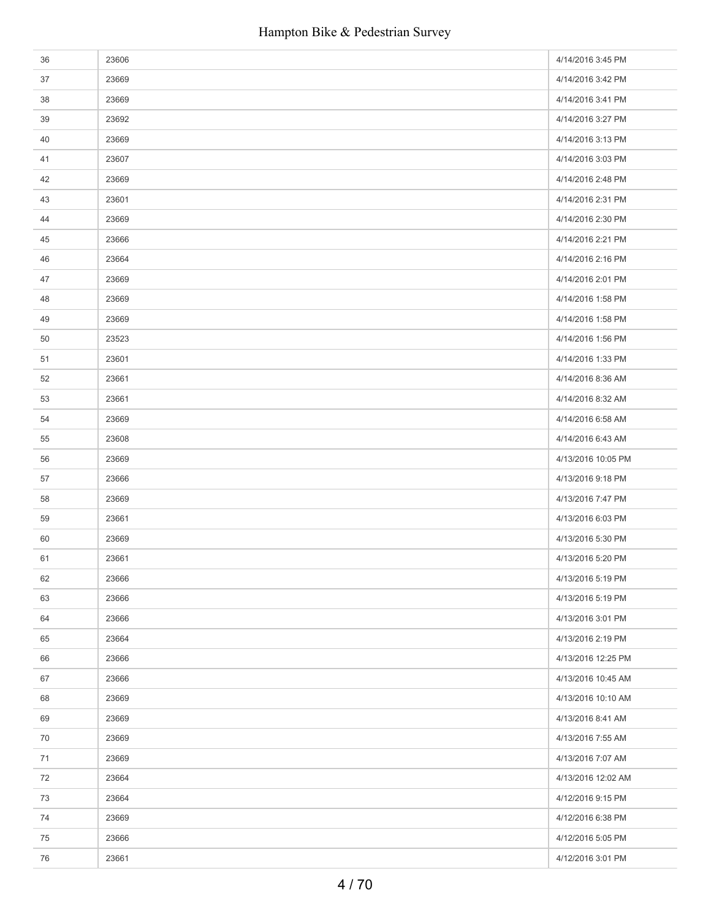| | | |
|---|---|---|
| 36 | 23606 | 4/14/2016 3:45 PM |
| 37 | 23669 | 4/14/2016 3:42 PM |
| 38 | 23669 | 4/14/2016 3:41 PM |
| 39 | 23692 | 4/14/2016 3:27 PM |
| 40 | 23669 | 4/14/2016 3:13 PM |
| 41 | 23607 | 4/14/2016 3:03 PM |
| 42 | 23669 | 4/14/2016 2:48 PM |
| 43 | 23601 | 4/14/2016 2:31 PM |
| 44 | 23669 | 4/14/2016 2:30 PM |
| 45 | 23666 | 4/14/2016 2:21 PM |
| 46 | 23664 | 4/14/2016 2:16 PM |
| 47 | 23669 | 4/14/2016 2:01 PM |
| 48 | 23669 | 4/14/2016 1:58 PM |
| 49 | 23669 | 4/14/2016 1:58 PM |
| 50 | 23523 | 4/14/2016 1:56 PM |
| 51 | 23601 | 4/14/2016 1:33 PM |
| 52 | 23661 | 4/14/2016 8:36 AM |
| 53 | 23661 | 4/14/2016 8:32 AM |
| 54 | 23669 | 4/14/2016 6:58 AM |
| 55 | 23608 | 4/14/2016 6:43 AM |
| 56 | 23669 | 4/13/2016 10:05 PM |
| 57 | 23666 | 4/13/2016 9:18 PM |
| 58 | 23669 | 4/13/2016 7:47 PM |
| 59 | 23661 | 4/13/2016 6:03 PM |
| 60 | 23669 | 4/13/2016 5:30 PM |
| 61 | 23661 | 4/13/2016 5:20 PM |
| 62 | 23666 | 4/13/2016 5:19 PM |
| 63 | 23666 | 4/13/2016 5:19 PM |
| 64 | 23666 | 4/13/2016 3:01 PM |
| 65 | 23664 | 4/13/2016 2:19 PM |
| 66 | 23666 | 4/13/2016 12:25 PM |
| 67 | 23666 | 4/13/2016 10:45 AM |
| 68 | 23669 | 4/13/2016 10:10 AM |
| 69 | 23669 | 4/13/2016 8:41 AM |
| 70 | 23669 | 4/13/2016 7:55 AM |
| 71 | 23669 | 4/13/2016 7:07 AM |
| 72 | 23664 | 4/13/2016 12:02 AM |
| 73 | 23664 | 4/12/2016 9:15 PM |
| 74 | 23669 | 4/12/2016 6:38 PM |
| 75 | 23666 | 4/12/2016 5:05 PM |
| 76 | 23661 | 4/12/2016 3:01 PM |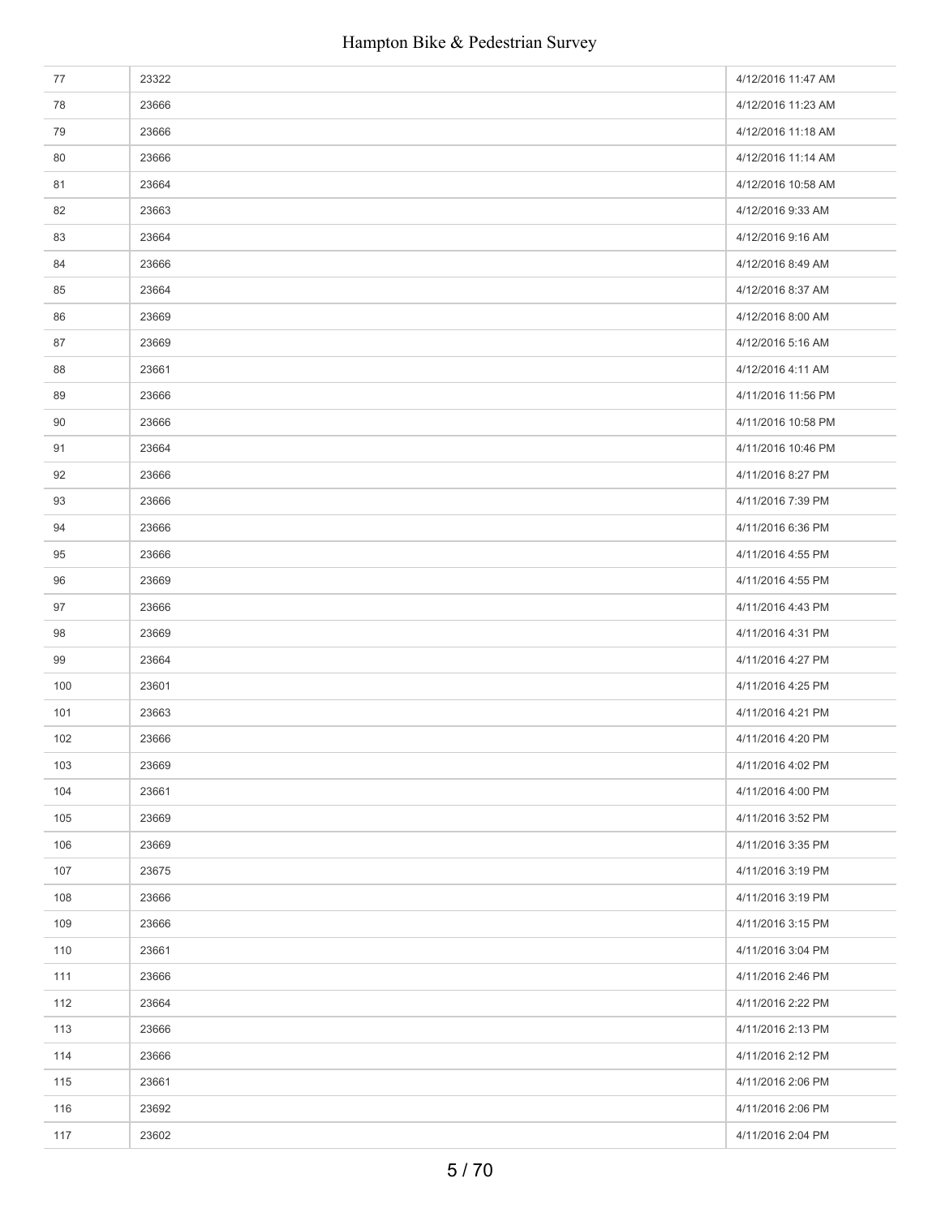| | | |
|---|---|---|
| 77 | 23322 | 4/12/2016 11:47 AM |
| 78 | 23666 | 4/12/2016 11:23 AM |
| 79 | 23666 | 4/12/2016 11:18 AM |
| 80 | 23666 | 4/12/2016 11:14 AM |
| 81 | 23664 | 4/12/2016 10:58 AM |
| 82 | 23663 | 4/12/2016 9:33 AM |
| 83 | 23664 | 4/12/2016 9:16 AM |
| 84 | 23666 | 4/12/2016 8:49 AM |
| 85 | 23664 | 4/12/2016 8:37 AM |
| 86 | 23669 | 4/12/2016 8:00 AM |
| 87 | 23669 | 4/12/2016 5:16 AM |
| 88 | 23661 | 4/12/2016 4:11 AM |
| 89 | 23666 | 4/11/2016 11:56 PM |
| 90 | 23666 | 4/11/2016 10:58 PM |
| 91 | 23664 | 4/11/2016 10:46 PM |
| 92 | 23666 | 4/11/2016 8:27 PM |
| 93 | 23666 | 4/11/2016 7:39 PM |
| 94 | 23666 | 4/11/2016 6:36 PM |
| 95 | 23666 | 4/11/2016 4:55 PM |
| 96 | 23669 | 4/11/2016 4:55 PM |
| 97 | 23666 | 4/11/2016 4:43 PM |
| 98 | 23669 | 4/11/2016 4:31 PM |
| 99 | 23664 | 4/11/2016 4:27 PM |
| 100 | 23601 | 4/11/2016 4:25 PM |
| 101 | 23663 | 4/11/2016 4:21 PM |
| 102 | 23666 | 4/11/2016 4:20 PM |
| 103 | 23669 | 4/11/2016 4:02 PM |
| 104 | 23661 | 4/11/2016 4:00 PM |
| 105 | 23669 | 4/11/2016 3:52 PM |
| 106 | 23669 | 4/11/2016 3:35 PM |
| 107 | 23675 | 4/11/2016 3:19 PM |
| 108 | 23666 | 4/11/2016 3:19 PM |
| 109 | 23666 | 4/11/2016 3:15 PM |
| 110 | 23661 | 4/11/2016 3:04 PM |
| 111 | 23666 | 4/11/2016 2:46 PM |
| 112 | 23664 | 4/11/2016 2:22 PM |
| 113 | 23666 | 4/11/2016 2:13 PM |
| 114 | 23666 | 4/11/2016 2:12 PM |
| 115 | 23661 | 4/11/2016 2:06 PM |
| 116 | 23692 | 4/11/2016 2:06 PM |
| 117 | 23602 | 4/11/2016 2:04 PM |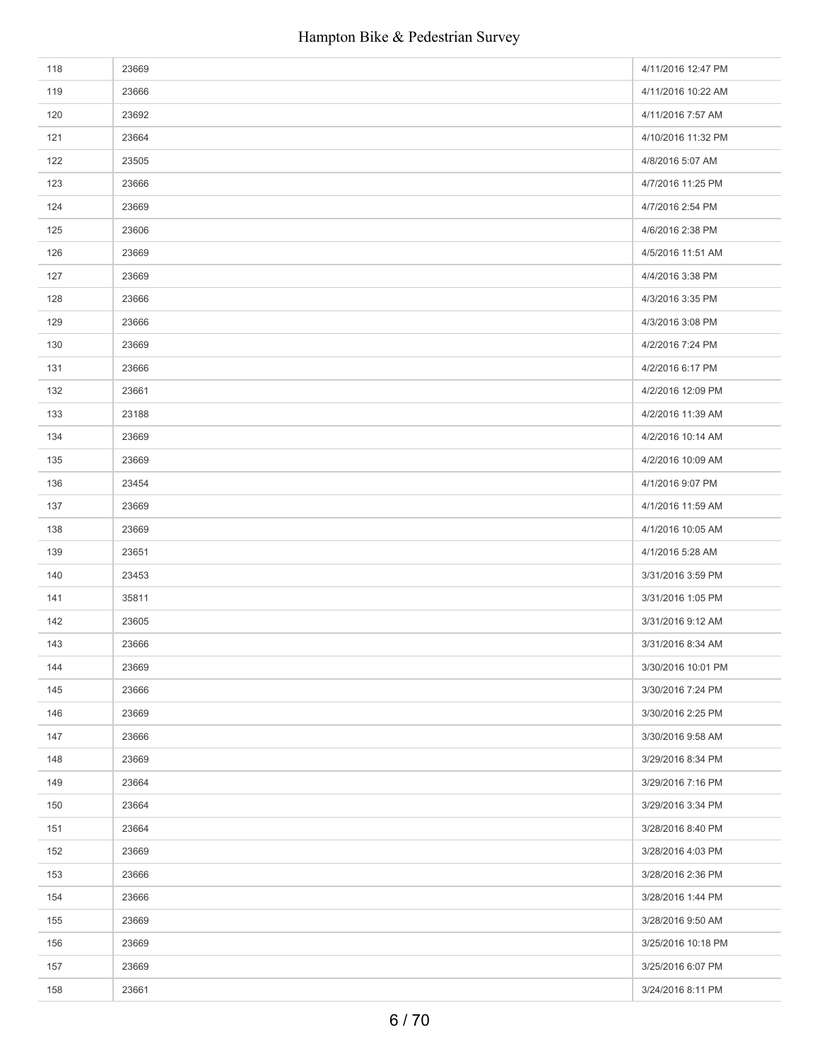| | | |
|---|---|---|
| 118 | 23669 | 4/11/2016 12:47 PM |
| 119 | 23666 | 4/11/2016 10:22 AM |
| 120 | 23692 | 4/11/2016 7:57 AM |
| 121 | 23664 | 4/10/2016 11:32 PM |
| 122 | 23505 | 4/8/2016 5:07 AM |
| 123 | 23666 | 4/7/2016 11:25 PM |
| 124 | 23669 | 4/7/2016 2:54 PM |
| 125 | 23606 | 4/6/2016 2:38 PM |
| 126 | 23669 | 4/5/2016 11:51 AM |
| 127 | 23669 | 4/4/2016 3:38 PM |
| 128 | 23666 | 4/3/2016 3:35 PM |
| 129 | 23666 | 4/3/2016 3:08 PM |
| 130 | 23669 | 4/2/2016 7:24 PM |
| 131 | 23666 | 4/2/2016 6:17 PM |
| 132 | 23661 | 4/2/2016 12:09 PM |
| 133 | 23188 | 4/2/2016 11:39 AM |
| 134 | 23669 | 4/2/2016 10:14 AM |
| 135 | 23669 | 4/2/2016 10:09 AM |
| 136 | 23454 | 4/1/2016 9:07 PM |
| 137 | 23669 | 4/1/2016 11:59 AM |
| 138 | 23669 | 4/1/2016 10:05 AM |
| 139 | 23651 | 4/1/2016 5:28 AM |
| 140 | 23453 | 3/31/2016 3:59 PM |
| 141 | 35811 | 3/31/2016 1:05 PM |
| 142 | 23605 | 3/31/2016 9:12 AM |
| 143 | 23666 | 3/31/2016 8:34 AM |
| 144 | 23669 | 3/30/2016 10:01 PM |
| 145 | 23666 | 3/30/2016 7:24 PM |
| 146 | 23669 | 3/30/2016 2:25 PM |
| 147 | 23666 | 3/30/2016 9:58 AM |
| 148 | 23669 | 3/29/2016 8:34 PM |
| 149 | 23664 | 3/29/2016 7:16 PM |
| 150 | 23664 | 3/29/2016 3:34 PM |
| 151 | 23664 | 3/28/2016 8:40 PM |
| 152 | 23669 | 3/28/2016 4:03 PM |
| 153 | 23666 | 3/28/2016 2:36 PM |
| 154 | 23666 | 3/28/2016 1:44 PM |
| 155 | 23669 | 3/28/2016 9:50 AM |
| 156 | 23669 | 3/25/2016 10:18 PM |
| 157 | 23669 | 3/25/2016 6:07 PM |
| 158 | 23661 | 3/24/2016 8:11 PM |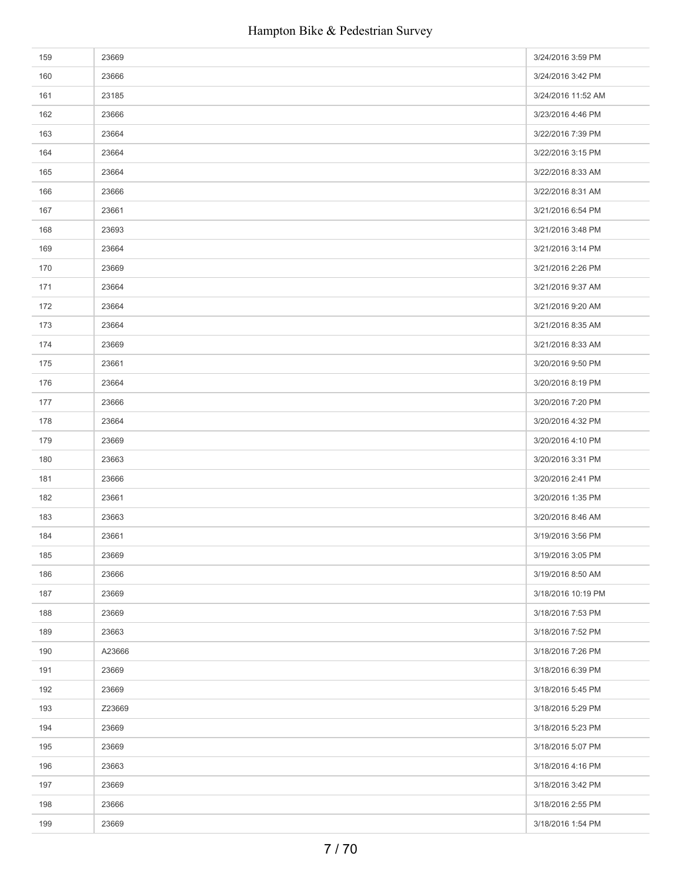| | | |
|---|---|---|
| 159 | 23669 | 3/24/2016 3:59 PM |
| 160 | 23666 | 3/24/2016 3:42 PM |
| 161 | 23185 | 3/24/2016 11:52 AM |
| 162 | 23666 | 3/23/2016 4:46 PM |
| 163 | 23664 | 3/22/2016 7:39 PM |
| 164 | 23664 | 3/22/2016 3:15 PM |
| 165 | 23664 | 3/22/2016 8:33 AM |
| 166 | 23666 | 3/22/2016 8:31 AM |
| 167 | 23661 | 3/21/2016 6:54 PM |
| 168 | 23693 | 3/21/2016 3:48 PM |
| 169 | 23664 | 3/21/2016 3:14 PM |
| 170 | 23669 | 3/21/2016 2:26 PM |
| 171 | 23664 | 3/21/2016 9:37 AM |
| 172 | 23664 | 3/21/2016 9:20 AM |
| 173 | 23664 | 3/21/2016 8:35 AM |
| 174 | 23669 | 3/21/2016 8:33 AM |
| 175 | 23661 | 3/20/2016 9:50 PM |
| 176 | 23664 | 3/20/2016 8:19 PM |
| 177 | 23666 | 3/20/2016 7:20 PM |
| 178 | 23664 | 3/20/2016 4:32 PM |
| 179 | 23669 | 3/20/2016 4:10 PM |
| 180 | 23663 | 3/20/2016 3:31 PM |
| 181 | 23666 | 3/20/2016 2:41 PM |
| 182 | 23661 | 3/20/2016 1:35 PM |
| 183 | 23663 | 3/20/2016 8:46 AM |
| 184 | 23661 | 3/19/2016 3:56 PM |
| 185 | 23669 | 3/19/2016 3:05 PM |
| 186 | 23666 | 3/19/2016 8:50 AM |
| 187 | 23669 | 3/18/2016 10:19 PM |
| 188 | 23669 | 3/18/2016 7:53 PM |
| 189 | 23663 | 3/18/2016 7:52 PM |
| 190 | A23666 | 3/18/2016 7:26 PM |
| 191 | 23669 | 3/18/2016 6:39 PM |
| 192 | 23669 | 3/18/2016 5:45 PM |
| 193 | Z23669 | 3/18/2016 5:29 PM |
| 194 | 23669 | 3/18/2016 5:23 PM |
| 195 | 23669 | 3/18/2016 5:07 PM |
| 196 | 23663 | 3/18/2016 4:16 PM |
| 197 | 23669 | 3/18/2016 3:42 PM |
| 198 | 23666 | 3/18/2016 2:55 PM |
| 199 | 23669 | 3/18/2016 1:54 PM |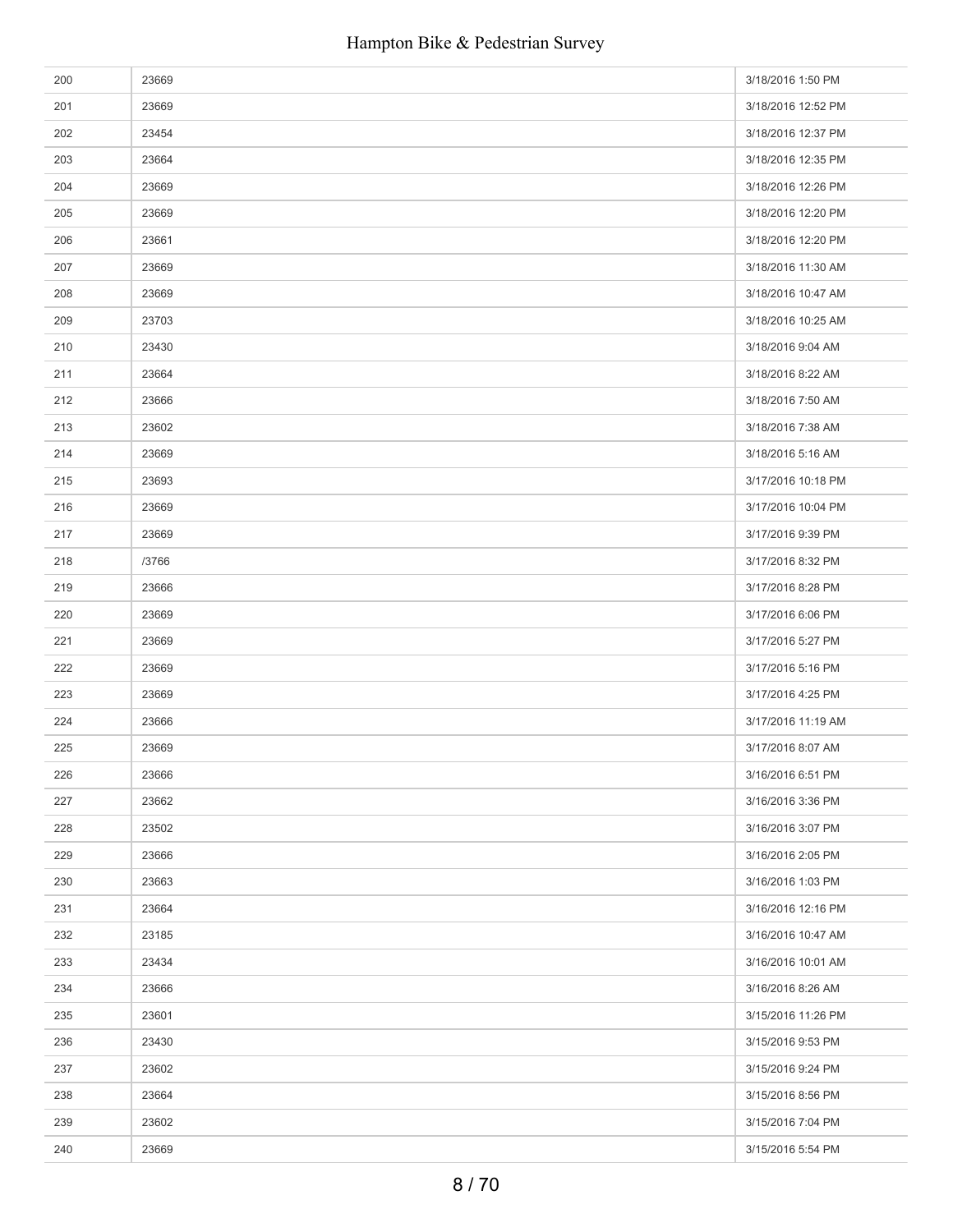| | | |
|---|---|---|
| 200 | 23669 | 3/18/2016 1:50 PM |
| 201 | 23669 | 3/18/2016 12:52 PM |
| 202 | 23454 | 3/18/2016 12:37 PM |
| 203 | 23664 | 3/18/2016 12:35 PM |
| 204 | 23669 | 3/18/2016 12:26 PM |
| 205 | 23669 | 3/18/2016 12:20 PM |
| 206 | 23661 | 3/18/2016 12:20 PM |
| 207 | 23669 | 3/18/2016 11:30 AM |
| 208 | 23669 | 3/18/2016 10:47 AM |
| 209 | 23703 | 3/18/2016 10:25 AM |
| 210 | 23430 | 3/18/2016 9:04 AM |
| 211 | 23664 | 3/18/2016 8:22 AM |
| 212 | 23666 | 3/18/2016 7:50 AM |
| 213 | 23602 | 3/18/2016 7:38 AM |
| 214 | 23669 | 3/18/2016 5:16 AM |
| 215 | 23693 | 3/17/2016 10:18 PM |
| 216 | 23669 | 3/17/2016 10:04 PM |
| 217 | 23669 | 3/17/2016 9:39 PM |
| 218 | /3766 | 3/17/2016 8:32 PM |
| 219 | 23666 | 3/17/2016 8:28 PM |
| 220 | 23669 | 3/17/2016 6:06 PM |
| 221 | 23669 | 3/17/2016 5:27 PM |
| 222 | 23669 | 3/17/2016 5:16 PM |
| 223 | 23669 | 3/17/2016 4:25 PM |
| 224 | 23666 | 3/17/2016 11:19 AM |
| 225 | 23669 | 3/17/2016 8:07 AM |
| 226 | 23666 | 3/16/2016 6:51 PM |
| 227 | 23662 | 3/16/2016 3:36 PM |
| 228 | 23502 | 3/16/2016 3:07 PM |
| 229 | 23666 | 3/16/2016 2:05 PM |
| 230 | 23663 | 3/16/2016 1:03 PM |
| 231 | 23664 | 3/16/2016 12:16 PM |
| 232 | 23185 | 3/16/2016 10:47 AM |
| 233 | 23434 | 3/16/2016 10:01 AM |
| 234 | 23666 | 3/16/2016 8:26 AM |
| 235 | 23601 | 3/15/2016 11:26 PM |
| 236 | 23430 | 3/15/2016 9:53 PM |
| 237 | 23602 | 3/15/2016 9:24 PM |
| 238 | 23664 | 3/15/2016 8:56 PM |
| 239 | 23602 | 3/15/2016 7:04 PM |
| 240 | 23669 | 3/15/2016 5:54 PM |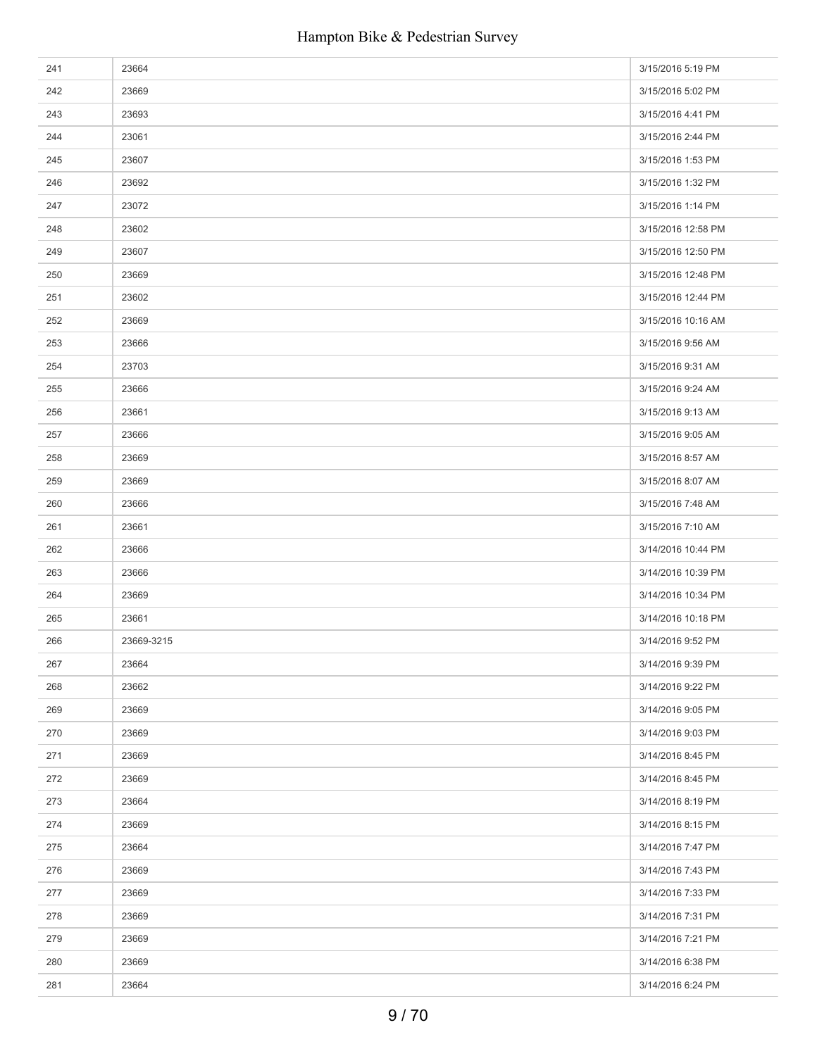| | | |
|---|---|---|
| 241 | 23664 | 3/15/2016 5:19 PM |
| 242 | 23669 | 3/15/2016 5:02 PM |
| 243 | 23693 | 3/15/2016 4:41 PM |
| 244 | 23061 | 3/15/2016 2:44 PM |
| 245 | 23607 | 3/15/2016 1:53 PM |
| 246 | 23692 | 3/15/2016 1:32 PM |
| 247 | 23072 | 3/15/2016 1:14 PM |
| 248 | 23602 | 3/15/2016 12:58 PM |
| 249 | 23607 | 3/15/2016 12:50 PM |
| 250 | 23669 | 3/15/2016 12:48 PM |
| 251 | 23602 | 3/15/2016 12:44 PM |
| 252 | 23669 | 3/15/2016 10:16 AM |
| 253 | 23666 | 3/15/2016 9:56 AM |
| 254 | 23703 | 3/15/2016 9:31 AM |
| 255 | 23666 | 3/15/2016 9:24 AM |
| 256 | 23661 | 3/15/2016 9:13 AM |
| 257 | 23666 | 3/15/2016 9:05 AM |
| 258 | 23669 | 3/15/2016 8:57 AM |
| 259 | 23669 | 3/15/2016 8:07 AM |
| 260 | 23666 | 3/15/2016 7:48 AM |
| 261 | 23661 | 3/15/2016 7:10 AM |
| 262 | 23666 | 3/14/2016 10:44 PM |
| 263 | 23666 | 3/14/2016 10:39 PM |
| 264 | 23669 | 3/14/2016 10:34 PM |
| 265 | 23661 | 3/14/2016 10:18 PM |
| 266 | 23669-3215 | 3/14/2016 9:52 PM |
| 267 | 23664 | 3/14/2016 9:39 PM |
| 268 | 23662 | 3/14/2016 9:22 PM |
| 269 | 23669 | 3/14/2016 9:05 PM |
| 270 | 23669 | 3/14/2016 9:03 PM |
| 271 | 23669 | 3/14/2016 8:45 PM |
| 272 | 23669 | 3/14/2016 8:45 PM |
| 273 | 23664 | 3/14/2016 8:19 PM |
| 274 | 23669 | 3/14/2016 8:15 PM |
| 275 | 23664 | 3/14/2016 7:47 PM |
| 276 | 23669 | 3/14/2016 7:43 PM |
| 277 | 23669 | 3/14/2016 7:33 PM |
| 278 | 23669 | 3/14/2016 7:31 PM |
| 279 | 23669 | 3/14/2016 7:21 PM |
| 280 | 23669 | 3/14/2016 6:38 PM |
| 281 | 23664 | 3/14/2016 6:24 PM |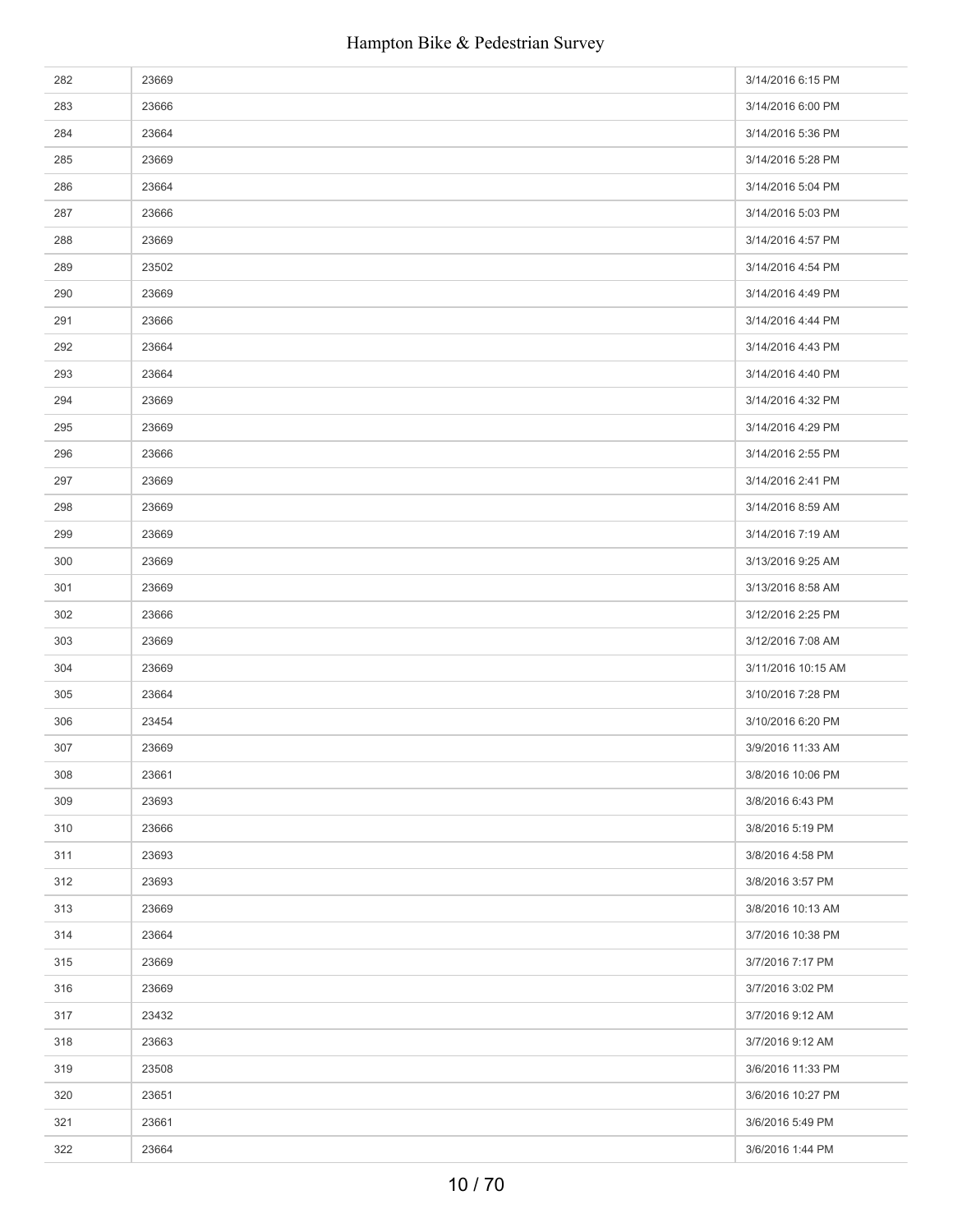| | | |
|---|---|---|
| 282 | 23669 | 3/14/2016 6:15 PM |
| 283 | 23666 | 3/14/2016 6:00 PM |
| 284 | 23664 | 3/14/2016 5:36 PM |
| 285 | 23669 | 3/14/2016 5:28 PM |
| 286 | 23664 | 3/14/2016 5:04 PM |
| 287 | 23666 | 3/14/2016 5:03 PM |
| 288 | 23669 | 3/14/2016 4:57 PM |
| 289 | 23502 | 3/14/2016 4:54 PM |
| 290 | 23669 | 3/14/2016 4:49 PM |
| 291 | 23666 | 3/14/2016 4:44 PM |
| 292 | 23664 | 3/14/2016 4:43 PM |
| 293 | 23664 | 3/14/2016 4:40 PM |
| 294 | 23669 | 3/14/2016 4:32 PM |
| 295 | 23669 | 3/14/2016 4:29 PM |
| 296 | 23666 | 3/14/2016 2:55 PM |
| 297 | 23669 | 3/14/2016 2:41 PM |
| 298 | 23669 | 3/14/2016 8:59 AM |
| 299 | 23669 | 3/14/2016 7:19 AM |
| 300 | 23669 | 3/13/2016 9:25 AM |
| 301 | 23669 | 3/13/2016 8:58 AM |
| 302 | 23666 | 3/12/2016 2:25 PM |
| 303 | 23669 | 3/12/2016 7:08 AM |
| 304 | 23669 | 3/11/2016 10:15 AM |
| 305 | 23664 | 3/10/2016 7:28 PM |
| 306 | 23454 | 3/10/2016 6:20 PM |
| 307 | 23669 | 3/9/2016 11:33 AM |
| 308 | 23661 | 3/8/2016 10:06 PM |
| 309 | 23693 | 3/8/2016 6:43 PM |
| 310 | 23666 | 3/8/2016 5:19 PM |
| 311 | 23693 | 3/8/2016 4:58 PM |
| 312 | 23693 | 3/8/2016 3:57 PM |
| 313 | 23669 | 3/8/2016 10:13 AM |
| 314 | 23664 | 3/7/2016 10:38 PM |
| 315 | 23669 | 3/7/2016 7:17 PM |
| 316 | 23669 | 3/7/2016 3:02 PM |
| 317 | 23432 | 3/7/2016 9:12 AM |
| 318 | 23663 | 3/7/2016 9:12 AM |
| 319 | 23508 | 3/6/2016 11:33 PM |
| 320 | 23651 | 3/6/2016 10:27 PM |
| 321 | 23661 | 3/6/2016 5:49 PM |
| 322 | 23664 | 3/6/2016 1:44 PM |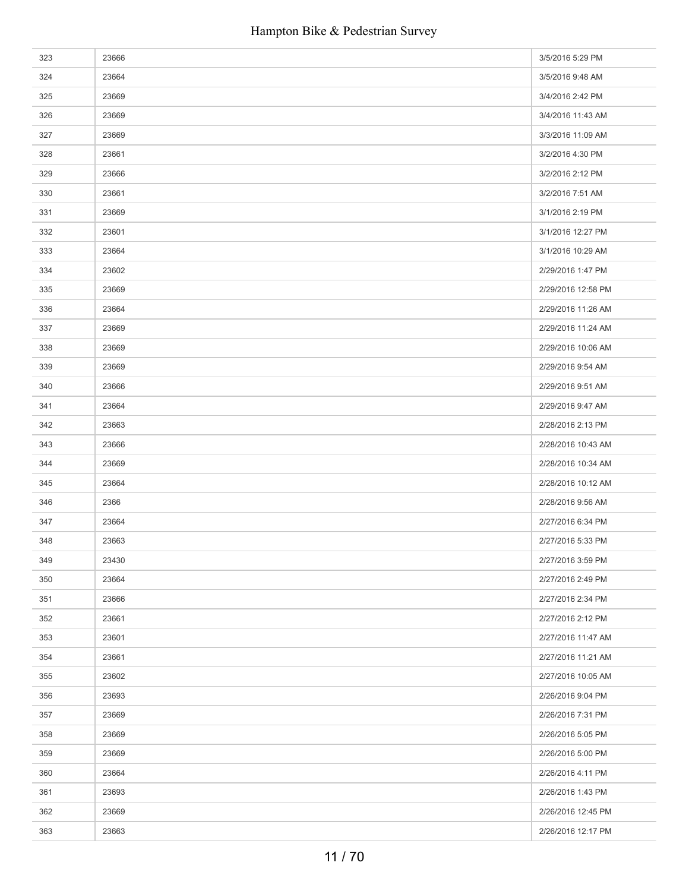| | | |
|---|---|---|
| 323 | 23666 | 3/5/2016 5:29 PM |
| 324 | 23664 | 3/5/2016 9:48 AM |
| 325 | 23669 | 3/4/2016 2:42 PM |
| 326 | 23669 | 3/4/2016 11:43 AM |
| 327 | 23669 | 3/3/2016 11:09 AM |
| 328 | 23661 | 3/2/2016 4:30 PM |
| 329 | 23666 | 3/2/2016 2:12 PM |
| 330 | 23661 | 3/2/2016 7:51 AM |
| 331 | 23669 | 3/1/2016 2:19 PM |
| 332 | 23601 | 3/1/2016 12:27 PM |
| 333 | 23664 | 3/1/2016 10:29 AM |
| 334 | 23602 | 2/29/2016 1:47 PM |
| 335 | 23669 | 2/29/2016 12:58 PM |
| 336 | 23664 | 2/29/2016 11:26 AM |
| 337 | 23669 | 2/29/2016 11:24 AM |
| 338 | 23669 | 2/29/2016 10:06 AM |
| 339 | 23669 | 2/29/2016 9:54 AM |
| 340 | 23666 | 2/29/2016 9:51 AM |
| 341 | 23664 | 2/29/2016 9:47 AM |
| 342 | 23663 | 2/28/2016 2:13 PM |
| 343 | 23666 | 2/28/2016 10:43 AM |
| 344 | 23669 | 2/28/2016 10:34 AM |
| 345 | 23664 | 2/28/2016 10:12 AM |
| 346 | 2366 | 2/28/2016 9:56 AM |
| 347 | 23664 | 2/27/2016 6:34 PM |
| 348 | 23663 | 2/27/2016 5:33 PM |
| 349 | 23430 | 2/27/2016 3:59 PM |
| 350 | 23664 | 2/27/2016 2:49 PM |
| 351 | 23666 | 2/27/2016 2:34 PM |
| 352 | 23661 | 2/27/2016 2:12 PM |
| 353 | 23601 | 2/27/2016 11:47 AM |
| 354 | 23661 | 2/27/2016 11:21 AM |
| 355 | 23602 | 2/27/2016 10:05 AM |
| 356 | 23693 | 2/26/2016 9:04 PM |
| 357 | 23669 | 2/26/2016 7:31 PM |
| 358 | 23669 | 2/26/2016 5:05 PM |
| 359 | 23669 | 2/26/2016 5:00 PM |
| 360 | 23664 | 2/26/2016 4:11 PM |
| 361 | 23693 | 2/26/2016 1:43 PM |
| 362 | 23669 | 2/26/2016 12:45 PM |
| 363 | 23663 | 2/26/2016 12:17 PM |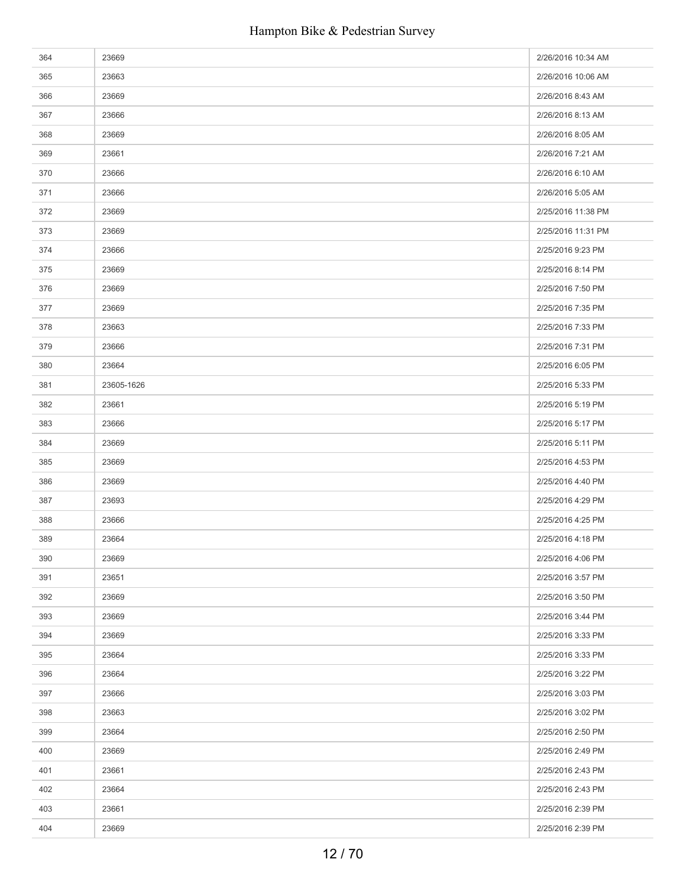| | | |
|---|---|---|
| 364 | 23669 | 2/26/2016 10:34 AM |
| 365 | 23663 | 2/26/2016 10:06 AM |
| 366 | 23669 | 2/26/2016 8:43 AM |
| 367 | 23666 | 2/26/2016 8:13 AM |
| 368 | 23669 | 2/26/2016 8:05 AM |
| 369 | 23661 | 2/26/2016 7:21 AM |
| 370 | 23666 | 2/26/2016 6:10 AM |
| 371 | 23666 | 2/26/2016 5:05 AM |
| 372 | 23669 | 2/25/2016 11:38 PM |
| 373 | 23669 | 2/25/2016 11:31 PM |
| 374 | 23666 | 2/25/2016 9:23 PM |
| 375 | 23669 | 2/25/2016 8:14 PM |
| 376 | 23669 | 2/25/2016 7:50 PM |
| 377 | 23669 | 2/25/2016 7:35 PM |
| 378 | 23663 | 2/25/2016 7:33 PM |
| 379 | 23666 | 2/25/2016 7:31 PM |
| 380 | 23664 | 2/25/2016 6:05 PM |
| 381 | 23605-1626 | 2/25/2016 5:33 PM |
| 382 | 23661 | 2/25/2016 5:19 PM |
| 383 | 23666 | 2/25/2016 5:17 PM |
| 384 | 23669 | 2/25/2016 5:11 PM |
| 385 | 23669 | 2/25/2016 4:53 PM |
| 386 | 23669 | 2/25/2016 4:40 PM |
| 387 | 23693 | 2/25/2016 4:29 PM |
| 388 | 23666 | 2/25/2016 4:25 PM |
| 389 | 23664 | 2/25/2016 4:18 PM |
| 390 | 23669 | 2/25/2016 4:06 PM |
| 391 | 23651 | 2/25/2016 3:57 PM |
| 392 | 23669 | 2/25/2016 3:50 PM |
| 393 | 23669 | 2/25/2016 3:44 PM |
| 394 | 23669 | 2/25/2016 3:33 PM |
| 395 | 23664 | 2/25/2016 3:33 PM |
| 396 | 23664 | 2/25/2016 3:22 PM |
| 397 | 23666 | 2/25/2016 3:03 PM |
| 398 | 23663 | 2/25/2016 3:02 PM |
| 399 | 23664 | 2/25/2016 2:50 PM |
| 400 | 23669 | 2/25/2016 2:49 PM |
| 401 | 23661 | 2/25/2016 2:43 PM |
| 402 | 23664 | 2/25/2016 2:43 PM |
| 403 | 23661 | 2/25/2016 2:39 PM |
| 404 | 23669 | 2/25/2016 2:39 PM |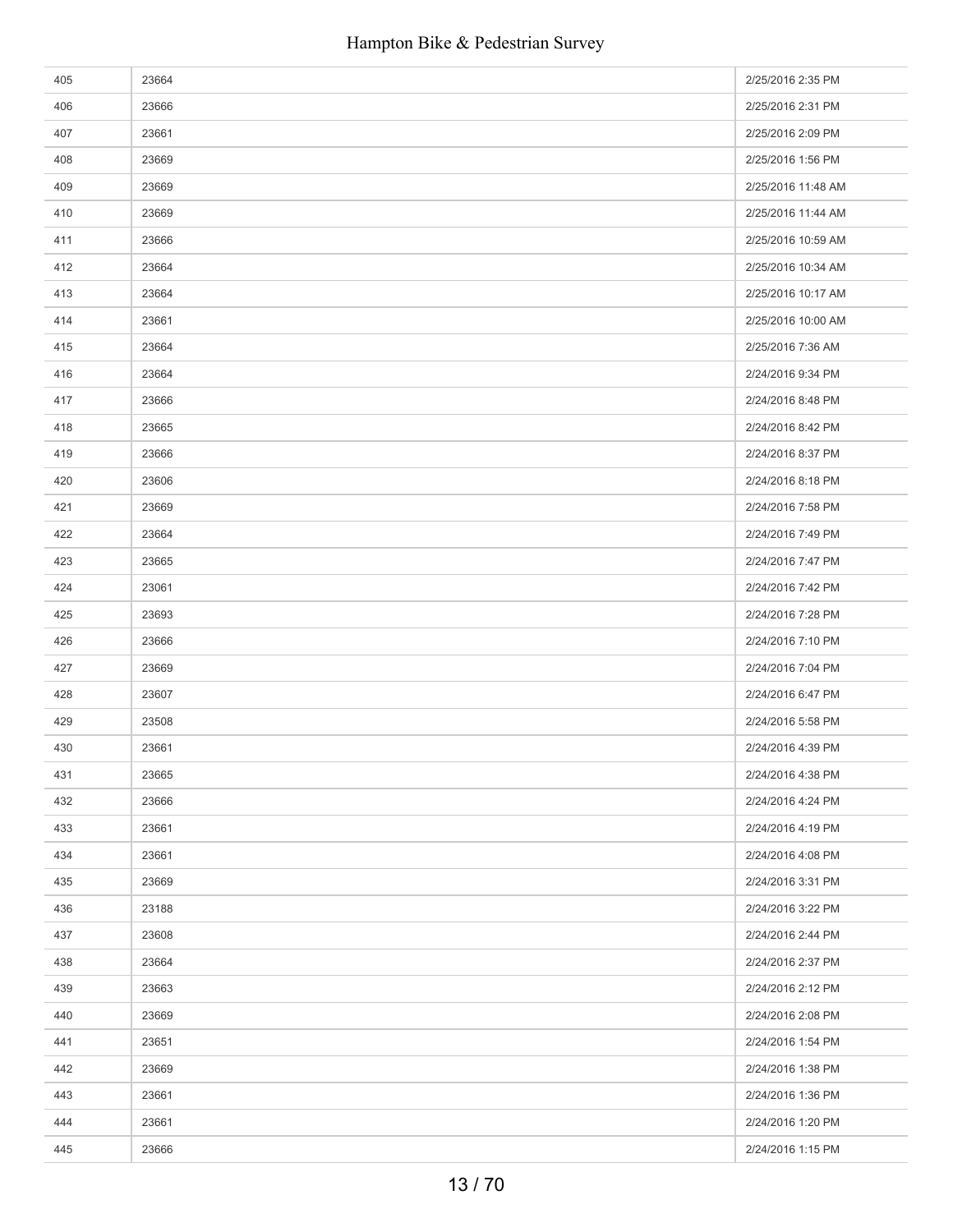| | | |
|---|---|---|
| 405 | 23664 | 2/25/2016 2:35 PM |
| 406 | 23666 | 2/25/2016 2:31 PM |
| 407 | 23661 | 2/25/2016 2:09 PM |
| 408 | 23669 | 2/25/2016 1:56 PM |
| 409 | 23669 | 2/25/2016 11:48 AM |
| 410 | 23669 | 2/25/2016 11:44 AM |
| 411 | 23666 | 2/25/2016 10:59 AM |
| 412 | 23664 | 2/25/2016 10:34 AM |
| 413 | 23664 | 2/25/2016 10:17 AM |
| 414 | 23661 | 2/25/2016 10:00 AM |
| 415 | 23664 | 2/25/2016 7:36 AM |
| 416 | 23664 | 2/24/2016 9:34 PM |
| 417 | 23666 | 2/24/2016 8:48 PM |
| 418 | 23665 | 2/24/2016 8:42 PM |
| 419 | 23666 | 2/24/2016 8:37 PM |
| 420 | 23606 | 2/24/2016 8:18 PM |
| 421 | 23669 | 2/24/2016 7:58 PM |
| 422 | 23664 | 2/24/2016 7:49 PM |
| 423 | 23665 | 2/24/2016 7:47 PM |
| 424 | 23061 | 2/24/2016 7:42 PM |
| 425 | 23693 | 2/24/2016 7:28 PM |
| 426 | 23666 | 2/24/2016 7:10 PM |
| 427 | 23669 | 2/24/2016 7:04 PM |
| 428 | 23607 | 2/24/2016 6:47 PM |
| 429 | 23508 | 2/24/2016 5:58 PM |
| 430 | 23661 | 2/24/2016 4:39 PM |
| 431 | 23665 | 2/24/2016 4:38 PM |
| 432 | 23666 | 2/24/2016 4:24 PM |
| 433 | 23661 | 2/24/2016 4:19 PM |
| 434 | 23661 | 2/24/2016 4:08 PM |
| 435 | 23669 | 2/24/2016 3:31 PM |
| 436 | 23188 | 2/24/2016 3:22 PM |
| 437 | 23608 | 2/24/2016 2:44 PM |
| 438 | 23664 | 2/24/2016 2:37 PM |
| 439 | 23663 | 2/24/2016 2:12 PM |
| 440 | 23669 | 2/24/2016 2:08 PM |
| 441 | 23651 | 2/24/2016 1:54 PM |
| 442 | 23669 | 2/24/2016 1:38 PM |
| 443 | 23661 | 2/24/2016 1:36 PM |
| 444 | 23661 | 2/24/2016 1:20 PM |
| 445 | 23666 | 2/24/2016 1:15 PM |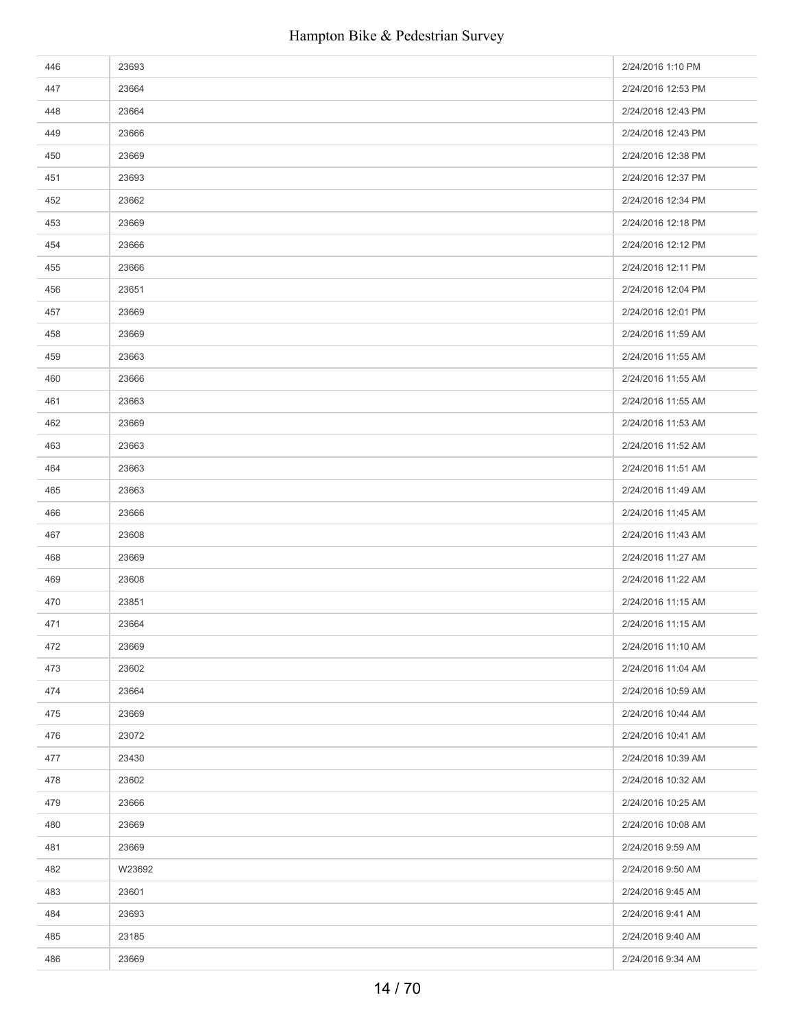| | | |
|---|---|---|
| 446 | 23693 | 2/24/2016 1:10 PM |
| 447 | 23664 | 2/24/2016 12:53 PM |
| 448 | 23664 | 2/24/2016 12:43 PM |
| 449 | 23666 | 2/24/2016 12:43 PM |
| 450 | 23669 | 2/24/2016 12:38 PM |
| 451 | 23693 | 2/24/2016 12:37 PM |
| 452 | 23662 | 2/24/2016 12:34 PM |
| 453 | 23669 | 2/24/2016 12:18 PM |
| 454 | 23666 | 2/24/2016 12:12 PM |
| 455 | 23666 | 2/24/2016 12:11 PM |
| 456 | 23651 | 2/24/2016 12:04 PM |
| 457 | 23669 | 2/24/2016 12:01 PM |
| 458 | 23669 | 2/24/2016 11:59 AM |
| 459 | 23663 | 2/24/2016 11:55 AM |
| 460 | 23666 | 2/24/2016 11:55 AM |
| 461 | 23663 | 2/24/2016 11:55 AM |
| 462 | 23669 | 2/24/2016 11:53 AM |
| 463 | 23663 | 2/24/2016 11:52 AM |
| 464 | 23663 | 2/24/2016 11:51 AM |
| 465 | 23663 | 2/24/2016 11:49 AM |
| 466 | 23666 | 2/24/2016 11:45 AM |
| 467 | 23608 | 2/24/2016 11:43 AM |
| 468 | 23669 | 2/24/2016 11:27 AM |
| 469 | 23608 | 2/24/2016 11:22 AM |
| 470 | 23851 | 2/24/2016 11:15 AM |
| 471 | 23664 | 2/24/2016 11:15 AM |
| 472 | 23669 | 2/24/2016 11:10 AM |
| 473 | 23602 | 2/24/2016 11:04 AM |
| 474 | 23664 | 2/24/2016 10:59 AM |
| 475 | 23669 | 2/24/2016 10:44 AM |
| 476 | 23072 | 2/24/2016 10:41 AM |
| 477 | 23430 | 2/24/2016 10:39 AM |
| 478 | 23602 | 2/24/2016 10:32 AM |
| 479 | 23666 | 2/24/2016 10:25 AM |
| 480 | 23669 | 2/24/2016 10:08 AM |
| 481 | 23669 | 2/24/2016 9:59 AM |
| 482 | W23692 | 2/24/2016 9:50 AM |
| 483 | 23601 | 2/24/2016 9:45 AM |
| 484 | 23693 | 2/24/2016 9:41 AM |
| 485 | 23185 | 2/24/2016 9:40 AM |
| 486 | 23669 | 2/24/2016 9:34 AM |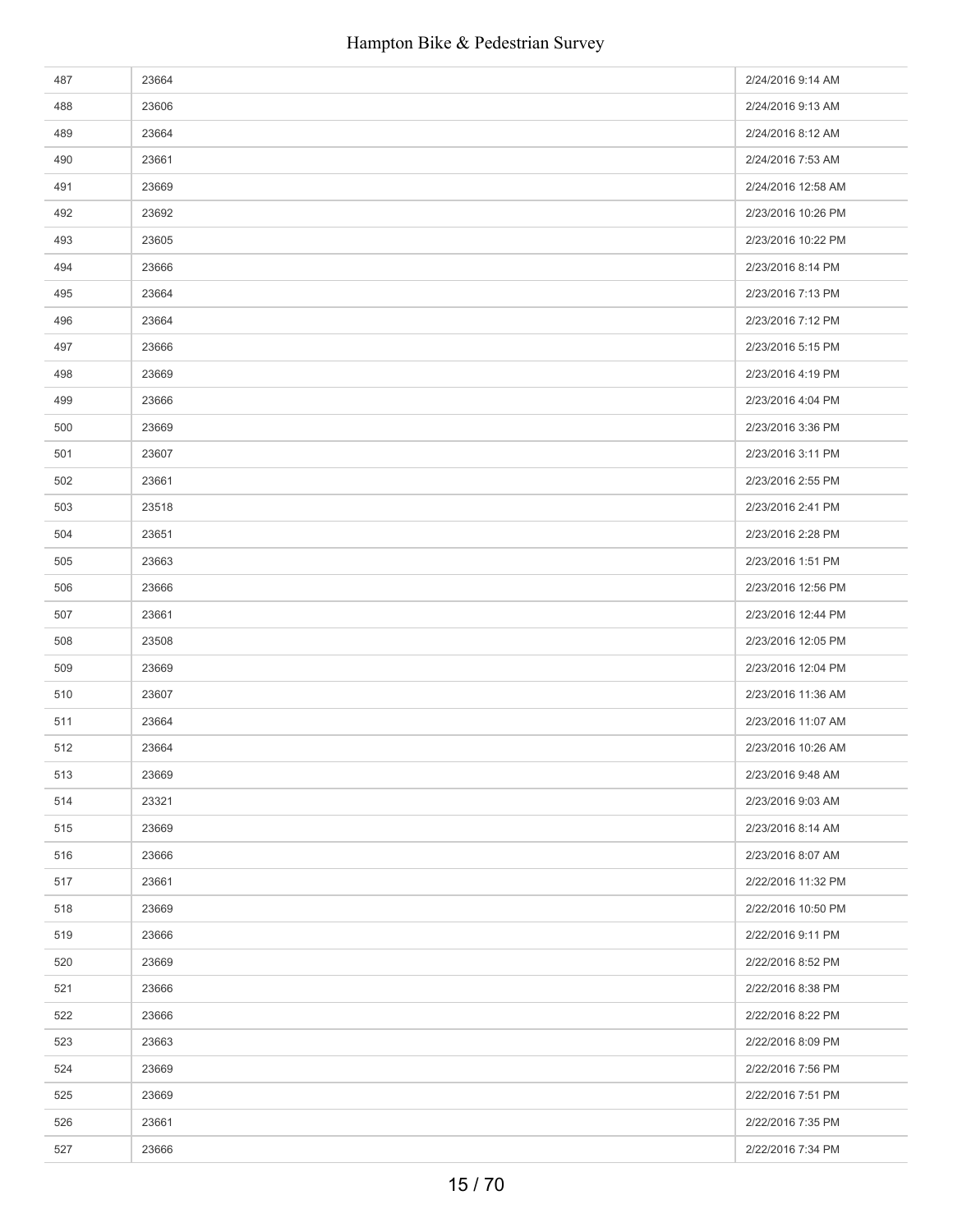| | | |
|---|---|---|
| 487 | 23664 | 2/24/2016 9:14 AM |
| 488 | 23606 | 2/24/2016 9:13 AM |
| 489 | 23664 | 2/24/2016 8:12 AM |
| 490 | 23661 | 2/24/2016 7:53 AM |
| 491 | 23669 | 2/24/2016 12:58 AM |
| 492 | 23692 | 2/23/2016 10:26 PM |
| 493 | 23605 | 2/23/2016 10:22 PM |
| 494 | 23666 | 2/23/2016 8:14 PM |
| 495 | 23664 | 2/23/2016 7:13 PM |
| 496 | 23664 | 2/23/2016 7:12 PM |
| 497 | 23666 | 2/23/2016 5:15 PM |
| 498 | 23669 | 2/23/2016 4:19 PM |
| 499 | 23666 | 2/23/2016 4:04 PM |
| 500 | 23669 | 2/23/2016 3:36 PM |
| 501 | 23607 | 2/23/2016 3:11 PM |
| 502 | 23661 | 2/23/2016 2:55 PM |
| 503 | 23518 | 2/23/2016 2:41 PM |
| 504 | 23651 | 2/23/2016 2:28 PM |
| 505 | 23663 | 2/23/2016 1:51 PM |
| 506 | 23666 | 2/23/2016 12:56 PM |
| 507 | 23661 | 2/23/2016 12:44 PM |
| 508 | 23508 | 2/23/2016 12:05 PM |
| 509 | 23669 | 2/23/2016 12:04 PM |
| 510 | 23607 | 2/23/2016 11:36 AM |
| 511 | 23664 | 2/23/2016 11:07 AM |
| 512 | 23664 | 2/23/2016 10:26 AM |
| 513 | 23669 | 2/23/2016 9:48 AM |
| 514 | 23321 | 2/23/2016 9:03 AM |
| 515 | 23669 | 2/23/2016 8:14 AM |
| 516 | 23666 | 2/23/2016 8:07 AM |
| 517 | 23661 | 2/22/2016 11:32 PM |
| 518 | 23669 | 2/22/2016 10:50 PM |
| 519 | 23666 | 2/22/2016 9:11 PM |
| 520 | 23669 | 2/22/2016 8:52 PM |
| 521 | 23666 | 2/22/2016 8:38 PM |
| 522 | 23666 | 2/22/2016 8:22 PM |
| 523 | 23663 | 2/22/2016 8:09 PM |
| 524 | 23669 | 2/22/2016 7:56 PM |
| 525 | 23669 | 2/22/2016 7:51 PM |
| 526 | 23661 | 2/22/2016 7:35 PM |
| 527 | 23666 | 2/22/2016 7:34 PM |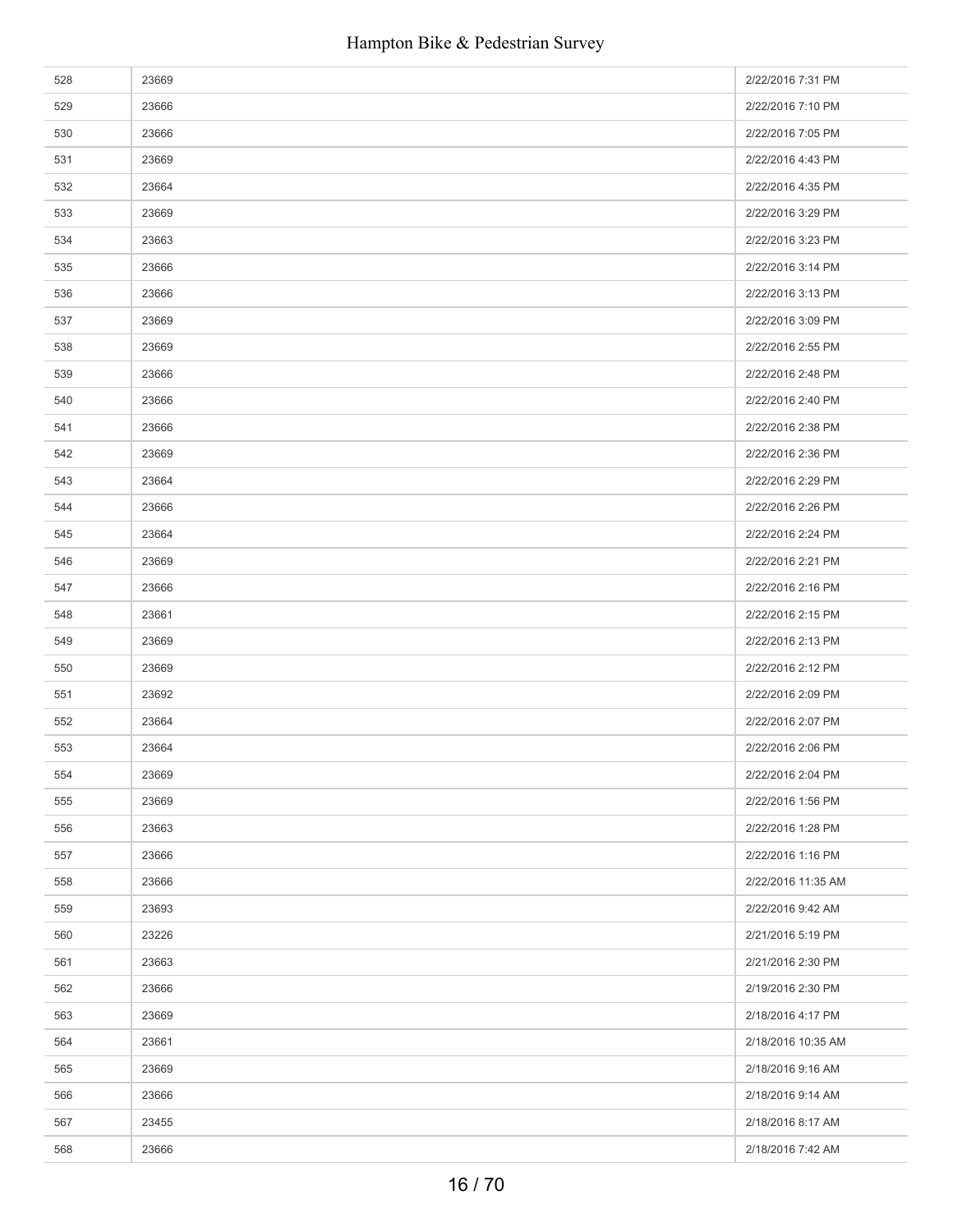| | | |
|---|---|---|
| 528 | 23669 | 2/22/2016 7:31 PM |
| 529 | 23666 | 2/22/2016 7:10 PM |
| 530 | 23666 | 2/22/2016 7:05 PM |
| 531 | 23669 | 2/22/2016 4:43 PM |
| 532 | 23664 | 2/22/2016 4:35 PM |
| 533 | 23669 | 2/22/2016 3:29 PM |
| 534 | 23663 | 2/22/2016 3:23 PM |
| 535 | 23666 | 2/22/2016 3:14 PM |
| 536 | 23666 | 2/22/2016 3:13 PM |
| 537 | 23669 | 2/22/2016 3:09 PM |
| 538 | 23669 | 2/22/2016 2:55 PM |
| 539 | 23666 | 2/22/2016 2:48 PM |
| 540 | 23666 | 2/22/2016 2:40 PM |
| 541 | 23666 | 2/22/2016 2:38 PM |
| 542 | 23669 | 2/22/2016 2:36 PM |
| 543 | 23664 | 2/22/2016 2:29 PM |
| 544 | 23666 | 2/22/2016 2:26 PM |
| 545 | 23664 | 2/22/2016 2:24 PM |
| 546 | 23669 | 2/22/2016 2:21 PM |
| 547 | 23666 | 2/22/2016 2:16 PM |
| 548 | 23661 | 2/22/2016 2:15 PM |
| 549 | 23669 | 2/22/2016 2:13 PM |
| 550 | 23669 | 2/22/2016 2:12 PM |
| 551 | 23692 | 2/22/2016 2:09 PM |
| 552 | 23664 | 2/22/2016 2:07 PM |
| 553 | 23664 | 2/22/2016 2:06 PM |
| 554 | 23669 | 2/22/2016 2:04 PM |
| 555 | 23669 | 2/22/2016 1:56 PM |
| 556 | 23663 | 2/22/2016 1:28 PM |
| 557 | 23666 | 2/22/2016 1:16 PM |
| 558 | 23666 | 2/22/2016 11:35 AM |
| 559 | 23693 | 2/22/2016 9:42 AM |
| 560 | 23226 | 2/21/2016 5:19 PM |
| 561 | 23663 | 2/21/2016 2:30 PM |
| 562 | 23666 | 2/19/2016 2:30 PM |
| 563 | 23669 | 2/18/2016 4:17 PM |
| 564 | 23661 | 2/18/2016 10:35 AM |
| 565 | 23669 | 2/18/2016 9:16 AM |
| 566 | 23666 | 2/18/2016 9:14 AM |
| 567 | 23455 | 2/18/2016 8:17 AM |
| 568 | 23666 | 2/18/2016 7:42 AM |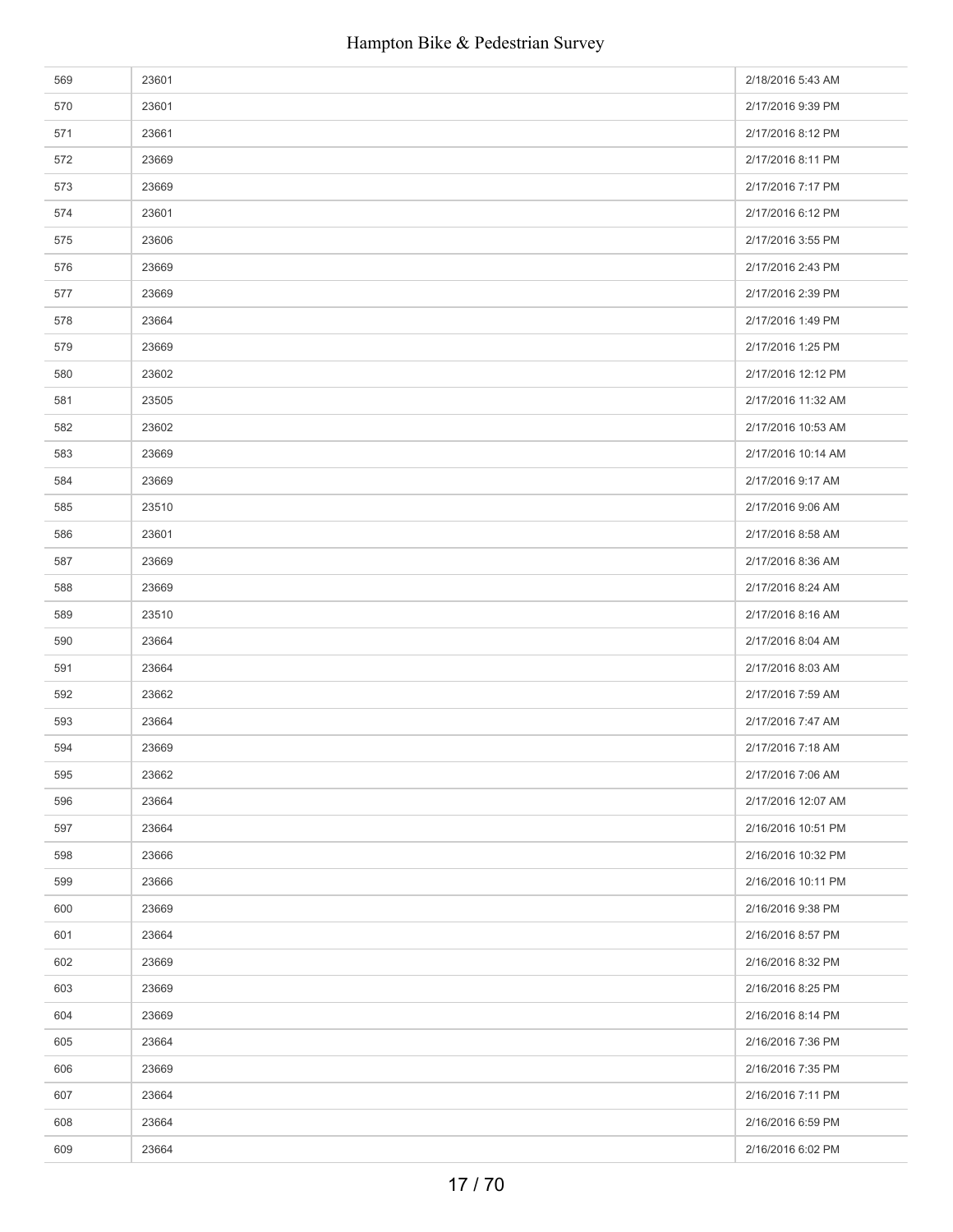| | | |
|---|---|---|
| 569 | 23601 | 2/18/2016 5:43 AM |
| 570 | 23601 | 2/17/2016 9:39 PM |
| 571 | 23661 | 2/17/2016 8:12 PM |
| 572 | 23669 | 2/17/2016 8:11 PM |
| 573 | 23669 | 2/17/2016 7:17 PM |
| 574 | 23601 | 2/17/2016 6:12 PM |
| 575 | 23606 | 2/17/2016 3:55 PM |
| 576 | 23669 | 2/17/2016 2:43 PM |
| 577 | 23669 | 2/17/2016 2:39 PM |
| 578 | 23664 | 2/17/2016 1:49 PM |
| 579 | 23669 | 2/17/2016 1:25 PM |
| 580 | 23602 | 2/17/2016 12:12 PM |
| 581 | 23505 | 2/17/2016 11:32 AM |
| 582 | 23602 | 2/17/2016 10:53 AM |
| 583 | 23669 | 2/17/2016 10:14 AM |
| 584 | 23669 | 2/17/2016 9:17 AM |
| 585 | 23510 | 2/17/2016 9:06 AM |
| 586 | 23601 | 2/17/2016 8:58 AM |
| 587 | 23669 | 2/17/2016 8:36 AM |
| 588 | 23669 | 2/17/2016 8:24 AM |
| 589 | 23510 | 2/17/2016 8:16 AM |
| 590 | 23664 | 2/17/2016 8:04 AM |
| 591 | 23664 | 2/17/2016 8:03 AM |
| 592 | 23662 | 2/17/2016 7:59 AM |
| 593 | 23664 | 2/17/2016 7:47 AM |
| 594 | 23669 | 2/17/2016 7:18 AM |
| 595 | 23662 | 2/17/2016 7:06 AM |
| 596 | 23664 | 2/17/2016 12:07 AM |
| 597 | 23664 | 2/16/2016 10:51 PM |
| 598 | 23666 | 2/16/2016 10:32 PM |
| 599 | 23666 | 2/16/2016 10:11 PM |
| 600 | 23669 | 2/16/2016 9:38 PM |
| 601 | 23664 | 2/16/2016 8:57 PM |
| 602 | 23669 | 2/16/2016 8:32 PM |
| 603 | 23669 | 2/16/2016 8:25 PM |
| 604 | 23669 | 2/16/2016 8:14 PM |
| 605 | 23664 | 2/16/2016 7:36 PM |
| 606 | 23669 | 2/16/2016 7:35 PM |
| 607 | 23664 | 2/16/2016 7:11 PM |
| 608 | 23664 | 2/16/2016 6:59 PM |
| 609 | 23664 | 2/16/2016 6:02 PM |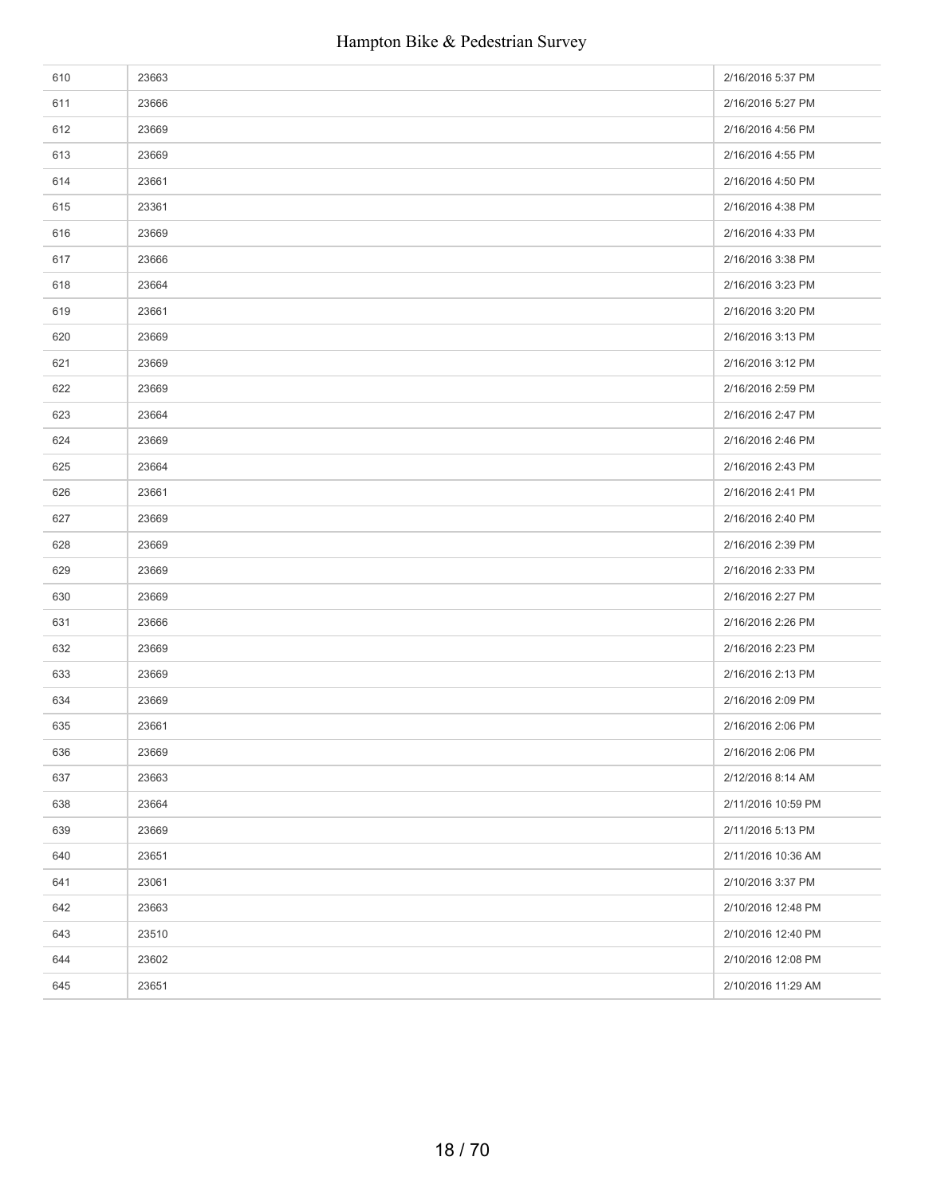| | | |
|---|---|---|
| 610 | 23663 | 2/16/2016 5:37 PM |
| 611 | 23666 | 2/16/2016 5:27 PM |
| 612 | 23669 | 2/16/2016 4:56 PM |
| 613 | 23669 | 2/16/2016 4:55 PM |
| 614 | 23661 | 2/16/2016 4:50 PM |
| 615 | 23361 | 2/16/2016 4:38 PM |
| 616 | 23669 | 2/16/2016 4:33 PM |
| 617 | 23666 | 2/16/2016 3:38 PM |
| 618 | 23664 | 2/16/2016 3:23 PM |
| 619 | 23661 | 2/16/2016 3:20 PM |
| 620 | 23669 | 2/16/2016 3:13 PM |
| 621 | 23669 | 2/16/2016 3:12 PM |
| 622 | 23669 | 2/16/2016 2:59 PM |
| 623 | 23664 | 2/16/2016 2:47 PM |
| 624 | 23669 | 2/16/2016 2:46 PM |
| 625 | 23664 | 2/16/2016 2:43 PM |
| 626 | 23661 | 2/16/2016 2:41 PM |
| 627 | 23669 | 2/16/2016 2:40 PM |
| 628 | 23669 | 2/16/2016 2:39 PM |
| 629 | 23669 | 2/16/2016 2:33 PM |
| 630 | 23669 | 2/16/2016 2:27 PM |
| 631 | 23666 | 2/16/2016 2:26 PM |
| 632 | 23669 | 2/16/2016 2:23 PM |
| 633 | 23669 | 2/16/2016 2:13 PM |
| 634 | 23669 | 2/16/2016 2:09 PM |
| 635 | 23661 | 2/16/2016 2:06 PM |
| 636 | 23669 | 2/16/2016 2:06 PM |
| 637 | 23663 | 2/12/2016 8:14 AM |
| 638 | 23664 | 2/11/2016 10:59 PM |
| 639 | 23669 | 2/11/2016 5:13 PM |
| 640 | 23651 | 2/11/2016 10:36 AM |
| 641 | 23061 | 2/10/2016 3:37 PM |
| 642 | 23663 | 2/10/2016 12:48 PM |
| 643 | 23510 | 2/10/2016 12:40 PM |
| 644 | 23602 | 2/10/2016 12:08 PM |
| 645 | 23651 | 2/10/2016 11:29 AM |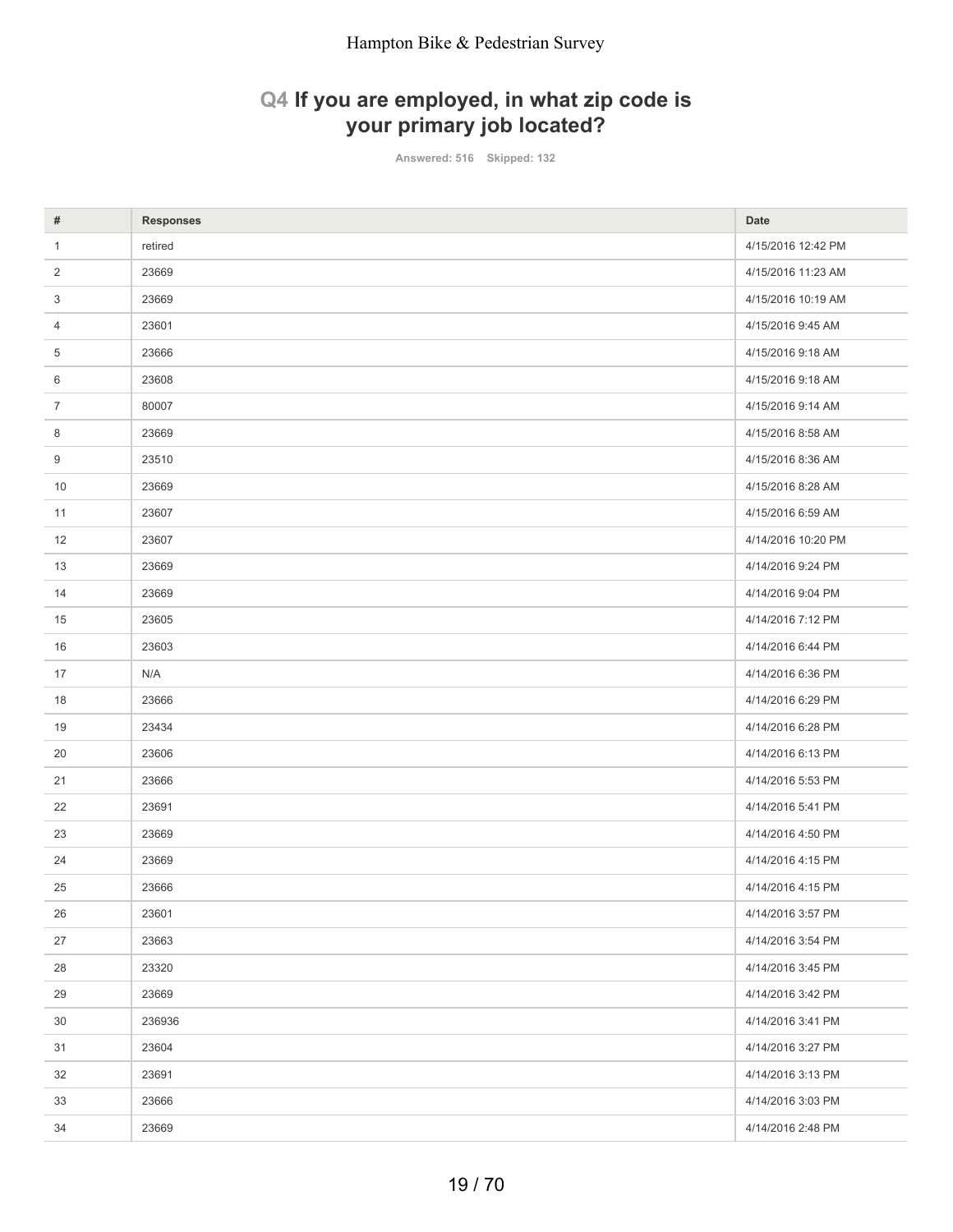## Q4 If you are employed, in what zip code is your primary job located?

Answered: 516 Skipped: 132

| # | Responses | Date |
|---|---|---|
| 1 | retired | 4/15/2016 12:42 PM |
| 2 | 23669 | 4/15/2016 11:23 AM |
| 3 | 23669 | 4/15/2016 10:19 AM |
| 4 | 23601 | 4/15/2016 9:45 AM |
| 5 | 23666 | 4/15/2016 9:18 AM |
| 6 | 23608 | 4/15/2016 9:18 AM |
| 7 | 80007 | 4/15/2016 9:14 AM |
| 8 | 23669 | 4/15/2016 8:58 AM |
| 9 | 23510 | 4/15/2016 8:36 AM |
| 10 | 23669 | 4/15/2016 8:28 AM |
| 11 | 23607 | 4/15/2016 6:59 AM |
| 12 | 23607 | 4/14/2016 10:20 PM |
| 13 | 23669 | 4/14/2016 9:24 PM |
| 14 | 23669 | 4/14/2016 9:04 PM |
| 15 | 23605 | 4/14/2016 7:12 PM |
| 16 | 23603 | 4/14/2016 6:44 PM |
| 17 | N/A | 4/14/2016 6:36 PM |
| 18 | 23666 | 4/14/2016 6:29 PM |
| 19 | 23434 | 4/14/2016 6:28 PM |
| 20 | 23606 | 4/14/2016 6:13 PM |
| 21 | 23666 | 4/14/2016 5:53 PM |
| 22 | 23691 | 4/14/2016 5:41 PM |
| 23 | 23669 | 4/14/2016 4:50 PM |
| 24 | 23669 | 4/14/2016 4:15 PM |
| 25 | 23666 | 4/14/2016 4:15 PM |
| 26 | 23601 | 4/14/2016 3:57 PM |
| 27 | 23663 | 4/14/2016 3:54 PM |
| 28 | 23320 | 4/14/2016 3:45 PM |
| 29 | 23669 | 4/14/2016 3:42 PM |
| 30 | 236936 | 4/14/2016 3:41 PM |
| 31 | 23604 | 4/14/2016 3:27 PM |
| 32 | 23691 | 4/14/2016 3:13 PM |
| 33 | 23666 | 4/14/2016 3:03 PM |
| 34 | 23669 | 4/14/2016 2:48 PM |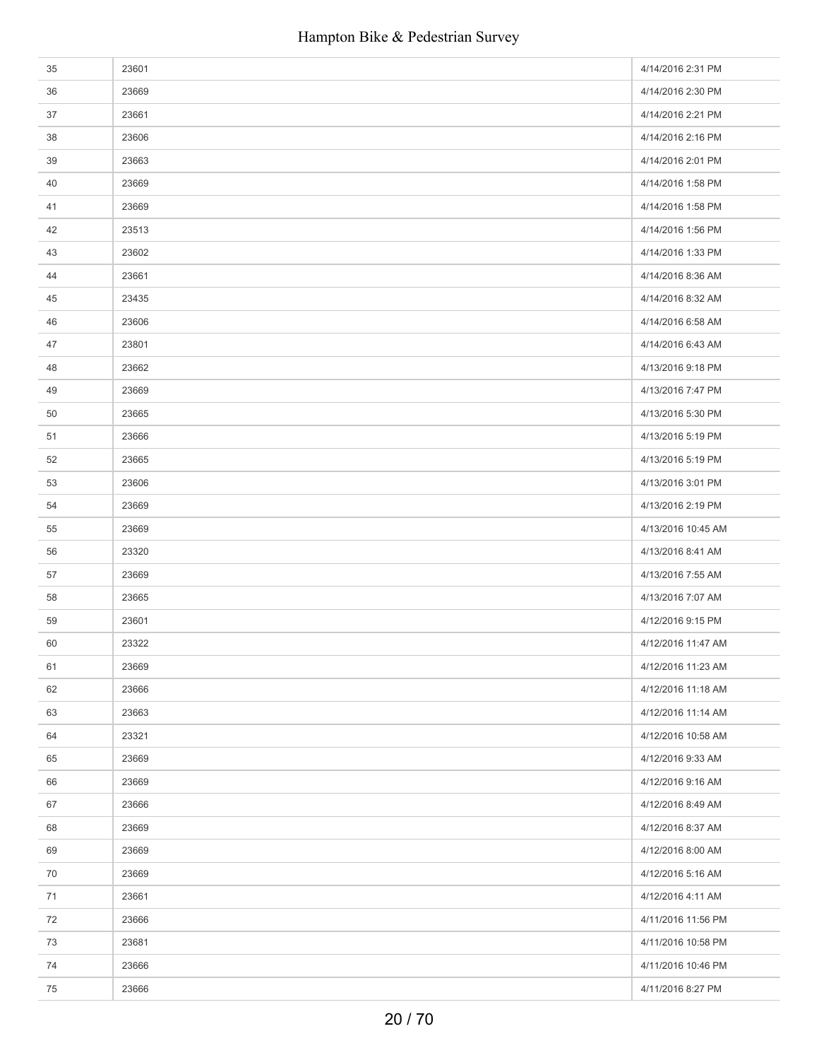| | | |
|---|---|---|
| 35 | 23601 | 4/14/2016 2:31 PM |
| 36 | 23669 | 4/14/2016 2:30 PM |
| 37 | 23661 | 4/14/2016 2:21 PM |
| 38 | 23606 | 4/14/2016 2:16 PM |
| 39 | 23663 | 4/14/2016 2:01 PM |
| 40 | 23669 | 4/14/2016 1:58 PM |
| 41 | 23669 | 4/14/2016 1:58 PM |
| 42 | 23513 | 4/14/2016 1:56 PM |
| 43 | 23602 | 4/14/2016 1:33 PM |
| 44 | 23661 | 4/14/2016 8:36 AM |
| 45 | 23435 | 4/14/2016 8:32 AM |
| 46 | 23606 | 4/14/2016 6:58 AM |
| 47 | 23801 | 4/14/2016 6:43 AM |
| 48 | 23662 | 4/13/2016 9:18 PM |
| 49 | 23669 | 4/13/2016 7:47 PM |
| 50 | 23665 | 4/13/2016 5:30 PM |
| 51 | 23666 | 4/13/2016 5:19 PM |
| 52 | 23665 | 4/13/2016 5:19 PM |
| 53 | 23606 | 4/13/2016 3:01 PM |
| 54 | 23669 | 4/13/2016 2:19 PM |
| 55 | 23669 | 4/13/2016 10:45 AM |
| 56 | 23320 | 4/13/2016 8:41 AM |
| 57 | 23669 | 4/13/2016 7:55 AM |
| 58 | 23665 | 4/13/2016 7:07 AM |
| 59 | 23601 | 4/12/2016 9:15 PM |
| 60 | 23322 | 4/12/2016 11:47 AM |
| 61 | 23669 | 4/12/2016 11:23 AM |
| 62 | 23666 | 4/12/2016 11:18 AM |
| 63 | 23663 | 4/12/2016 11:14 AM |
| 64 | 23321 | 4/12/2016 10:58 AM |
| 65 | 23669 | 4/12/2016 9:33 AM |
| 66 | 23669 | 4/12/2016 9:16 AM |
| 67 | 23666 | 4/12/2016 8:49 AM |
| 68 | 23669 | 4/12/2016 8:37 AM |
| 69 | 23669 | 4/12/2016 8:00 AM |
| 70 | 23669 | 4/12/2016 5:16 AM |
| 71 | 23661 | 4/12/2016 4:11 AM |
| 72 | 23666 | 4/11/2016 11:56 PM |
| 73 | 23681 | 4/11/2016 10:58 PM |
| 74 | 23666 | 4/11/2016 10:46 PM |
| 75 | 23666 | 4/11/2016 8:27 PM |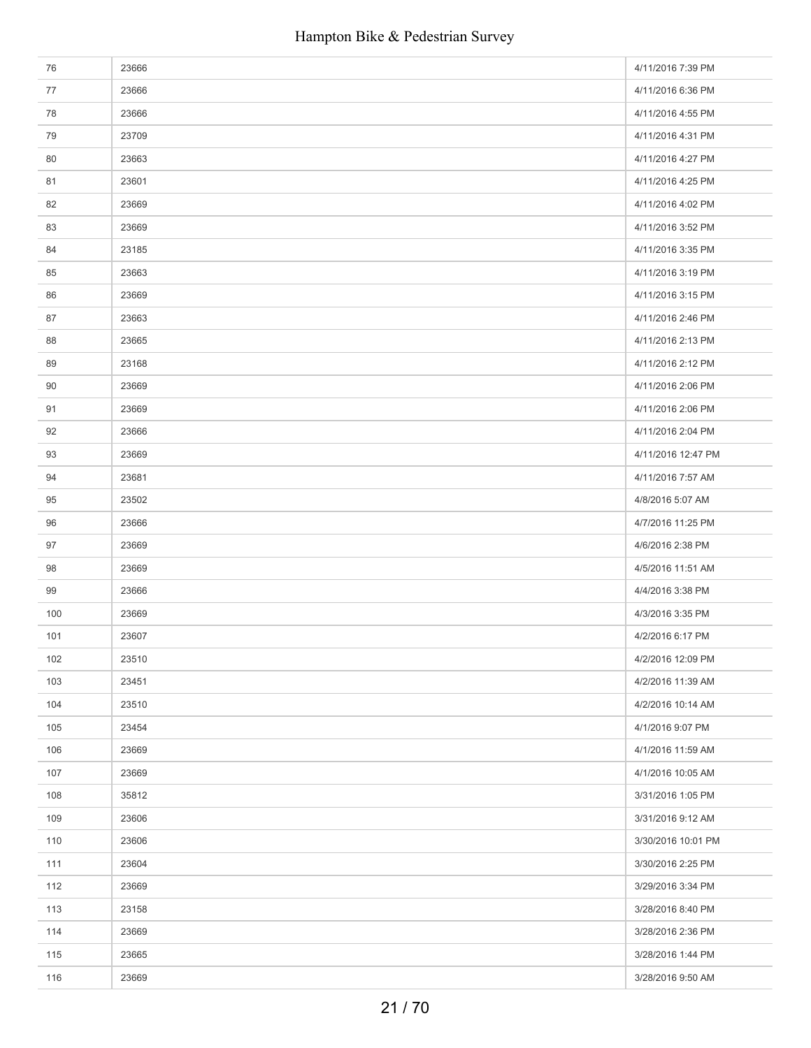| | | |
|---|---|---|
| 76 | 23666 | 4/11/2016 7:39 PM |
| 77 | 23666 | 4/11/2016 6:36 PM |
| 78 | 23666 | 4/11/2016 4:55 PM |
| 79 | 23709 | 4/11/2016 4:31 PM |
| 80 | 23663 | 4/11/2016 4:27 PM |
| 81 | 23601 | 4/11/2016 4:25 PM |
| 82 | 23669 | 4/11/2016 4:02 PM |
| 83 | 23669 | 4/11/2016 3:52 PM |
| 84 | 23185 | 4/11/2016 3:35 PM |
| 85 | 23663 | 4/11/2016 3:19 PM |
| 86 | 23669 | 4/11/2016 3:15 PM |
| 87 | 23663 | 4/11/2016 2:46 PM |
| 88 | 23665 | 4/11/2016 2:13 PM |
| 89 | 23168 | 4/11/2016 2:12 PM |
| 90 | 23669 | 4/11/2016 2:06 PM |
| 91 | 23669 | 4/11/2016 2:06 PM |
| 92 | 23666 | 4/11/2016 2:04 PM |
| 93 | 23669 | 4/11/2016 12:47 PM |
| 94 | 23681 | 4/11/2016 7:57 AM |
| 95 | 23502 | 4/8/2016 5:07 AM |
| 96 | 23666 | 4/7/2016 11:25 PM |
| 97 | 23669 | 4/6/2016 2:38 PM |
| 98 | 23669 | 4/5/2016 11:51 AM |
| 99 | 23666 | 4/4/2016 3:38 PM |
| 100 | 23669 | 4/3/2016 3:35 PM |
| 101 | 23607 | 4/2/2016 6:17 PM |
| 102 | 23510 | 4/2/2016 12:09 PM |
| 103 | 23451 | 4/2/2016 11:39 AM |
| 104 | 23510 | 4/2/2016 10:14 AM |
| 105 | 23454 | 4/1/2016 9:07 PM |
| 106 | 23669 | 4/1/2016 11:59 AM |
| 107 | 23669 | 4/1/2016 10:05 AM |
| 108 | 35812 | 3/31/2016 1:05 PM |
| 109 | 23606 | 3/31/2016 9:12 AM |
| 110 | 23606 | 3/30/2016 10:01 PM |
| 111 | 23604 | 3/30/2016 2:25 PM |
| 112 | 23669 | 3/29/2016 3:34 PM |
| 113 | 23158 | 3/28/2016 8:40 PM |
| 114 | 23669 | 3/28/2016 2:36 PM |
| 115 | 23665 | 3/28/2016 1:44 PM |
| 116 | 23669 | 3/28/2016 9:50 AM |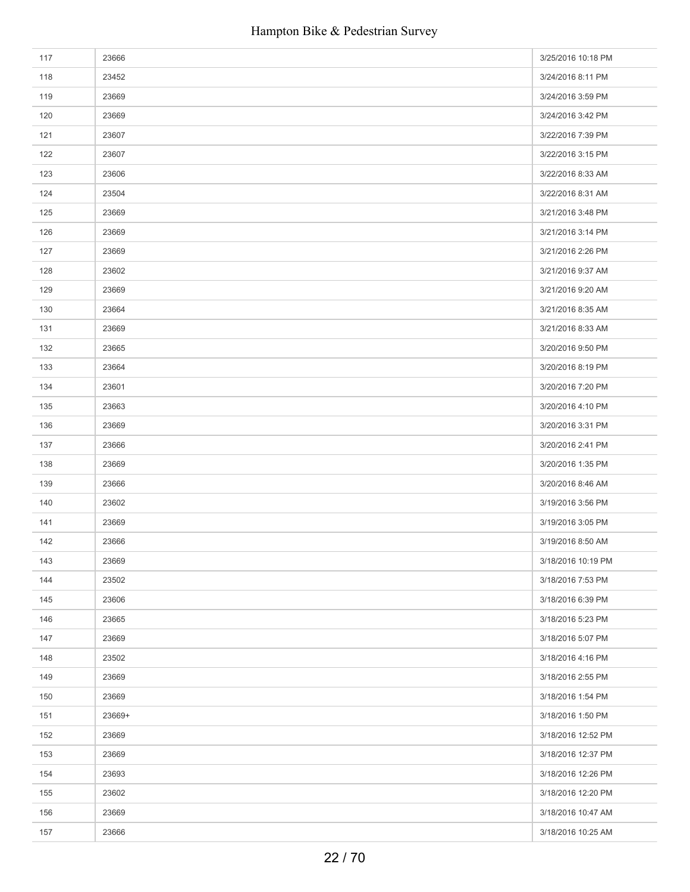| | | |
|---|---|---|
| 117 | 23666 | 3/25/2016 10:18 PM |
| 118 | 23452 | 3/24/2016 8:11 PM |
| 119 | 23669 | 3/24/2016 3:59 PM |
| 120 | 23669 | 3/24/2016 3:42 PM |
| 121 | 23607 | 3/22/2016 7:39 PM |
| 122 | 23607 | 3/22/2016 3:15 PM |
| 123 | 23606 | 3/22/2016 8:33 AM |
| 124 | 23504 | 3/22/2016 8:31 AM |
| 125 | 23669 | 3/21/2016 3:48 PM |
| 126 | 23669 | 3/21/2016 3:14 PM |
| 127 | 23669 | 3/21/2016 2:26 PM |
| 128 | 23602 | 3/21/2016 9:37 AM |
| 129 | 23669 | 3/21/2016 9:20 AM |
| 130 | 23664 | 3/21/2016 8:35 AM |
| 131 | 23669 | 3/21/2016 8:33 AM |
| 132 | 23665 | 3/20/2016 9:50 PM |
| 133 | 23664 | 3/20/2016 8:19 PM |
| 134 | 23601 | 3/20/2016 7:20 PM |
| 135 | 23663 | 3/20/2016 4:10 PM |
| 136 | 23669 | 3/20/2016 3:31 PM |
| 137 | 23666 | 3/20/2016 2:41 PM |
| 138 | 23669 | 3/20/2016 1:35 PM |
| 139 | 23666 | 3/20/2016 8:46 AM |
| 140 | 23602 | 3/19/2016 3:56 PM |
| 141 | 23669 | 3/19/2016 3:05 PM |
| 142 | 23666 | 3/19/2016 8:50 AM |
| 143 | 23669 | 3/18/2016 10:19 PM |
| 144 | 23502 | 3/18/2016 7:53 PM |
| 145 | 23606 | 3/18/2016 6:39 PM |
| 146 | 23665 | 3/18/2016 5:23 PM |
| 147 | 23669 | 3/18/2016 5:07 PM |
| 148 | 23502 | 3/18/2016 4:16 PM |
| 149 | 23669 | 3/18/2016 2:55 PM |
| 150 | 23669 | 3/18/2016 1:54 PM |
| 151 | 23669+ | 3/18/2016 1:50 PM |
| 152 | 23669 | 3/18/2016 12:52 PM |
| 153 | 23669 | 3/18/2016 12:37 PM |
| 154 | 23693 | 3/18/2016 12:26 PM |
| 155 | 23602 | 3/18/2016 12:20 PM |
| 156 | 23669 | 3/18/2016 10:47 AM |
| 157 | 23666 | 3/18/2016 10:25 AM |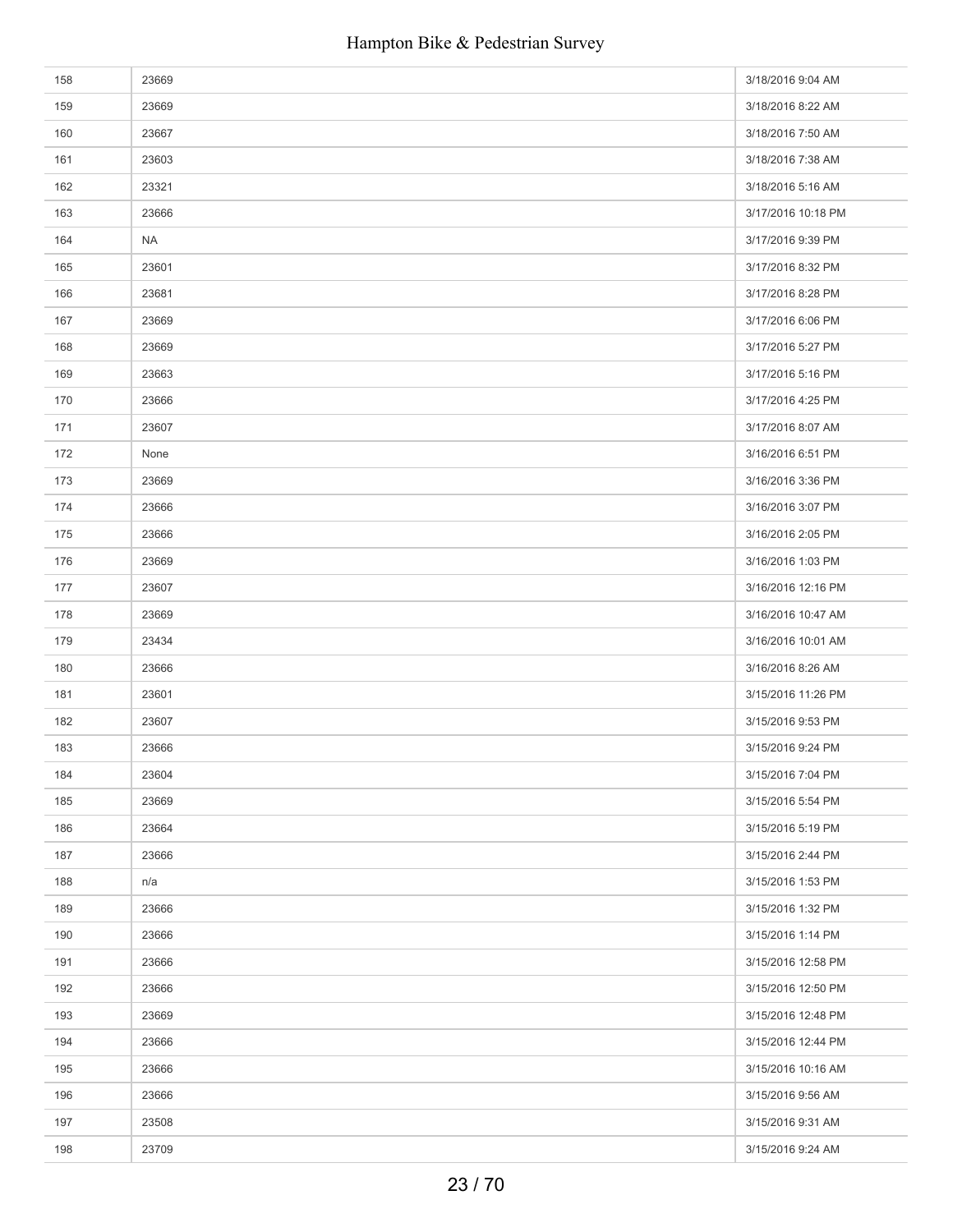| | | |
|---|---|---|
| 158 | 23669 | 3/18/2016 9:04 AM |
| 159 | 23669 | 3/18/2016 8:22 AM |
| 160 | 23667 | 3/18/2016 7:50 AM |
| 161 | 23603 | 3/18/2016 7:38 AM |
| 162 | 23321 | 3/18/2016 5:16 AM |
| 163 | 23666 | 3/17/2016 10:18 PM |
| 164 | NA | 3/17/2016 9:39 PM |
| 165 | 23601 | 3/17/2016 8:32 PM |
| 166 | 23681 | 3/17/2016 8:28 PM |
| 167 | 23669 | 3/17/2016 6:06 PM |
| 168 | 23669 | 3/17/2016 5:27 PM |
| 169 | 23663 | 3/17/2016 5:16 PM |
| 170 | 23666 | 3/17/2016 4:25 PM |
| 171 | 23607 | 3/17/2016 8:07 AM |
| 172 | None | 3/16/2016 6:51 PM |
| 173 | 23669 | 3/16/2016 3:36 PM |
| 174 | 23666 | 3/16/2016 3:07 PM |
| 175 | 23666 | 3/16/2016 2:05 PM |
| 176 | 23669 | 3/16/2016 1:03 PM |
| 177 | 23607 | 3/16/2016 12:16 PM |
| 178 | 23669 | 3/16/2016 10:47 AM |
| 179 | 23434 | 3/16/2016 10:01 AM |
| 180 | 23666 | 3/16/2016 8:26 AM |
| 181 | 23601 | 3/15/2016 11:26 PM |
| 182 | 23607 | 3/15/2016 9:53 PM |
| 183 | 23666 | 3/15/2016 9:24 PM |
| 184 | 23604 | 3/15/2016 7:04 PM |
| 185 | 23669 | 3/15/2016 5:54 PM |
| 186 | 23664 | 3/15/2016 5:19 PM |
| 187 | 23666 | 3/15/2016 2:44 PM |
| 188 | n/a | 3/15/2016 1:53 PM |
| 189 | 23666 | 3/15/2016 1:32 PM |
| 190 | 23666 | 3/15/2016 1:14 PM |
| 191 | 23666 | 3/15/2016 12:58 PM |
| 192 | 23666 | 3/15/2016 12:50 PM |
| 193 | 23669 | 3/15/2016 12:48 PM |
| 194 | 23666 | 3/15/2016 12:44 PM |
| 195 | 23666 | 3/15/2016 10:16 AM |
| 196 | 23666 | 3/15/2016 9:56 AM |
| 197 | 23508 | 3/15/2016 9:31 AM |
| 198 | 23709 | 3/15/2016 9:24 AM |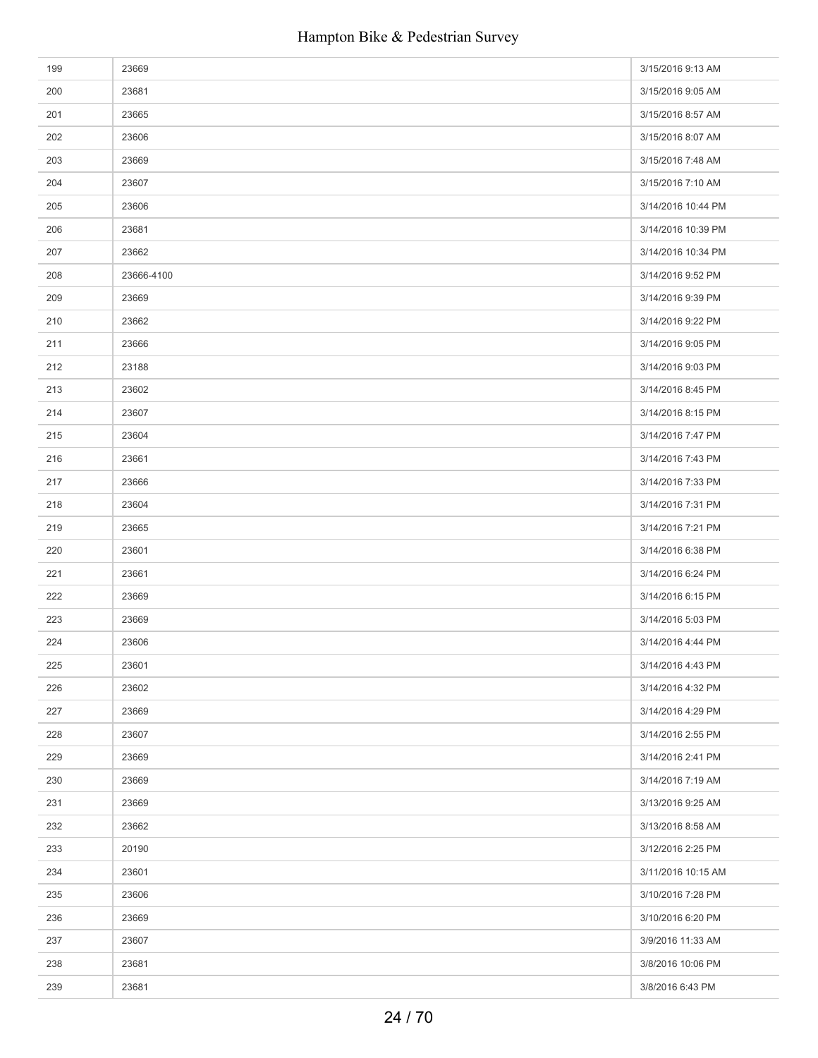| | | |
|---|---|---|
| 199 | 23669 | 3/15/2016 9:13 AM |
| 200 | 23681 | 3/15/2016 9:05 AM |
| 201 | 23665 | 3/15/2016 8:57 AM |
| 202 | 23606 | 3/15/2016 8:07 AM |
| 203 | 23669 | 3/15/2016 7:48 AM |
| 204 | 23607 | 3/15/2016 7:10 AM |
| 205 | 23606 | 3/14/2016 10:44 PM |
| 206 | 23681 | 3/14/2016 10:39 PM |
| 207 | 23662 | 3/14/2016 10:34 PM |
| 208 | 23666-4100 | 3/14/2016 9:52 PM |
| 209 | 23669 | 3/14/2016 9:39 PM |
| 210 | 23662 | 3/14/2016 9:22 PM |
| 211 | 23666 | 3/14/2016 9:05 PM |
| 212 | 23188 | 3/14/2016 9:03 PM |
| 213 | 23602 | 3/14/2016 8:45 PM |
| 214 | 23607 | 3/14/2016 8:15 PM |
| 215 | 23604 | 3/14/2016 7:47 PM |
| 216 | 23661 | 3/14/2016 7:43 PM |
| 217 | 23666 | 3/14/2016 7:33 PM |
| 218 | 23604 | 3/14/2016 7:31 PM |
| 219 | 23665 | 3/14/2016 7:21 PM |
| 220 | 23601 | 3/14/2016 6:38 PM |
| 221 | 23661 | 3/14/2016 6:24 PM |
| 222 | 23669 | 3/14/2016 6:15 PM |
| 223 | 23669 | 3/14/2016 5:03 PM |
| 224 | 23606 | 3/14/2016 4:44 PM |
| 225 | 23601 | 3/14/2016 4:43 PM |
| 226 | 23602 | 3/14/2016 4:32 PM |
| 227 | 23669 | 3/14/2016 4:29 PM |
| 228 | 23607 | 3/14/2016 2:55 PM |
| 229 | 23669 | 3/14/2016 2:41 PM |
| 230 | 23669 | 3/14/2016 7:19 AM |
| 231 | 23669 | 3/13/2016 9:25 AM |
| 232 | 23662 | 3/13/2016 8:58 AM |
| 233 | 20190 | 3/12/2016 2:25 PM |
| 234 | 23601 | 3/11/2016 10:15 AM |
| 235 | 23606 | 3/10/2016 7:28 PM |
| 236 | 23669 | 3/10/2016 6:20 PM |
| 237 | 23607 | 3/9/2016 11:33 AM |
| 238 | 23681 | 3/8/2016 10:06 PM |
| 239 | 23681 | 3/8/2016 6:43 PM |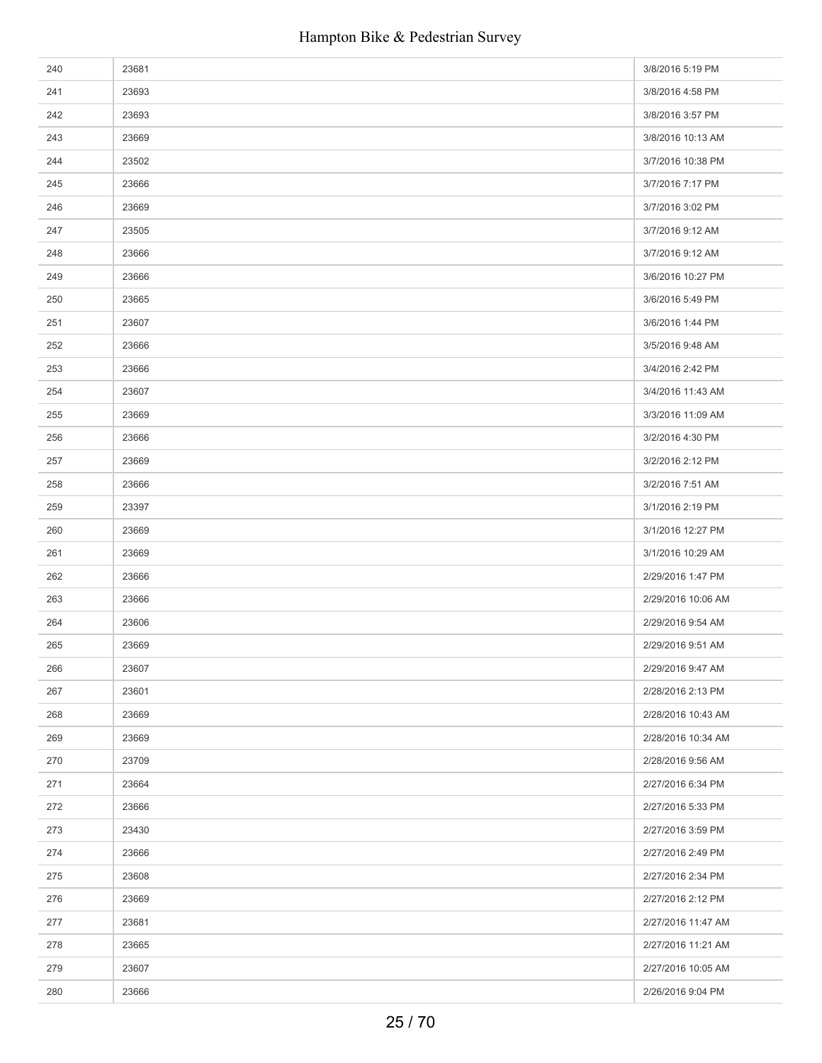| | | |
|---|---|---|
| 240 | 23681 | 3/8/2016 5:19 PM |
| 241 | 23693 | 3/8/2016 4:58 PM |
| 242 | 23693 | 3/8/2016 3:57 PM |
| 243 | 23669 | 3/8/2016 10:13 AM |
| 244 | 23502 | 3/7/2016 10:38 PM |
| 245 | 23666 | 3/7/2016 7:17 PM |
| 246 | 23669 | 3/7/2016 3:02 PM |
| 247 | 23505 | 3/7/2016 9:12 AM |
| 248 | 23666 | 3/7/2016 9:12 AM |
| 249 | 23666 | 3/6/2016 10:27 PM |
| 250 | 23665 | 3/6/2016 5:49 PM |
| 251 | 23607 | 3/6/2016 1:44 PM |
| 252 | 23666 | 3/5/2016 9:48 AM |
| 253 | 23666 | 3/4/2016 2:42 PM |
| 254 | 23607 | 3/4/2016 11:43 AM |
| 255 | 23669 | 3/3/2016 11:09 AM |
| 256 | 23666 | 3/2/2016 4:30 PM |
| 257 | 23669 | 3/2/2016 2:12 PM |
| 258 | 23666 | 3/2/2016 7:51 AM |
| 259 | 23397 | 3/1/2016 2:19 PM |
| 260 | 23669 | 3/1/2016 12:27 PM |
| 261 | 23669 | 3/1/2016 10:29 AM |
| 262 | 23666 | 2/29/2016 1:47 PM |
| 263 | 23666 | 2/29/2016 10:06 AM |
| 264 | 23606 | 2/29/2016 9:54 AM |
| 265 | 23669 | 2/29/2016 9:51 AM |
| 266 | 23607 | 2/29/2016 9:47 AM |
| 267 | 23601 | 2/28/2016 2:13 PM |
| 268 | 23669 | 2/28/2016 10:43 AM |
| 269 | 23669 | 2/28/2016 10:34 AM |
| 270 | 23709 | 2/28/2016 9:56 AM |
| 271 | 23664 | 2/27/2016 6:34 PM |
| 272 | 23666 | 2/27/2016 5:33 PM |
| 273 | 23430 | 2/27/2016 3:59 PM |
| 274 | 23666 | 2/27/2016 2:49 PM |
| 275 | 23608 | 2/27/2016 2:34 PM |
| 276 | 23669 | 2/27/2016 2:12 PM |
| 277 | 23681 | 2/27/2016 11:47 AM |
| 278 | 23665 | 2/27/2016 11:21 AM |
| 279 | 23607 | 2/27/2016 10:05 AM |
| 280 | 23666 | 2/26/2016 9:04 PM |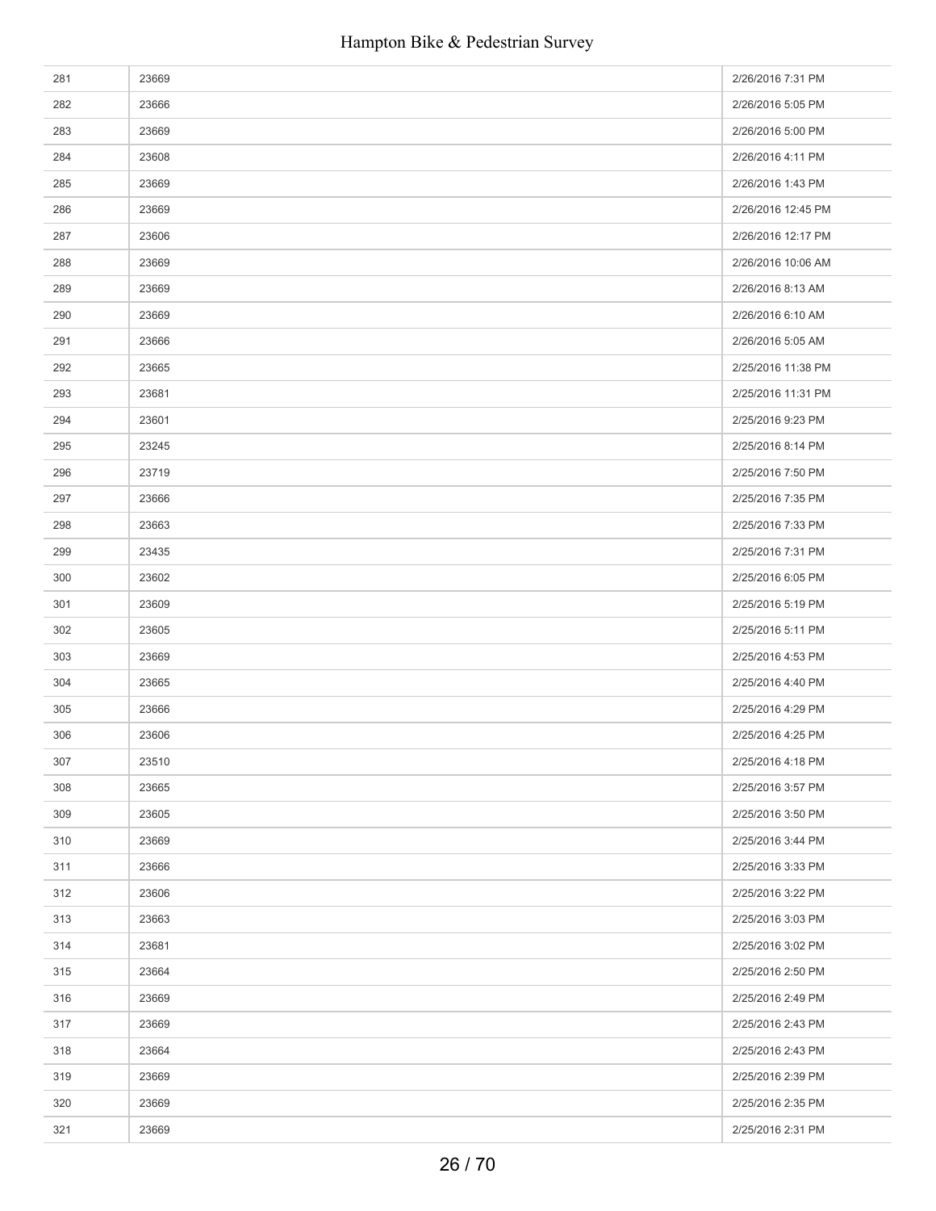| | | |
|---|---|---|
| 281 | 23669 | 2/26/2016 7:31 PM |
| 282 | 23666 | 2/26/2016 5:05 PM |
| 283 | 23669 | 2/26/2016 5:00 PM |
| 284 | 23608 | 2/26/2016 4:11 PM |
| 285 | 23669 | 2/26/2016 1:43 PM |
| 286 | 23669 | 2/26/2016 12:45 PM |
| 287 | 23606 | 2/26/2016 12:17 PM |
| 288 | 23669 | 2/26/2016 10:06 AM |
| 289 | 23669 | 2/26/2016 8:13 AM |
| 290 | 23669 | 2/26/2016 6:10 AM |
| 291 | 23666 | 2/26/2016 5:05 AM |
| 292 | 23665 | 2/25/2016 11:38 PM |
| 293 | 23681 | 2/25/2016 11:31 PM |
| 294 | 23601 | 2/25/2016 9:23 PM |
| 295 | 23245 | 2/25/2016 8:14 PM |
| 296 | 23719 | 2/25/2016 7:50 PM |
| 297 | 23666 | 2/25/2016 7:35 PM |
| 298 | 23663 | 2/25/2016 7:33 PM |
| 299 | 23435 | 2/25/2016 7:31 PM |
| 300 | 23602 | 2/25/2016 6:05 PM |
| 301 | 23609 | 2/25/2016 5:19 PM |
| 302 | 23605 | 2/25/2016 5:11 PM |
| 303 | 23669 | 2/25/2016 4:53 PM |
| 304 | 23665 | 2/25/2016 4:40 PM |
| 305 | 23666 | 2/25/2016 4:29 PM |
| 306 | 23606 | 2/25/2016 4:25 PM |
| 307 | 23510 | 2/25/2016 4:18 PM |
| 308 | 23665 | 2/25/2016 3:57 PM |
| 309 | 23605 | 2/25/2016 3:50 PM |
| 310 | 23669 | 2/25/2016 3:44 PM |
| 311 | 23666 | 2/25/2016 3:33 PM |
| 312 | 23606 | 2/25/2016 3:22 PM |
| 313 | 23663 | 2/25/2016 3:03 PM |
| 314 | 23681 | 2/25/2016 3:02 PM |
| 315 | 23664 | 2/25/2016 2:50 PM |
| 316 | 23669 | 2/25/2016 2:49 PM |
| 317 | 23669 | 2/25/2016 2:43 PM |
| 318 | 23664 | 2/25/2016 2:43 PM |
| 319 | 23669 | 2/25/2016 2:39 PM |
| 320 | 23669 | 2/25/2016 2:35 PM |
| 321 | 23669 | 2/25/2016 2:31 PM |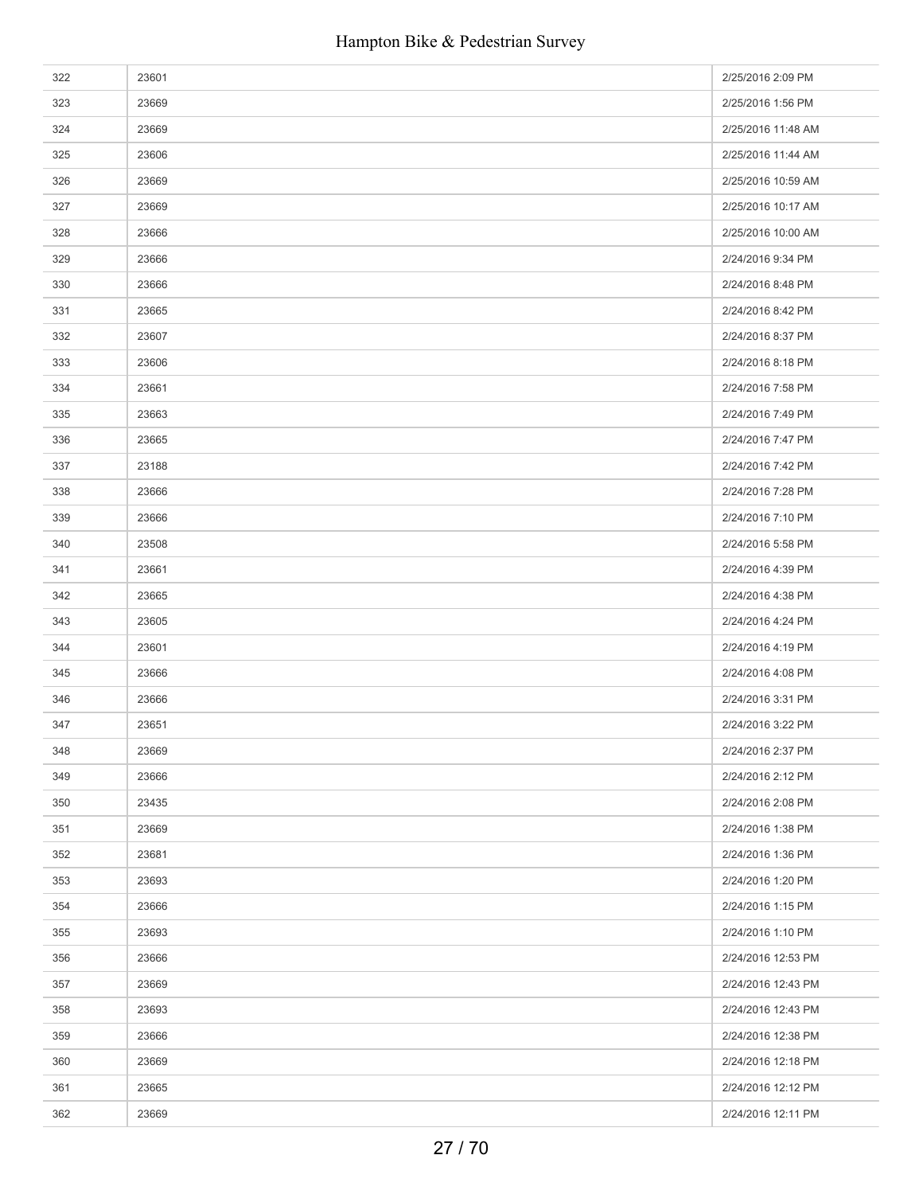| | | |
|---|---|---|
| 322 | 23601 | 2/25/2016 2:09 PM |
| 323 | 23669 | 2/25/2016 1:56 PM |
| 324 | 23669 | 2/25/2016 11:48 AM |
| 325 | 23606 | 2/25/2016 11:44 AM |
| 326 | 23669 | 2/25/2016 10:59 AM |
| 327 | 23669 | 2/25/2016 10:17 AM |
| 328 | 23666 | 2/25/2016 10:00 AM |
| 329 | 23666 | 2/24/2016 9:34 PM |
| 330 | 23666 | 2/24/2016 8:48 PM |
| 331 | 23665 | 2/24/2016 8:42 PM |
| 332 | 23607 | 2/24/2016 8:37 PM |
| 333 | 23606 | 2/24/2016 8:18 PM |
| 334 | 23661 | 2/24/2016 7:58 PM |
| 335 | 23663 | 2/24/2016 7:49 PM |
| 336 | 23665 | 2/24/2016 7:47 PM |
| 337 | 23188 | 2/24/2016 7:42 PM |
| 338 | 23666 | 2/24/2016 7:28 PM |
| 339 | 23666 | 2/24/2016 7:10 PM |
| 340 | 23508 | 2/24/2016 5:58 PM |
| 341 | 23661 | 2/24/2016 4:39 PM |
| 342 | 23665 | 2/24/2016 4:38 PM |
| 343 | 23605 | 2/24/2016 4:24 PM |
| 344 | 23601 | 2/24/2016 4:19 PM |
| 345 | 23666 | 2/24/2016 4:08 PM |
| 346 | 23666 | 2/24/2016 3:31 PM |
| 347 | 23651 | 2/24/2016 3:22 PM |
| 348 | 23669 | 2/24/2016 2:37 PM |
| 349 | 23666 | 2/24/2016 2:12 PM |
| 350 | 23435 | 2/24/2016 2:08 PM |
| 351 | 23669 | 2/24/2016 1:38 PM |
| 352 | 23681 | 2/24/2016 1:36 PM |
| 353 | 23693 | 2/24/2016 1:20 PM |
| 354 | 23666 | 2/24/2016 1:15 PM |
| 355 | 23693 | 2/24/2016 1:10 PM |
| 356 | 23666 | 2/24/2016 12:53 PM |
| 357 | 23669 | 2/24/2016 12:43 PM |
| 358 | 23693 | 2/24/2016 12:43 PM |
| 359 | 23666 | 2/24/2016 12:38 PM |
| 360 | 23669 | 2/24/2016 12:18 PM |
| 361 | 23665 | 2/24/2016 12:12 PM |
| 362 | 23669 | 2/24/2016 12:11 PM |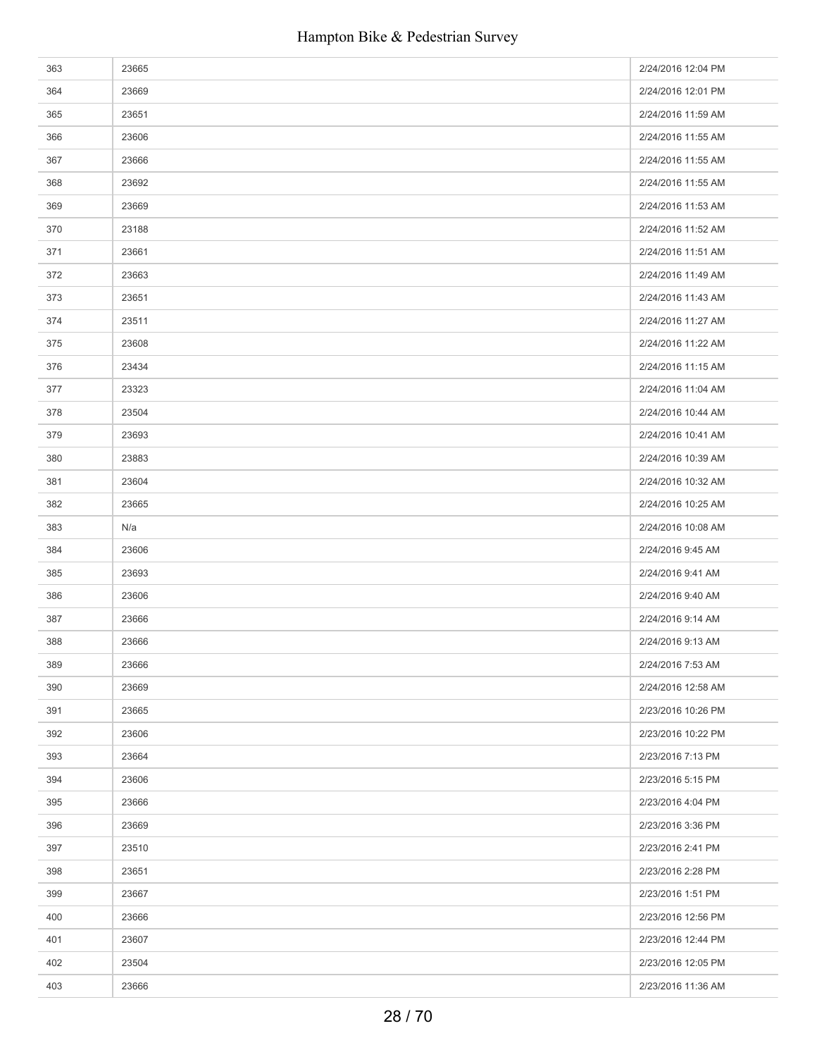| | | |
|---|---|---|
| 363 | 23665 | 2/24/2016 12:04 PM |
| 364 | 23669 | 2/24/2016 12:01 PM |
| 365 | 23651 | 2/24/2016 11:59 AM |
| 366 | 23606 | 2/24/2016 11:55 AM |
| 367 | 23666 | 2/24/2016 11:55 AM |
| 368 | 23692 | 2/24/2016 11:55 AM |
| 369 | 23669 | 2/24/2016 11:53 AM |
| 370 | 23188 | 2/24/2016 11:52 AM |
| 371 | 23661 | 2/24/2016 11:51 AM |
| 372 | 23663 | 2/24/2016 11:49 AM |
| 373 | 23651 | 2/24/2016 11:43 AM |
| 374 | 23511 | 2/24/2016 11:27 AM |
| 375 | 23608 | 2/24/2016 11:22 AM |
| 376 | 23434 | 2/24/2016 11:15 AM |
| 377 | 23323 | 2/24/2016 11:04 AM |
| 378 | 23504 | 2/24/2016 10:44 AM |
| 379 | 23693 | 2/24/2016 10:41 AM |
| 380 | 23883 | 2/24/2016 10:39 AM |
| 381 | 23604 | 2/24/2016 10:32 AM |
| 382 | 23665 | 2/24/2016 10:25 AM |
| 383 | N/a | 2/24/2016 10:08 AM |
| 384 | 23606 | 2/24/2016 9:45 AM |
| 385 | 23693 | 2/24/2016 9:41 AM |
| 386 | 23606 | 2/24/2016 9:40 AM |
| 387 | 23666 | 2/24/2016 9:14 AM |
| 388 | 23666 | 2/24/2016 9:13 AM |
| 389 | 23666 | 2/24/2016 7:53 AM |
| 390 | 23669 | 2/24/2016 12:58 AM |
| 391 | 23665 | 2/23/2016 10:26 PM |
| 392 | 23606 | 2/23/2016 10:22 PM |
| 393 | 23664 | 2/23/2016 7:13 PM |
| 394 | 23606 | 2/23/2016 5:15 PM |
| 395 | 23666 | 2/23/2016 4:04 PM |
| 396 | 23669 | 2/23/2016 3:36 PM |
| 397 | 23510 | 2/23/2016 2:41 PM |
| 398 | 23651 | 2/23/2016 2:28 PM |
| 399 | 23667 | 2/23/2016 1:51 PM |
| 400 | 23666 | 2/23/2016 12:56 PM |
| 401 | 23607 | 2/23/2016 12:44 PM |
| 402 | 23504 | 2/23/2016 12:05 PM |
| 403 | 23666 | 2/23/2016 11:36 AM |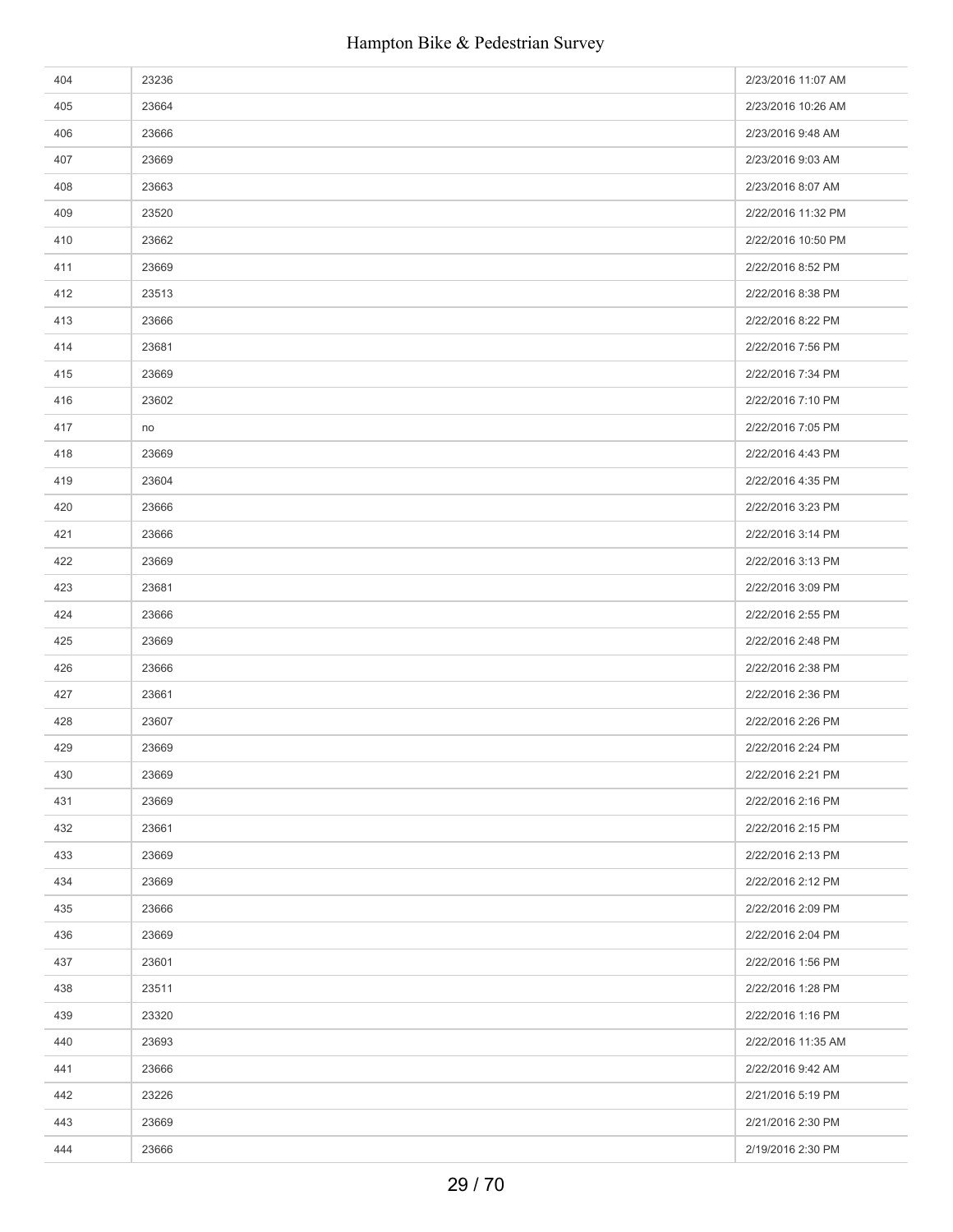| | | |
|---|---|---|
| 404 | 23236 | 2/23/2016 11:07 AM |
| 405 | 23664 | 2/23/2016 10:26 AM |
| 406 | 23666 | 2/23/2016 9:48 AM |
| 407 | 23669 | 2/23/2016 9:03 AM |
| 408 | 23663 | 2/23/2016 8:07 AM |
| 409 | 23520 | 2/22/2016 11:32 PM |
| 410 | 23662 | 2/22/2016 10:50 PM |
| 411 | 23669 | 2/22/2016 8:52 PM |
| 412 | 23513 | 2/22/2016 8:38 PM |
| 413 | 23666 | 2/22/2016 8:22 PM |
| 414 | 23681 | 2/22/2016 7:56 PM |
| 415 | 23669 | 2/22/2016 7:34 PM |
| 416 | 23602 | 2/22/2016 7:10 PM |
| 417 | no | 2/22/2016 7:05 PM |
| 418 | 23669 | 2/22/2016 4:43 PM |
| 419 | 23604 | 2/22/2016 4:35 PM |
| 420 | 23666 | 2/22/2016 3:23 PM |
| 421 | 23666 | 2/22/2016 3:14 PM |
| 422 | 23669 | 2/22/2016 3:13 PM |
| 423 | 23681 | 2/22/2016 3:09 PM |
| 424 | 23666 | 2/22/2016 2:55 PM |
| 425 | 23669 | 2/22/2016 2:48 PM |
| 426 | 23666 | 2/22/2016 2:38 PM |
| 427 | 23661 | 2/22/2016 2:36 PM |
| 428 | 23607 | 2/22/2016 2:26 PM |
| 429 | 23669 | 2/22/2016 2:24 PM |
| 430 | 23669 | 2/22/2016 2:21 PM |
| 431 | 23669 | 2/22/2016 2:16 PM |
| 432 | 23661 | 2/22/2016 2:15 PM |
| 433 | 23669 | 2/22/2016 2:13 PM |
| 434 | 23669 | 2/22/2016 2:12 PM |
| 435 | 23666 | 2/22/2016 2:09 PM |
| 436 | 23669 | 2/22/2016 2:04 PM |
| 437 | 23601 | 2/22/2016 1:56 PM |
| 438 | 23511 | 2/22/2016 1:28 PM |
| 439 | 23320 | 2/22/2016 1:16 PM |
| 440 | 23693 | 2/22/2016 11:35 AM |
| 441 | 23666 | 2/22/2016 9:42 AM |
| 442 | 23226 | 2/21/2016 5:19 PM |
| 443 | 23669 | 2/21/2016 2:30 PM |
| 444 | 23666 | 2/19/2016 2:30 PM |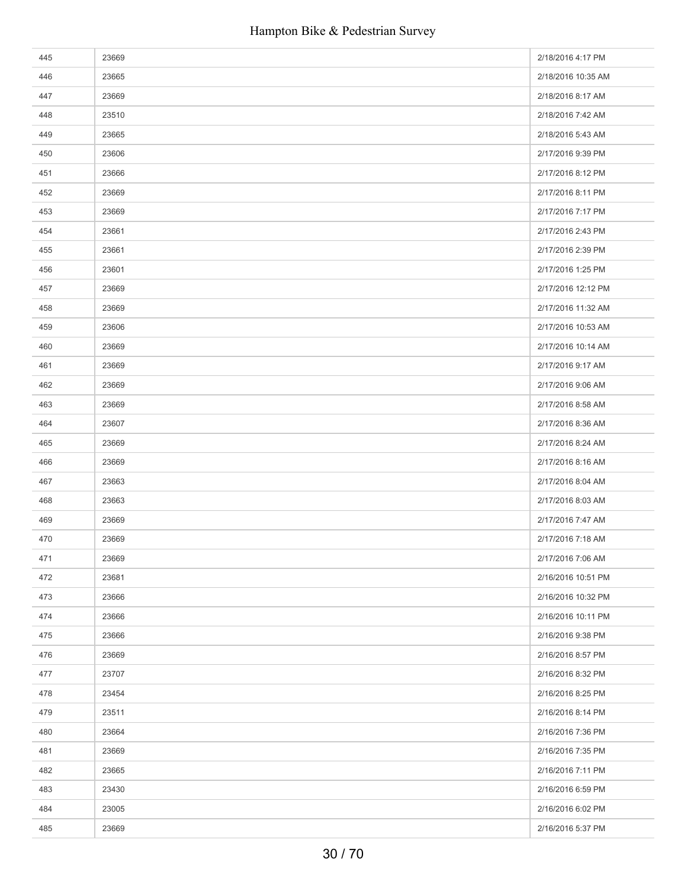| | | |
|---|---|---|
| 445 | 23669 | 2/18/2016 4:17 PM |
| 446 | 23665 | 2/18/2016 10:35 AM |
| 447 | 23669 | 2/18/2016 8:17 AM |
| 448 | 23510 | 2/18/2016 7:42 AM |
| 449 | 23665 | 2/18/2016 5:43 AM |
| 450 | 23606 | 2/17/2016 9:39 PM |
| 451 | 23666 | 2/17/2016 8:12 PM |
| 452 | 23669 | 2/17/2016 8:11 PM |
| 453 | 23669 | 2/17/2016 7:17 PM |
| 454 | 23661 | 2/17/2016 2:43 PM |
| 455 | 23661 | 2/17/2016 2:39 PM |
| 456 | 23601 | 2/17/2016 1:25 PM |
| 457 | 23669 | 2/17/2016 12:12 PM |
| 458 | 23669 | 2/17/2016 11:32 AM |
| 459 | 23606 | 2/17/2016 10:53 AM |
| 460 | 23669 | 2/17/2016 10:14 AM |
| 461 | 23669 | 2/17/2016 9:17 AM |
| 462 | 23669 | 2/17/2016 9:06 AM |
| 463 | 23669 | 2/17/2016 8:58 AM |
| 464 | 23607 | 2/17/2016 8:36 AM |
| 465 | 23669 | 2/17/2016 8:24 AM |
| 466 | 23669 | 2/17/2016 8:16 AM |
| 467 | 23663 | 2/17/2016 8:04 AM |
| 468 | 23663 | 2/17/2016 8:03 AM |
| 469 | 23669 | 2/17/2016 7:47 AM |
| 470 | 23669 | 2/17/2016 7:18 AM |
| 471 | 23669 | 2/17/2016 7:06 AM |
| 472 | 23681 | 2/16/2016 10:51 PM |
| 473 | 23666 | 2/16/2016 10:32 PM |
| 474 | 23666 | 2/16/2016 10:11 PM |
| 475 | 23666 | 2/16/2016 9:38 PM |
| 476 | 23669 | 2/16/2016 8:57 PM |
| 477 | 23707 | 2/16/2016 8:32 PM |
| 478 | 23454 | 2/16/2016 8:25 PM |
| 479 | 23511 | 2/16/2016 8:14 PM |
| 480 | 23664 | 2/16/2016 7:36 PM |
| 481 | 23669 | 2/16/2016 7:35 PM |
| 482 | 23665 | 2/16/2016 7:11 PM |
| 483 | 23430 | 2/16/2016 6:59 PM |
| 484 | 23005 | 2/16/2016 6:02 PM |
| 485 | 23669 | 2/16/2016 5:37 PM |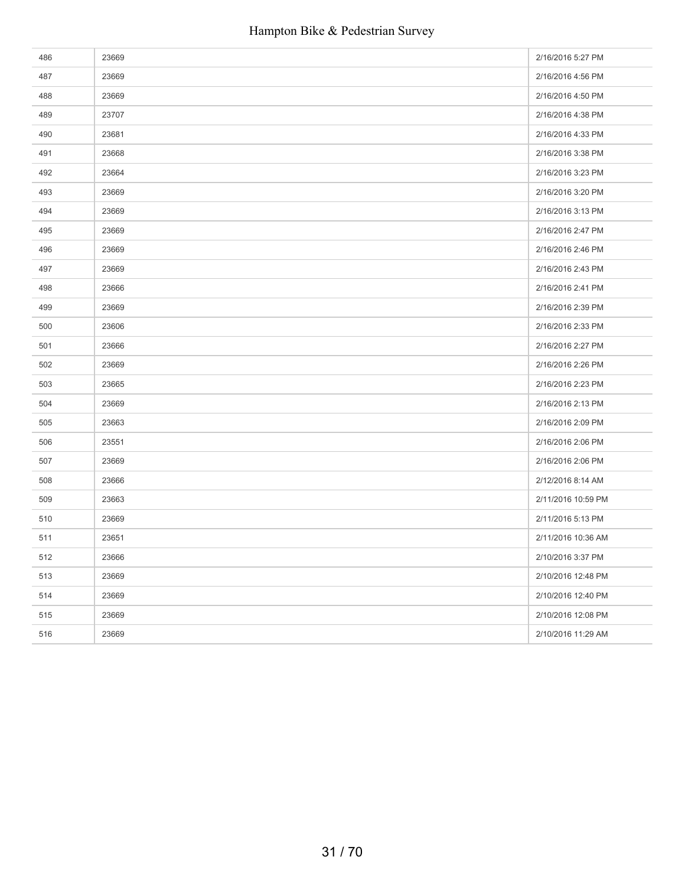| | | |
|---|---|---|
| 486 | 23669 | 2/16/2016 5:27 PM |
| 487 | 23669 | 2/16/2016 4:56 PM |
| 488 | 23669 | 2/16/2016 4:50 PM |
| 489 | 23707 | 2/16/2016 4:38 PM |
| 490 | 23681 | 2/16/2016 4:33 PM |
| 491 | 23668 | 2/16/2016 3:38 PM |
| 492 | 23664 | 2/16/2016 3:23 PM |
| 493 | 23669 | 2/16/2016 3:20 PM |
| 494 | 23669 | 2/16/2016 3:13 PM |
| 495 | 23669 | 2/16/2016 2:47 PM |
| 496 | 23669 | 2/16/2016 2:46 PM |
| 497 | 23669 | 2/16/2016 2:43 PM |
| 498 | 23666 | 2/16/2016 2:41 PM |
| 499 | 23669 | 2/16/2016 2:39 PM |
| 500 | 23606 | 2/16/2016 2:33 PM |
| 501 | 23666 | 2/16/2016 2:27 PM |
| 502 | 23669 | 2/16/2016 2:26 PM |
| 503 | 23665 | 2/16/2016 2:23 PM |
| 504 | 23669 | 2/16/2016 2:13 PM |
| 505 | 23663 | 2/16/2016 2:09 PM |
| 506 | 23551 | 2/16/2016 2:06 PM |
| 507 | 23669 | 2/16/2016 2:06 PM |
| 508 | 23666 | 2/12/2016 8:14 AM |
| 509 | 23663 | 2/11/2016 10:59 PM |
| 510 | 23669 | 2/11/2016 5:13 PM |
| 511 | 23651 | 2/11/2016 10:36 AM |
| 512 | 23666 | 2/10/2016 3:37 PM |
| 513 | 23669 | 2/10/2016 12:48 PM |
| 514 | 23669 | 2/10/2016 12:40 PM |
| 515 | 23669 | 2/10/2016 12:08 PM |
| 516 | 23669 | 2/10/2016 11:29 AM |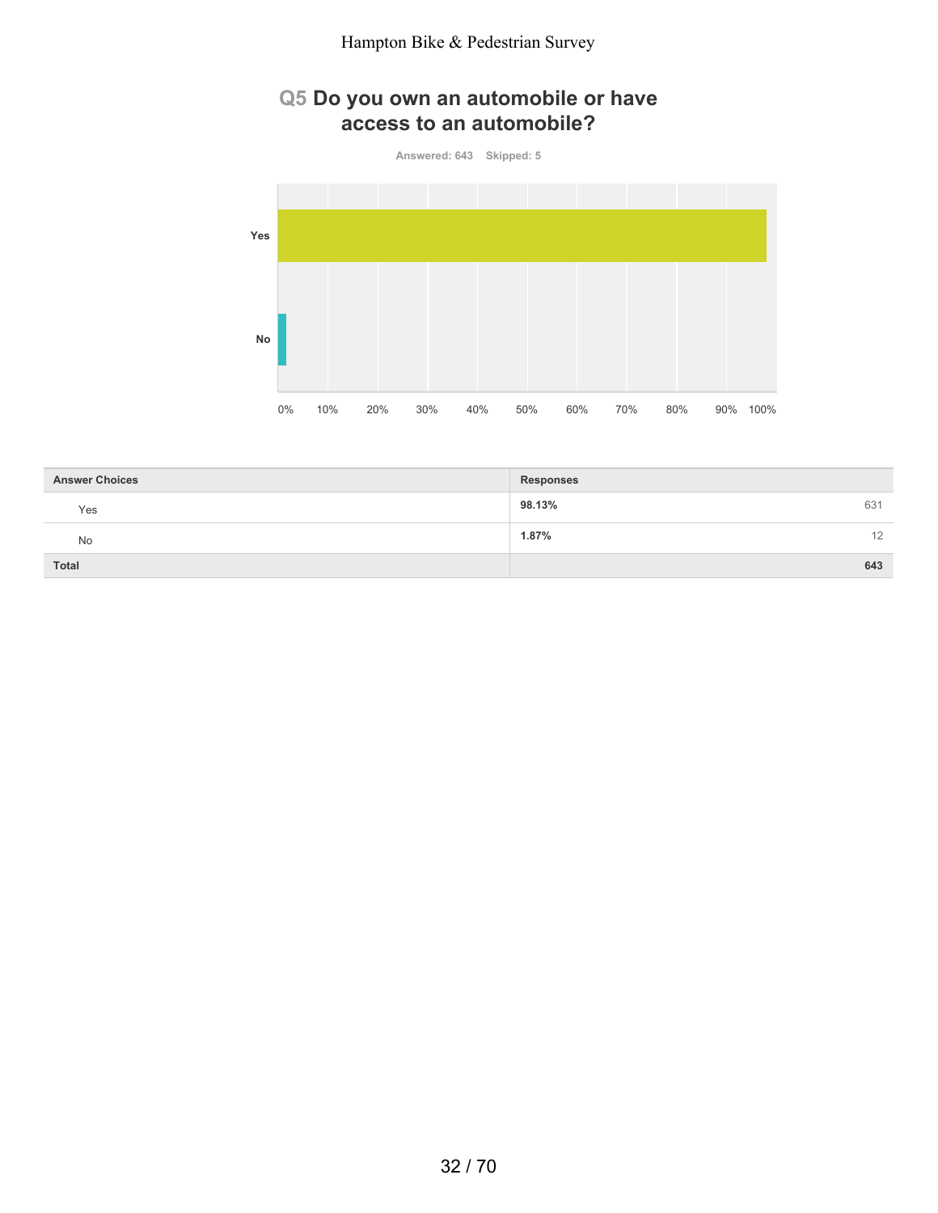## Q5 Do you own an automobile or have access to an automobile?

**Answered: 643 Skipped: 5**

| Answer Choices | Responses | |
|---|---|---|
| Yes | 98.13% | 631 |
| No | 1.87% | 12 |
| **Total** | | **643** |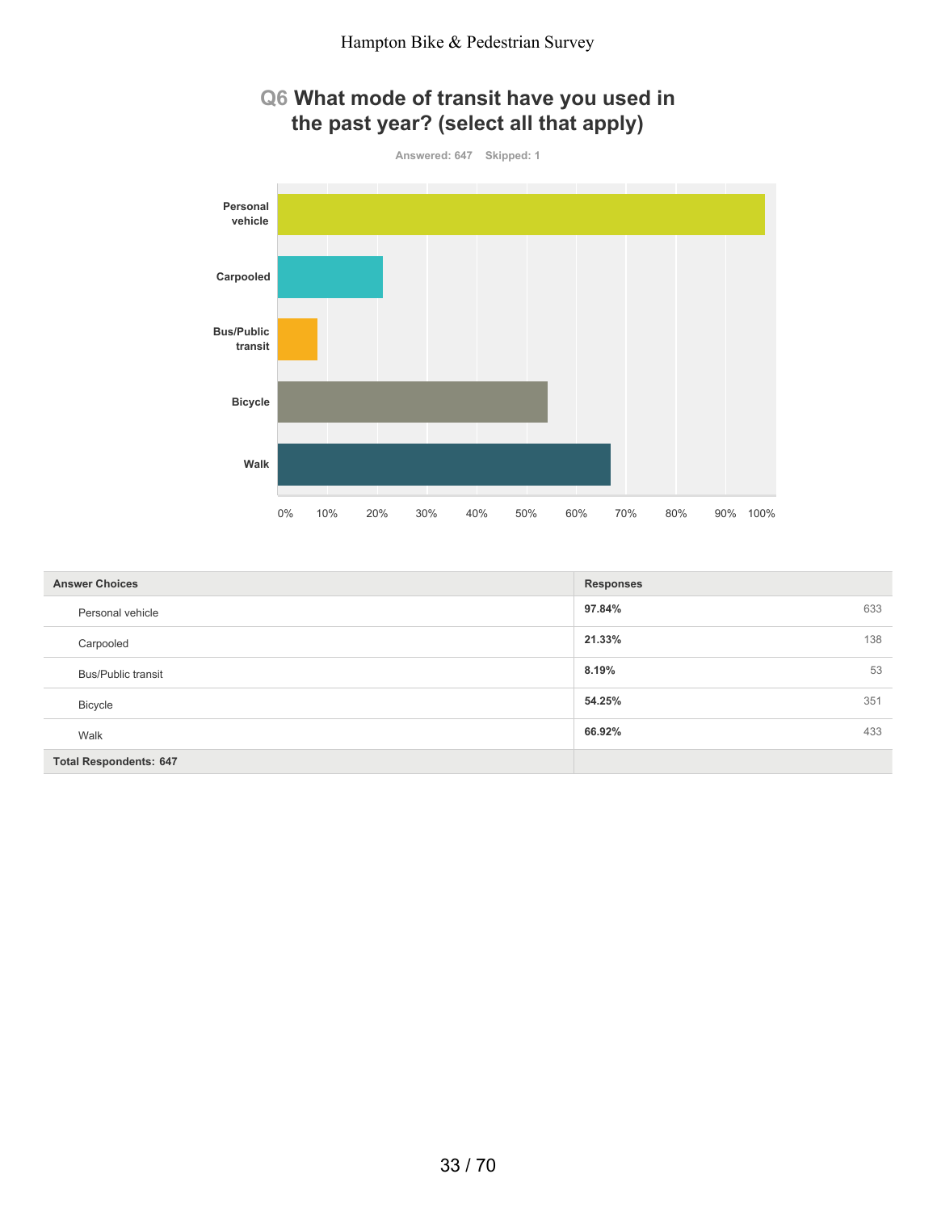# Q6 What mode of transit have you used in the past year? (select all that apply)

Answered: 647 Skipped: 1

| Answer Choices | Responses | |
|---|---|---|
| Personal vehicle | 97.84% | 633 |
| Carpooled | 21.33% | 138 |
| Bus/Public transit | 8.19% | 53 |
| Bicycle | 54.25% | 351 |
| Walk | 66.92% | 433 |
| **Total Respondents: 647** | | |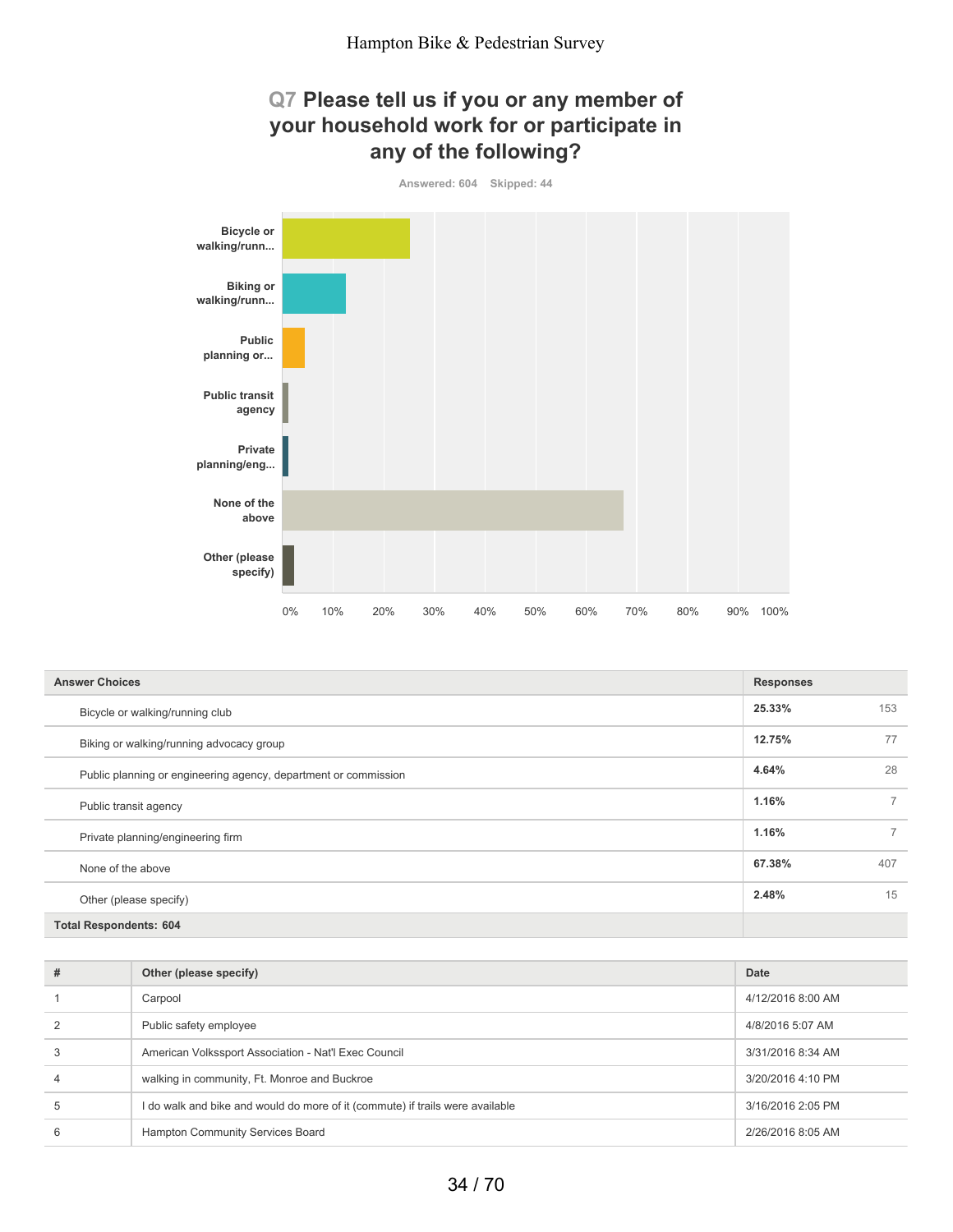# Q7 Please tell us if you or any member of your household work for or participate in any of the following?

Answered: 604 Skipped: 44

| Answer Choices | Responses | |
|---|---|---|
| Bicycle or walking/running club | **25.33%** | 153 |
| Biking or walking/running advocacy group | **12.75%** | 77 |
| Public planning or engineering agency, department or commission | **4.64%** | 28 |
| Public transit agency | **1.16%** | 7 |
| Private planning/engineering firm | **1.16%** | 7 |
| None of the above | **67.38%** | 407 |
| Other (please specify) | **2.48%** | 15 |
| **Total Respondents: 604** | | |

| # | Other (please specify) | Date |
|---|---|---|
| 1 | Carpool | 4/12/2016 8:00 AM |
| 2 | Public safety employee | 4/8/2016 5:07 AM |
| 3 | American Volkssport Association - Nat'l Exec Council | 3/31/2016 8:34 AM |
| 4 | walking in community, Ft. Monroe and Buckroe | 3/20/2016 4:10 PM |
| 5 | I do walk and bike and would do more of it (commute) if trails were available | 3/16/2016 2:05 PM |
| 6 | Hampton Community Services Board | 2/26/2016 8:05 AM |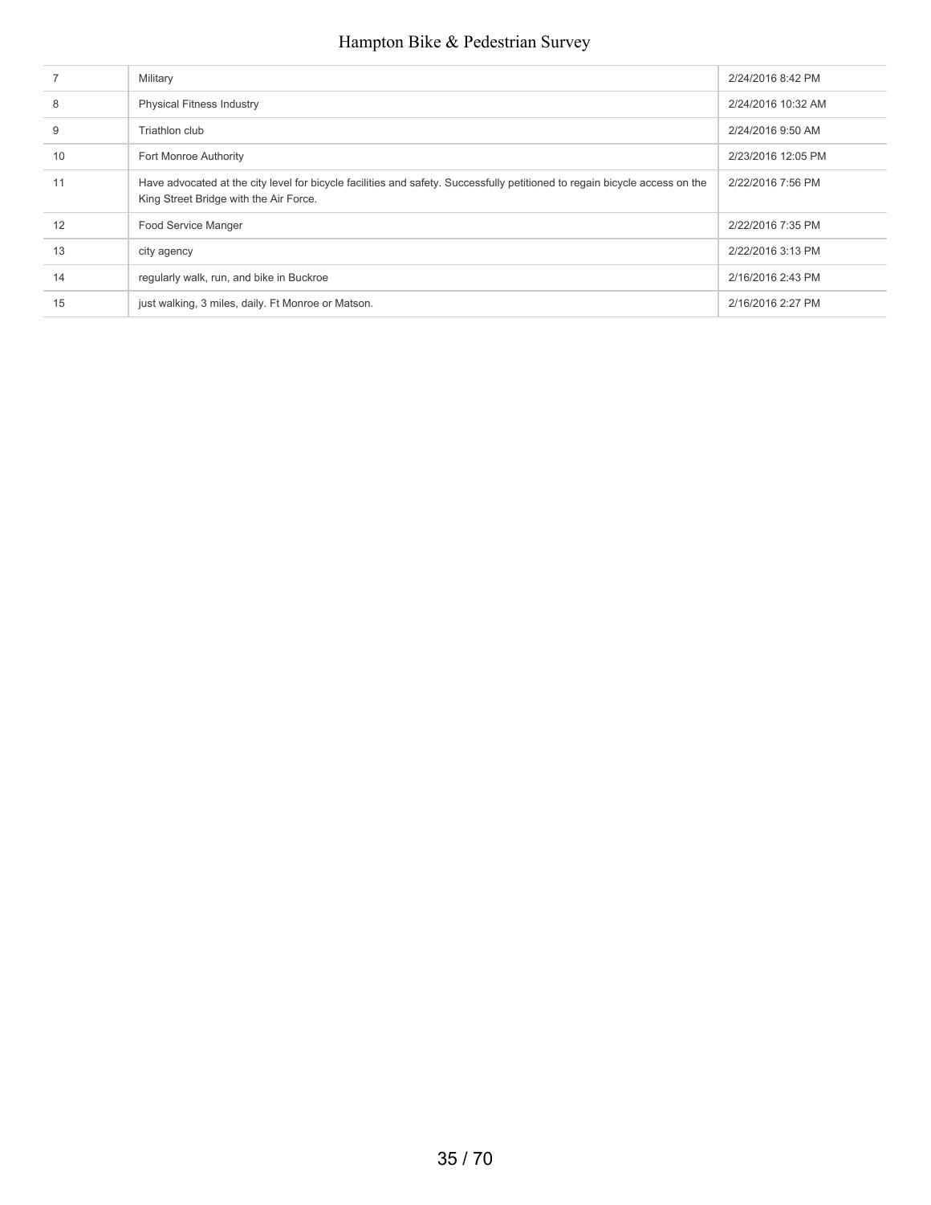| | | |
|---|---|---|
| 7 | Military | 2/24/2016 8:42 PM |
| 8 | Physical Fitness Industry | 2/24/2016 10:32 AM |
| 9 | Triathlon club | 2/24/2016 9:50 AM |
| 10 | Fort Monroe Authority | 2/23/2016 12:05 PM |
| 11 | Have advocated at the city level for bicycle facilities and safety. Successfully petitioned to regain bicycle access on the King Street Bridge with the Air Force. | 2/22/2016 7:56 PM |
| 12 | Food Service Manger | 2/22/2016 7:35 PM |
| 13 | city agency | 2/22/2016 3:13 PM |
| 14 | regularly walk, run, and bike in Buckroe | 2/16/2016 2:43 PM |
| 15 | just walking, 3 miles, daily. Ft Monroe or Matson. | 2/16/2016 2:27 PM |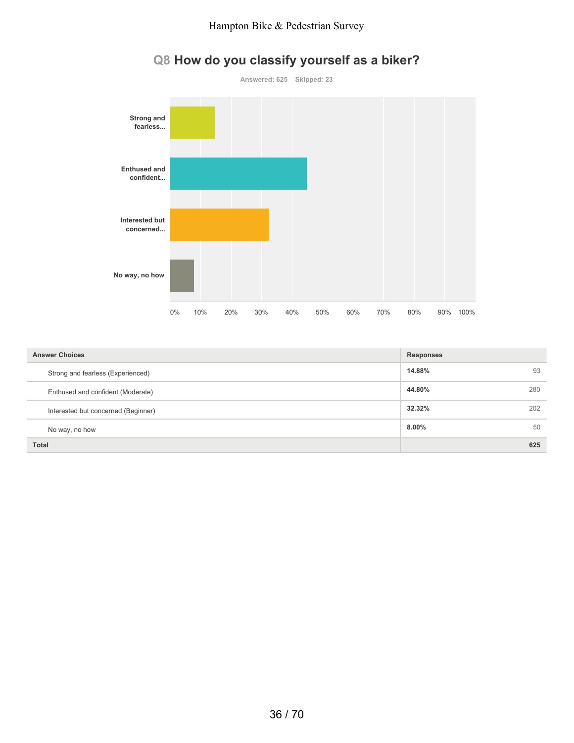# Q8 How do you classify yourself as a biker?

Answered: 625 Skipped: 23

| Answer Choices | Responses | |
|---|---|---|
| Strong and fearless (Experienced) | 14.88% | 93 |
| Enthused and confident (Moderate) | 44.80% | 280 |
| Interested but concerned (Beginner) | 32.32% | 202 |
| No way, no how | 8.00% | 50 |
| **Total** | | **625** |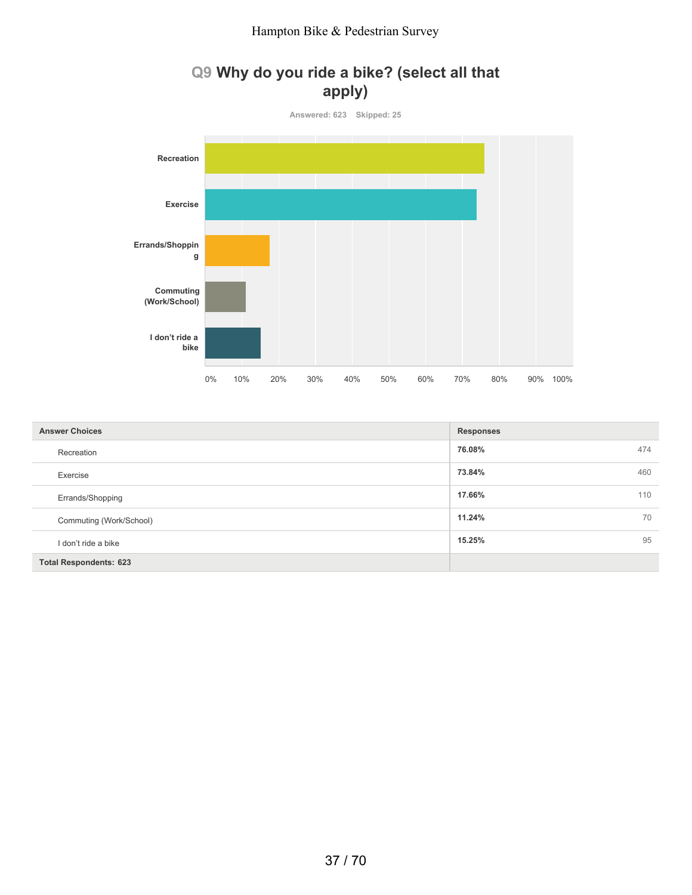## Q9 Why do you ride a bike? (select all that apply)

Answered: 623 Skipped: 25

| Answer Choices | Responses | |
|---|---|---|
| Recreation | 76.08% | 474 |
| Exercise | 73.84% | 460 |
| Errands/Shopping | 17.66% | 110 |
| Commuting (Work/School) | 11.24% | 70 |
| I don't ride a bike | 15.25% | 95 |
| Total Respondents: 623 | | |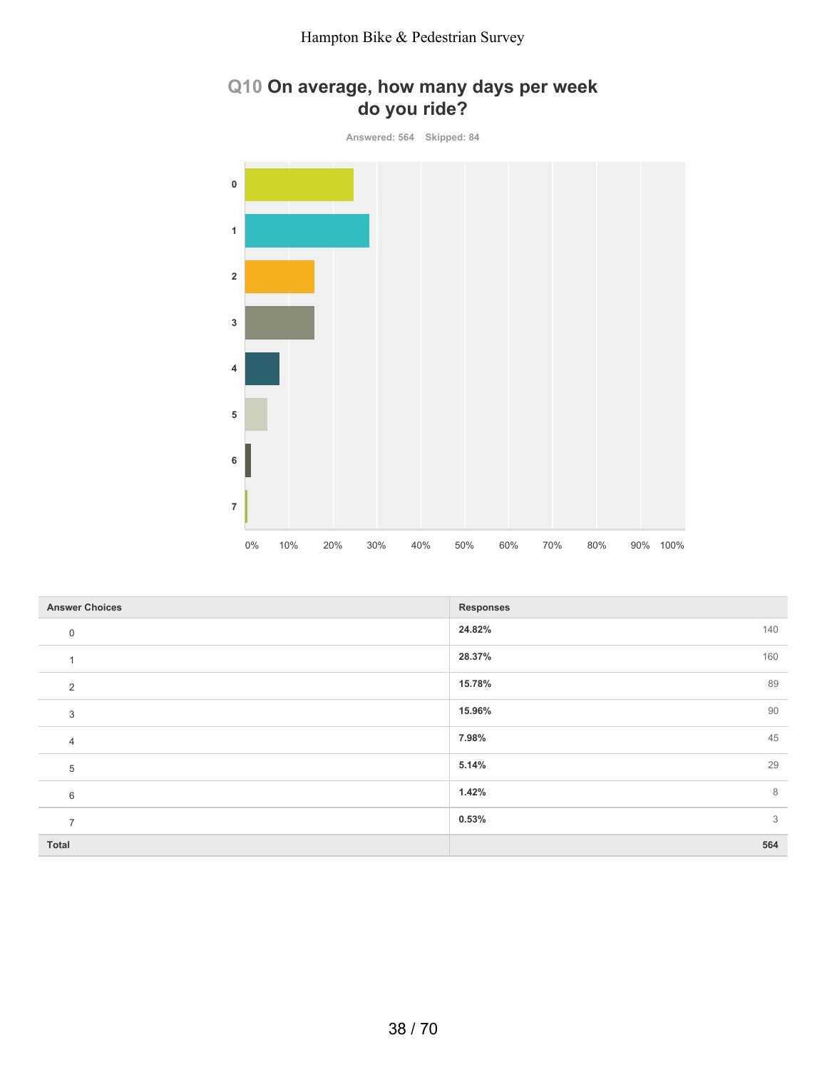## Q10 On average, how many days per week do you ride?

Answered: 564 Skipped: 84

| Answer Choices | Responses | |
|---|---|---|
| 0 | 24.82% | 140 |
| 1 | 28.37% | 160 |
| 2 | 15.78% | 89 |
| 3 | 15.96% | 90 |
| 4 | 7.98% | 45 |
| 5 | 5.14% | 29 |
| 6 | 1.42% | 8 |
| 7 | 0.53% | 3 |
| **Total** | | **564** |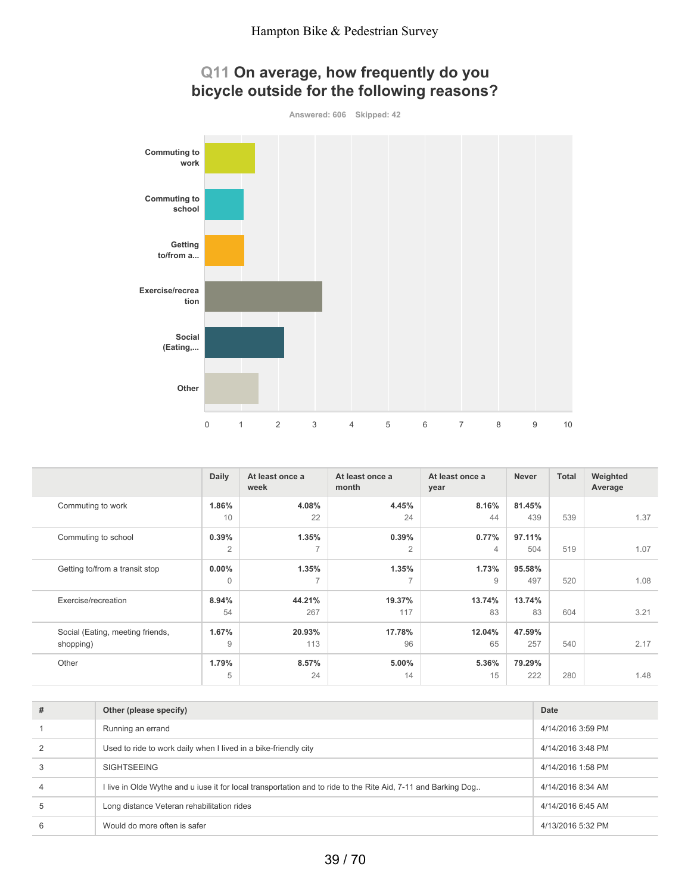## Q11 On average, how frequently do you bicycle outside for the following reasons?

Answered: 606 Skipped: 42

| | Daily | At least once a week | At least once a month | At least once a year | Never | Total | Weighted Average |
|---|---|---|---|---|---|---|---|
| Commuting to work | 1.86% 10 | 4.08% 22 | 4.45% 24 | 8.16% 44 | 81.45% 439 | 539 | 1.37 |
| Commuting to school | 0.39% 2 | 1.35% 7 | 0.39% 2 | 0.77% 4 | 97.11% 504 | 519 | 1.07 |
| Getting to/from a transit stop | 0.00% 0 | 1.35% 7 | 1.35% 7 | 1.73% 9 | 95.58% 497 | 520 | 1.08 |
| Exercise/recreation | 8.94% 54 | 44.21% 267 | 19.37% 117 | 13.74% 83 | 13.74% 83 | 604 | 3.21 |
| Social (Eating, meeting friends, shopping) | 1.67% 9 | 20.93% 113 | 17.78% 96 | 12.04% 65 | 47.59% 257 | 540 | 2.17 |
| Other | 1.79% 5 | 8.57% 24 | 5.00% 14 | 5.36% 15 | 79.29% 222 | 280 | 1.48 |

| # | Other (please specify) | Date |
|---|---|---|
| 1 | Running an errand | 4/14/2016 3:59 PM |
| 2 | Used to ride to work daily when I lived in a bike-friendly city | 4/14/2016 3:48 PM |
| 3 | SIGHTSEEING | 4/14/2016 1:58 PM |
| 4 | I live in Olde Wythe and u iuse it for local transportation and to ride to the Rite Aid, 7-11 and Barking Dog.. | 4/14/2016 8:34 AM |
| 5 | Long distance Veteran rehabilitation rides | 4/14/2016 6:45 AM |
| 6 | Would do more often is safer | 4/13/2016 5:32 PM |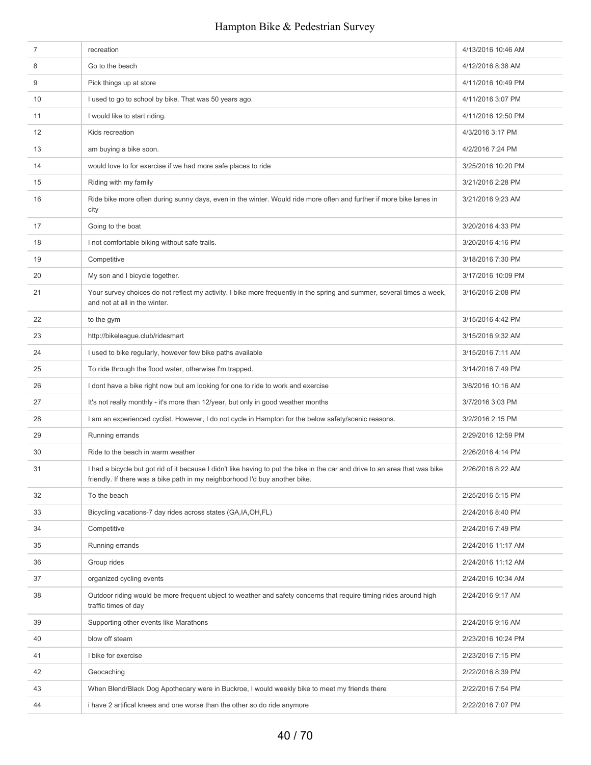| | | |
|---|---|---|
| 7 | recreation | 4/13/2016 10:46 AM |
| 8 | Go to the beach | 4/12/2016 8:38 AM |
| 9 | Pick things up at store | 4/11/2016 10:49 PM |
| 10 | I used to go to school by bike. That was 50 years ago. | 4/11/2016 3:07 PM |
| 11 | I would like to start riding. | 4/11/2016 12:50 PM |
| 12 | Kids recreation | 4/3/2016 3:17 PM |
| 13 | am buying a bike soon. | 4/2/2016 7:24 PM |
| 14 | would love to for exercise if we had more safe places to ride | 3/25/2016 10:20 PM |
| 15 | Riding with my family | 3/21/2016 2:28 PM |
| 16 | Ride bike more often during sunny days, even in the winter. Would ride more often and further if more bike lanes in city | 3/21/2016 9:23 AM |
| 17 | Going to the boat | 3/20/2016 4:33 PM |
| 18 | I not comfortable biking without safe trails. | 3/20/2016 4:16 PM |
| 19 | Competitive | 3/18/2016 7:30 PM |
| 20 | My son and I bicycle together. | 3/17/2016 10:09 PM |
| 21 | Your survey choices do not reflect my activity. I bike more frequently in the spring and summer, several times a week, and not at all in the winter. | 3/16/2016 2:08 PM |
| 22 | to the gym | 3/15/2016 4:42 PM |
| 23 | http://bikeleague.club/ridesmart | 3/15/2016 9:32 AM |
| 24 | I used to bike regularly, however few bike paths available | 3/15/2016 7:11 AM |
| 25 | To ride through the flood water, otherwise I'm trapped. | 3/14/2016 7:49 PM |
| 26 | I dont have a bike right now but am looking for one to ride to work and exercise | 3/8/2016 10:16 AM |
| 27 | It's not really monthly - it's more than 12/year, but only in good weather months | 3/7/2016 3:03 PM |
| 28 | I am an experienced cyclist. However, I do not cycle in Hampton for the below safety/scenic reasons. | 3/2/2016 2:15 PM |
| 29 | Running errands | 2/29/2016 12:59 PM |
| 30 | Ride to the beach in warm weather | 2/26/2016 4:14 PM |
| 31 | I had a bicycle but got rid of it because I didn't like having to put the bike in the car and drive to an area that was bike friendly. If there was a bike path in my neighborhood I'd buy another bike. | 2/26/2016 8:22 AM |
| 32 | To the beach | 2/25/2016 5:15 PM |
| 33 | Bicycling vacations-7 day rides across states (GA,IA,OH,FL) | 2/24/2016 8:40 PM |
| 34 | Competitive | 2/24/2016 7:49 PM |
| 35 | Running errands | 2/24/2016 11:17 AM |
| 36 | Group rides | 2/24/2016 11:12 AM |
| 37 | organized cycling events | 2/24/2016 10:34 AM |
| 38 | Outdoor riding would be more frequent ubject to weather and safety concerns that require timing rides around high traffic times of day | 2/24/2016 9:17 AM |
| 39 | Supporting other events like Marathons | 2/24/2016 9:16 AM |
| 40 | blow off steam | 2/23/2016 10:24 PM |
| 41 | I bike for exercise | 2/23/2016 7:15 PM |
| 42 | Geocaching | 2/22/2016 8:39 PM |
| 43 | When Blend/Black Dog Apothecary were in Buckroe, I would weekly bike to meet my friends there | 2/22/2016 7:54 PM |
| 44 | i have 2 artifical knees and one worse than the other so do ride anymore | 2/22/2016 7:07 PM |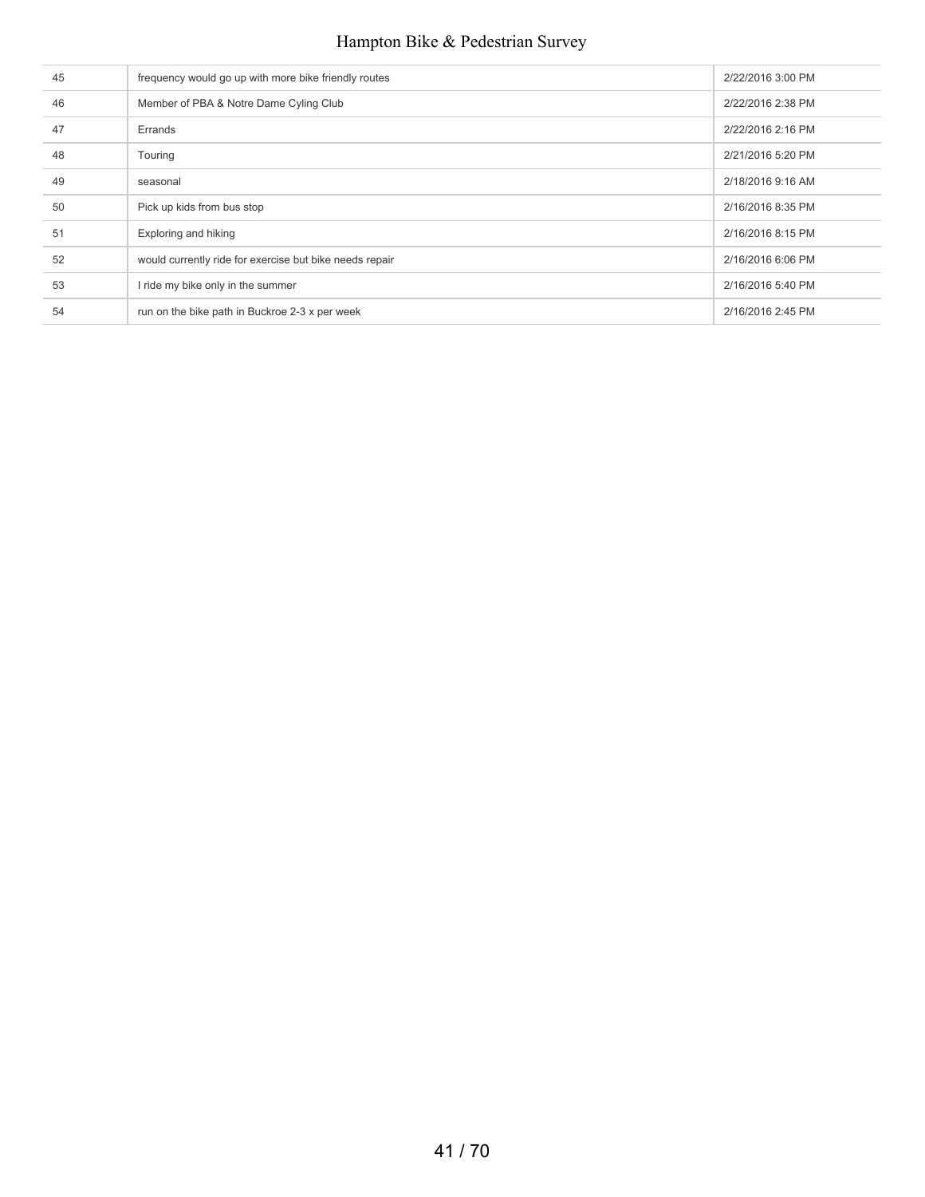| | | |
|---|---|---|
| 45 | frequency would go up with more bike friendly routes | 2/22/2016 3:00 PM |
| 46 | Member of PBA & Notre Dame Cyling Club | 2/22/2016 2:38 PM |
| 47 | Errands | 2/22/2016 2:16 PM |
| 48 | Touring | 2/21/2016 5:20 PM |
| 49 | seasonal | 2/18/2016 9:16 AM |
| 50 | Pick up kids from bus stop | 2/16/2016 8:35 PM |
| 51 | Exploring and hiking | 2/16/2016 8:15 PM |
| 52 | would currently ride for exercise but bike needs repair | 2/16/2016 6:06 PM |
| 53 | I ride my bike only in the summer | 2/16/2016 5:40 PM |
| 54 | run on the bike path in Buckroe 2-3 x per week | 2/16/2016 2:45 PM |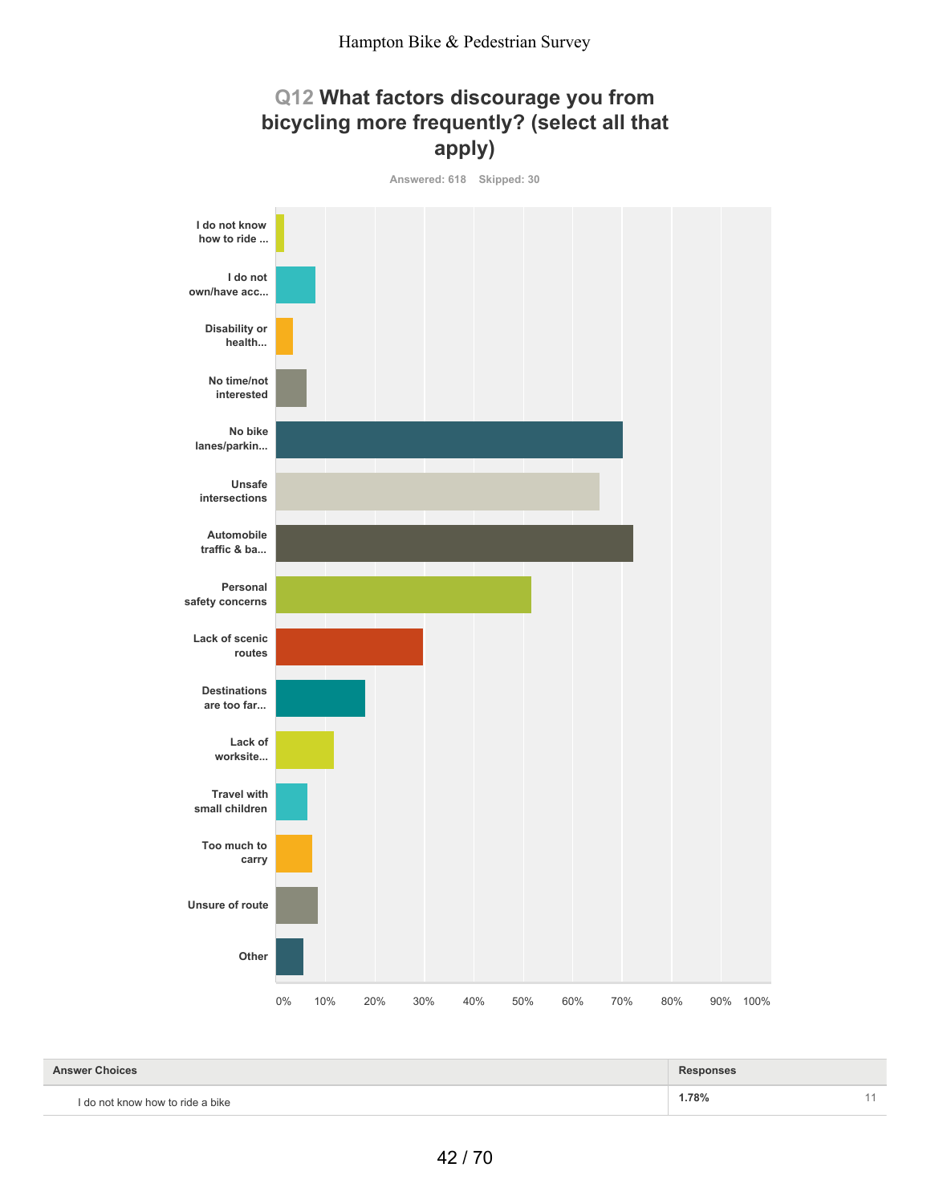## Q12 What factors discourage you from bicycling more frequently? (select all that apply)

Answered: 618 Skipped: 30

| Answer Choices | Responses | |
|---|---|---|
| I do not know how to ride a bike | 1.78% | 11 |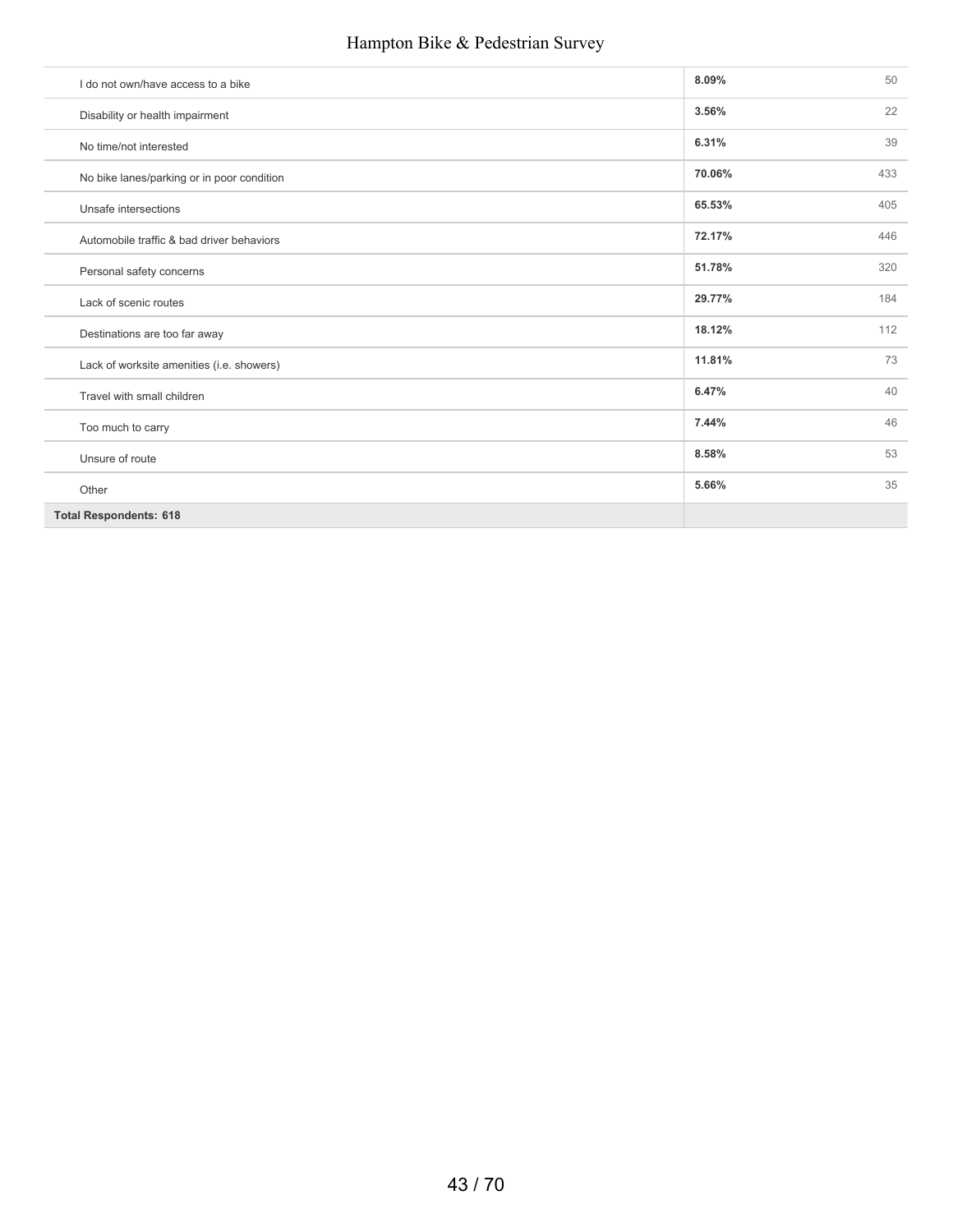| | | |
|---|---|---|
| I do not own/have access to a bike | 8.09% | 50 |
| Disability or health impairment | 3.56% | 22 |
| No time/not interested | 6.31% | 39 |
| No bike lanes/parking or in poor condition | 70.06% | 433 |
| Unsafe intersections | 65.53% | 405 |
| Automobile traffic & bad driver behaviors | 72.17% | 446 |
| Personal safety concerns | 51.78% | 320 |
| Lack of scenic routes | 29.77% | 184 |
| Destinations are too far away | 18.12% | 112 |
| Lack of worksite amenities (i.e. showers) | 11.81% | 73 |
| Travel with small children | 6.47% | 40 |
| Too much to carry | 7.44% | 46 |
| Unsure of route | 8.58% | 53 |
| Other | 5.66% | 35 |
| **Total Respondents: 618** | | |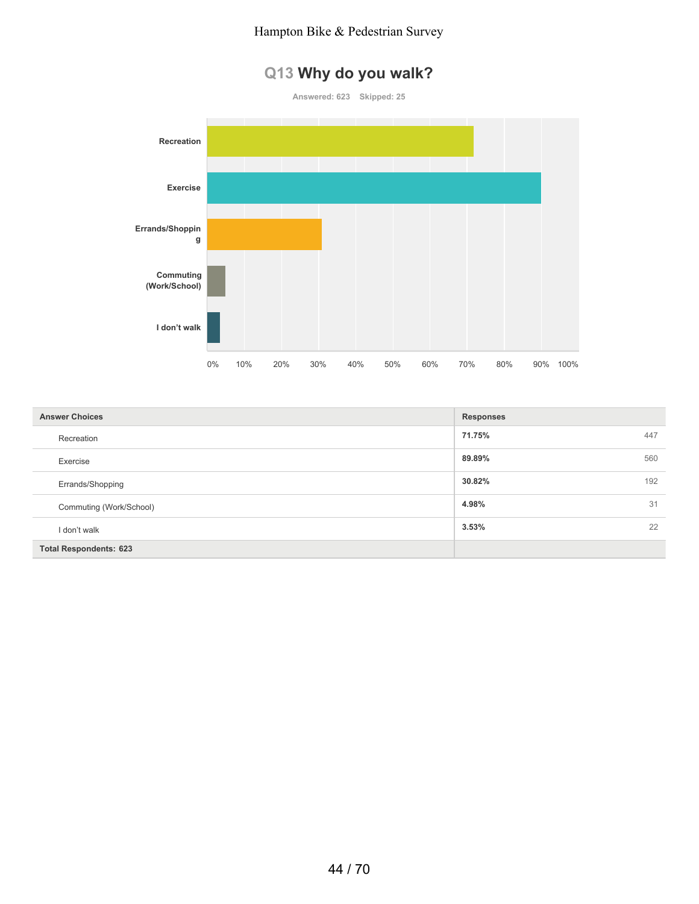## Q13 Why do you walk?

Answered: 623 Skipped: 25

| Answer Choices | Responses | |
|---|---|---|
| Recreation | 71.75% | 447 |
| Exercise | 89.89% | 560 |
| Errands/Shopping | 30.82% | 192 |
| Commuting (Work/School) | 4.98% | 31 |
| I don't walk | 3.53% | 22 |
| **Total Respondents: 623** | | |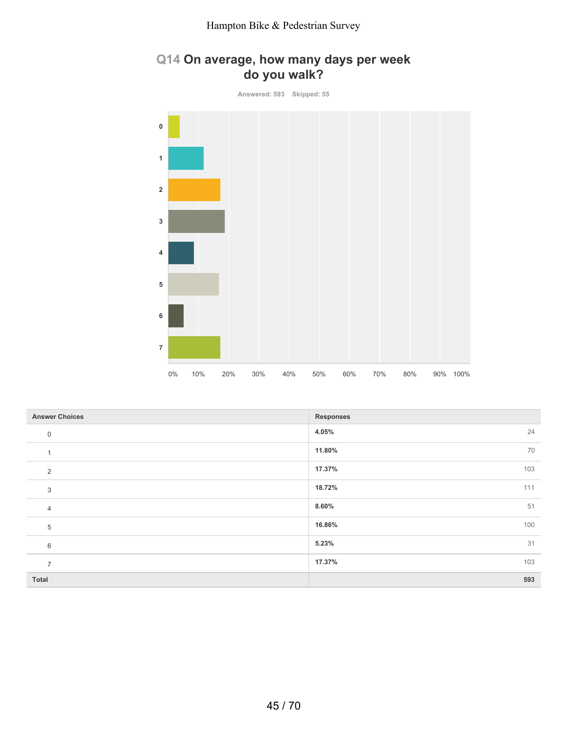## Q14 On average, how many days per week do you walk?

Answered: 593 Skipped: 55

| Answer Choices | Responses | |
|---|---|---|
| 0 | 4.05% | 24 |
| 1 | 11.80% | 70 |
| 2 | 17.37% | 103 |
| 3 | 18.72% | 111 |
| 4 | 8.60% | 51 |
| 5 | 16.86% | 100 |
| 6 | 5.23% | 31 |
| 7 | 17.37% | 103 |
| **Total** | | **593** |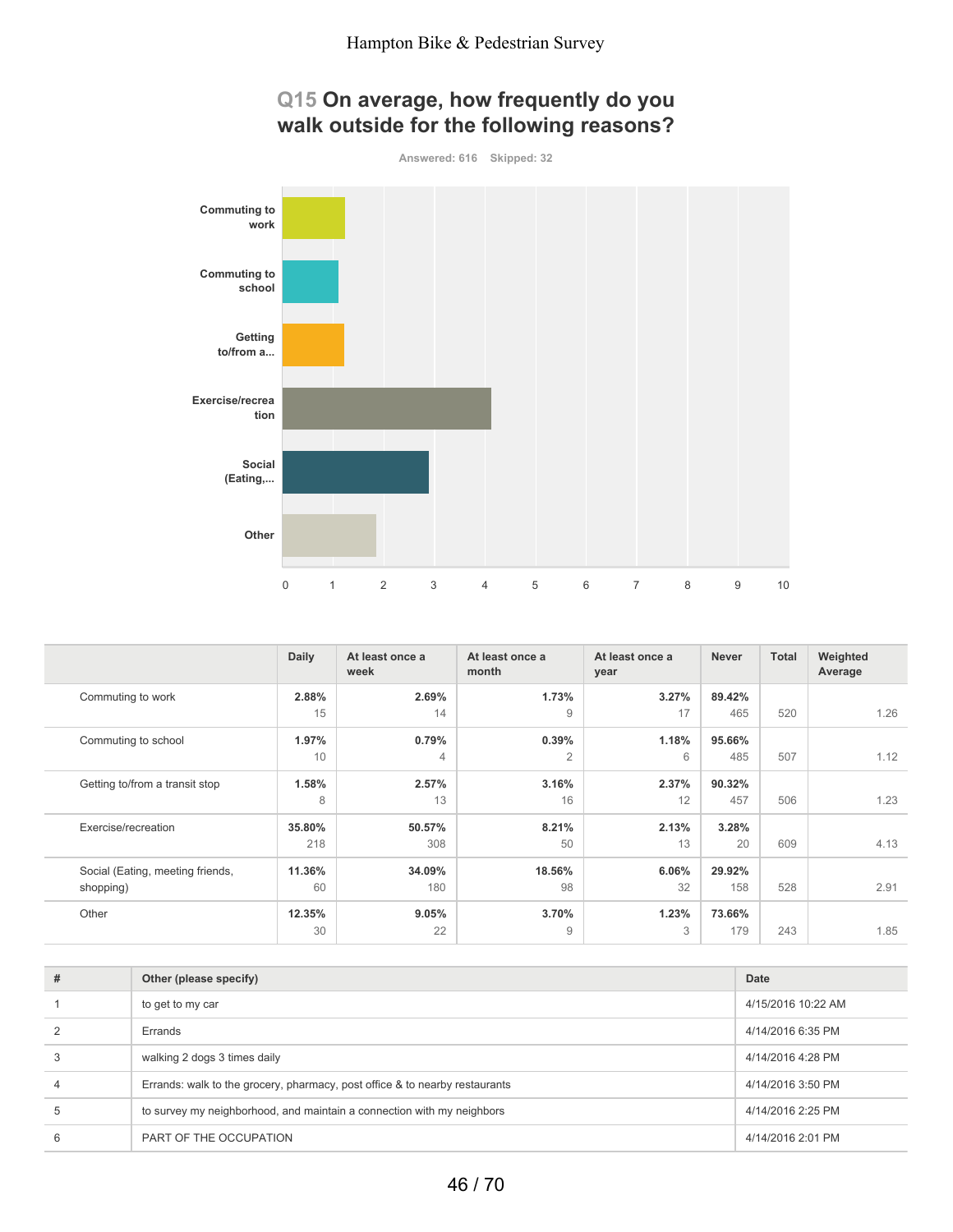# Q15 On average, how frequently do you walk outside for the following reasons?

Answered: 616 Skipped: 32

| | Daily | At least once a week | At least once a month | At least once a year | Never | Total | Weighted Average |
|---|---|---|---|---|---|---|---|
| Commuting to work | 2.88% 15 | 2.69% 14 | 1.73% 9 | 3.27% 17 | 89.42% 465 | 520 | 1.26 |
| Commuting to school | 1.97% 10 | 0.79% 4 | 0.39% 2 | 1.18% 6 | 95.66% 485 | 507 | 1.12 |
| Getting to/from a transit stop | 1.58% 8 | 2.57% 13 | 3.16% 16 | 2.37% 12 | 90.32% 457 | 506 | 1.23 |
| Exercise/recreation | 35.80% 218 | 50.57% 308 | 8.21% 50 | 2.13% 13 | 3.28% 20 | 609 | 4.13 |
| Social (Eating, meeting friends, shopping) | 11.36% 60 | 34.09% 180 | 18.56% 98 | 6.06% 32 | 29.92% 158 | 528 | 2.91 |
| Other | 12.35% 30 | 9.05% 22 | 3.70% 9 | 1.23% 3 | 73.66% 179 | 243 | 1.85 |

| # | Other (please specify) | Date |
|---|---|---|
| 1 | to get to my car | 4/15/2016 10:22 AM |
| 2 | Errands | 4/14/2016 6:35 PM |
| 3 | walking 2 dogs 3 times daily | 4/14/2016 4:28 PM |
| 4 | Errands: walk to the grocery, pharmacy, post office & to nearby restaurants | 4/14/2016 3:50 PM |
| 5 | to survey my neighborhood, and maintain a connection with my neighbors | 4/14/2016 2:25 PM |
| 6 | PART OF THE OCCUPATION | 4/14/2016 2:01 PM |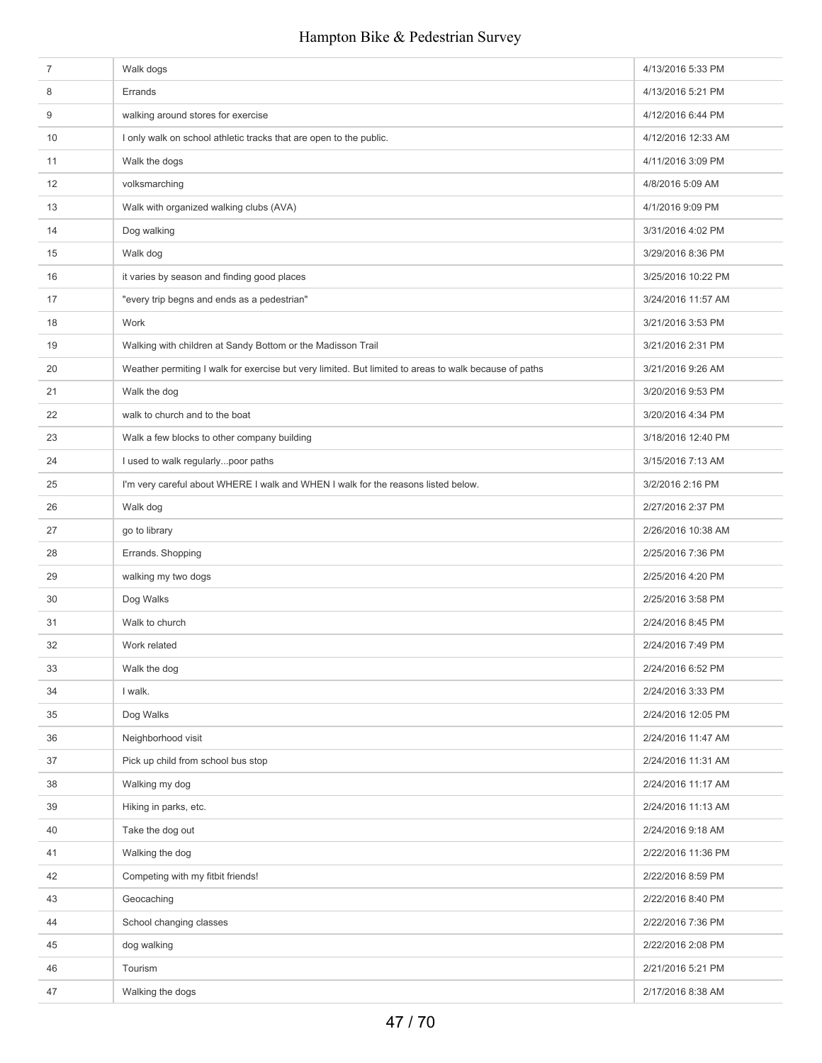| | | |
|---|---|---|
| 7 | Walk dogs | 4/13/2016 5:33 PM |
| 8 | Errands | 4/13/2016 5:21 PM |
| 9 | walking around stores for exercise | 4/12/2016 6:44 PM |
| 10 | I only walk on school athletic tracks that are open to the public. | 4/12/2016 12:33 AM |
| 11 | Walk the dogs | 4/11/2016 3:09 PM |
| 12 | volksmarching | 4/8/2016 5:09 AM |
| 13 | Walk with organized walking clubs (AVA) | 4/1/2016 9:09 PM |
| 14 | Dog walking | 3/31/2016 4:02 PM |
| 15 | Walk dog | 3/29/2016 8:36 PM |
| 16 | it varies by season and finding good places | 3/25/2016 10:22 PM |
| 17 | "every trip begns and ends as a pedestrian" | 3/24/2016 11:57 AM |
| 18 | Work | 3/21/2016 3:53 PM |
| 19 | Walking with children at Sandy Bottom or the Madisson Trail | 3/21/2016 2:31 PM |
| 20 | Weather permiting I walk for exercise but very limited. But limited to areas to walk because of paths | 3/21/2016 9:26 AM |
| 21 | Walk the dog | 3/20/2016 9:53 PM |
| 22 | walk to church and to the boat | 3/20/2016 4:34 PM |
| 23 | Walk a few blocks to other company building | 3/18/2016 12:40 PM |
| 24 | I used to walk regularly...poor paths | 3/15/2016 7:13 AM |
| 25 | I'm very careful about WHERE I walk and WHEN I walk for the reasons listed below. | 3/2/2016 2:16 PM |
| 26 | Walk dog | 2/27/2016 2:37 PM |
| 27 | go to library | 2/26/2016 10:38 AM |
| 28 | Errands. Shopping | 2/25/2016 7:36 PM |
| 29 | walking my two dogs | 2/25/2016 4:20 PM |
| 30 | Dog Walks | 2/25/2016 3:58 PM |
| 31 | Walk to church | 2/24/2016 8:45 PM |
| 32 | Work related | 2/24/2016 7:49 PM |
| 33 | Walk the dog | 2/24/2016 6:52 PM |
| 34 | I walk. | 2/24/2016 3:33 PM |
| 35 | Dog Walks | 2/24/2016 12:05 PM |
| 36 | Neighborhood visit | 2/24/2016 11:47 AM |
| 37 | Pick up child from school bus stop | 2/24/2016 11:31 AM |
| 38 | Walking my dog | 2/24/2016 11:17 AM |
| 39 | Hiking in parks, etc. | 2/24/2016 11:13 AM |
| 40 | Take the dog out | 2/24/2016 9:18 AM |
| 41 | Walking the dog | 2/22/2016 11:36 PM |
| 42 | Competing with my fitbit friends! | 2/22/2016 8:59 PM |
| 43 | Geocaching | 2/22/2016 8:40 PM |
| 44 | School changing classes | 2/22/2016 7:36 PM |
| 45 | dog walking | 2/22/2016 2:08 PM |
| 46 | Tourism | 2/21/2016 5:21 PM |
| 47 | Walking the dogs | 2/17/2016 8:38 AM |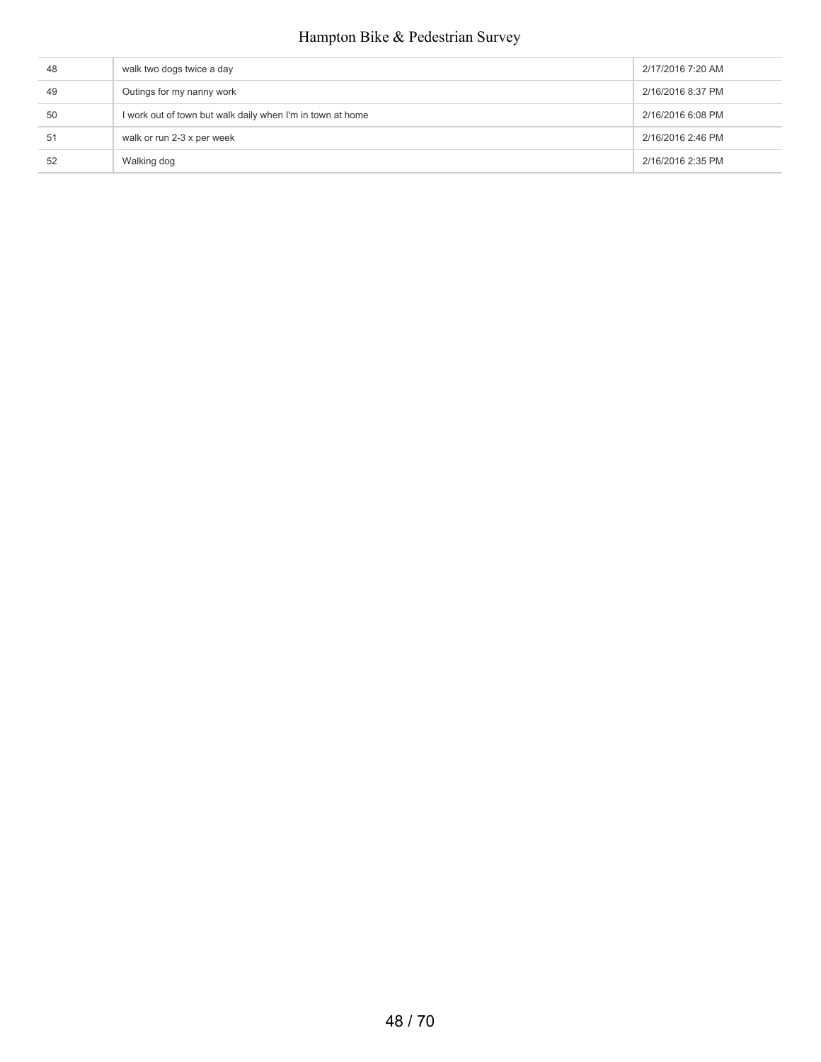| | | |
|---|---|---|
| 48 | walk two dogs twice a day | 2/17/2016 7:20 AM |
| 49 | Outings for my nanny work | 2/16/2016 8:37 PM |
| 50 | I work out of town but walk daily when I'm in town at home | 2/16/2016 6:08 PM |
| 51 | walk or run 2-3 x per week | 2/16/2016 2:46 PM |
| 52 | Walking dog | 2/16/2016 2:35 PM |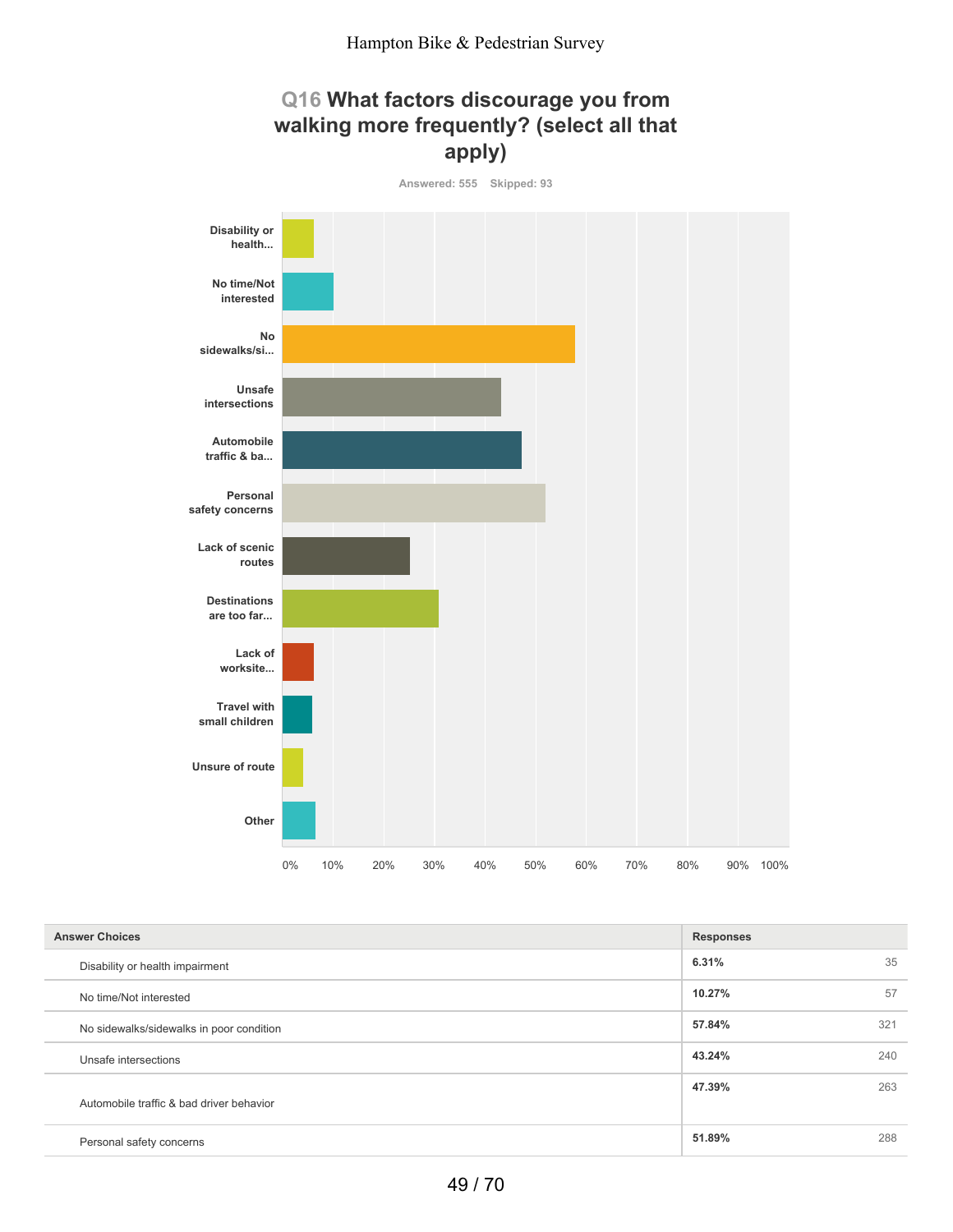## Q16 What factors discourage you from walking more frequently? (select all that apply)

Answered: 555 Skipped: 93

| Answer Choices | Responses | |
|---|---|---|
| Disability or health impairment | 6.31% | 35 |
| No time/Not interested | 10.27% | 57 |
| No sidewalks/sidewalks in poor condition | 57.84% | 321 |
| Unsafe intersections | 43.24% | 240 |
| Automobile traffic & bad driver behavior | 47.39% | 263 |
| Personal safety concerns | 51.89% | 288 |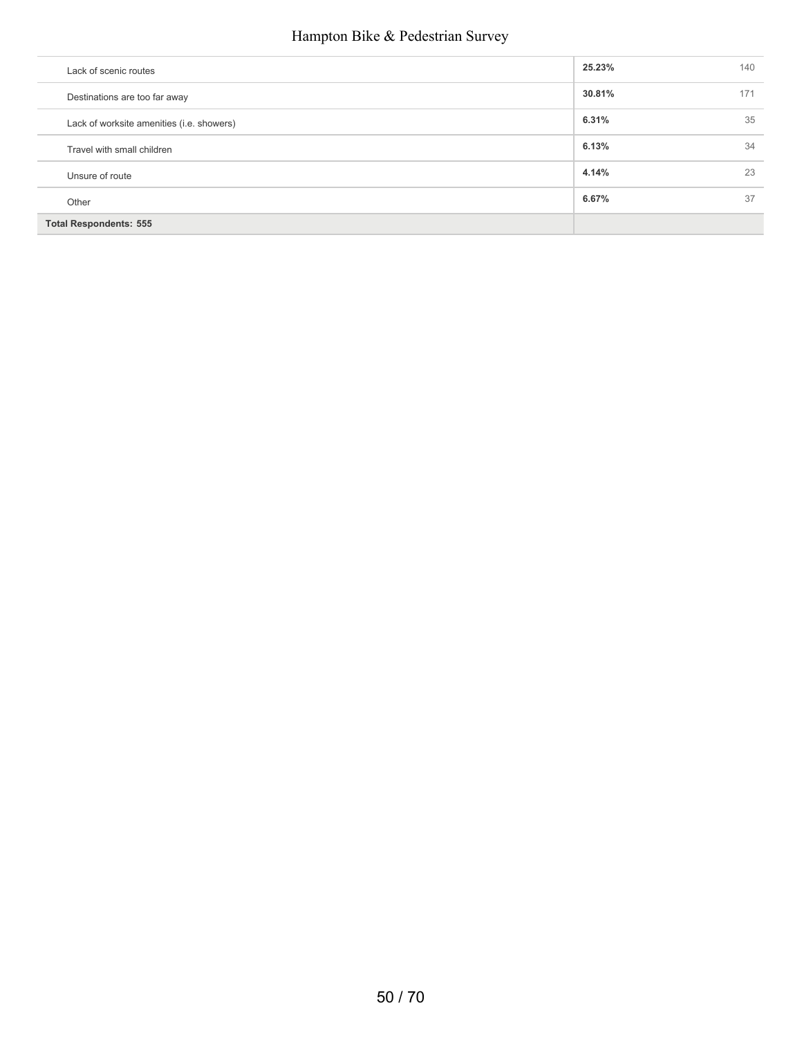| Answer Choices | Responses | |
|---|---|---|
| Lack of scenic routes | 25.23% | 140 |
| Destinations are too far away | 30.81% | 171 |
| Lack of worksite amenities (i.e. showers) | 6.31% | 35 |
| Travel with small children | 6.13% | 34 |
| Unsure of route | 4.14% | 23 |
| Other | 6.67% | 37 |
| **Total Respondents: 555** | | |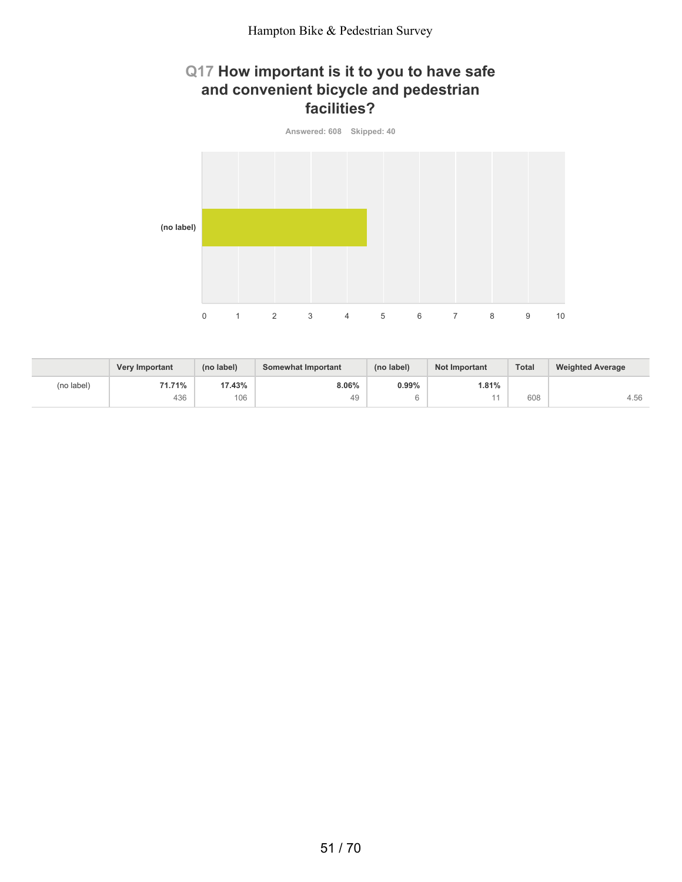## Q17 How important is it to you to have safe and convenient bicycle and pedestrian facilities?

Answered: 608 Skipped: 40

(no label)

0 1 2 3 4 5 6 7 8 9 10

|  | Very Important | (no label) | Somewhat Important | (no label) | Not Important | Total | Weighted Average |
|---|---|---|---|---|---|---|---|
| (no label) | **71.71%** 436 | **17.43%** 106 | **8.06%** 49 | **0.99%** 6 | **1.81%** 11 | 608 | 4.56 |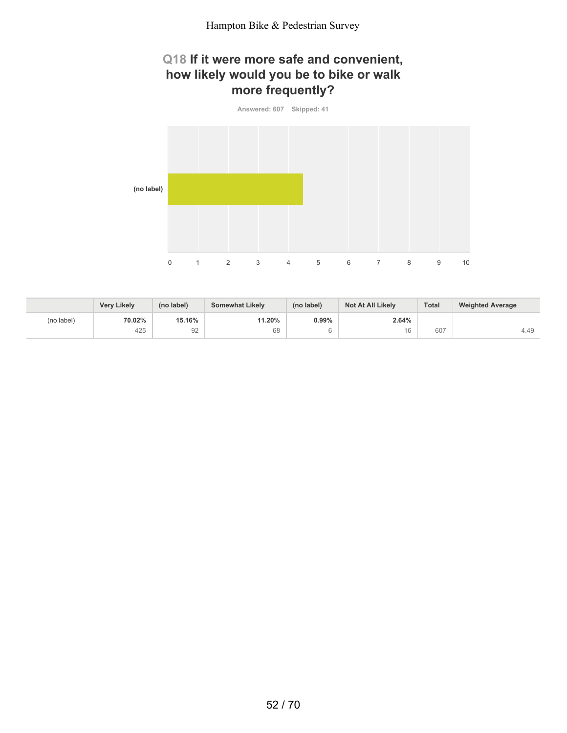## Q18 If it were more safe and convenient, how likely would you be to bike or walk more frequently?

Answered: 607 Skipped: 41

| | Very Likely | (no label) | Somewhat Likely | (no label) | Not At All Likely | Total | Weighted Average |
|---|---|---|---|---|---|---|---|
| (no label) | **70.02%**<br>425 | **15.16%**<br>92 | **11.20%**<br>68 | **0.99%**<br>6 | **2.64%**<br>16 | 607 | 4.49 |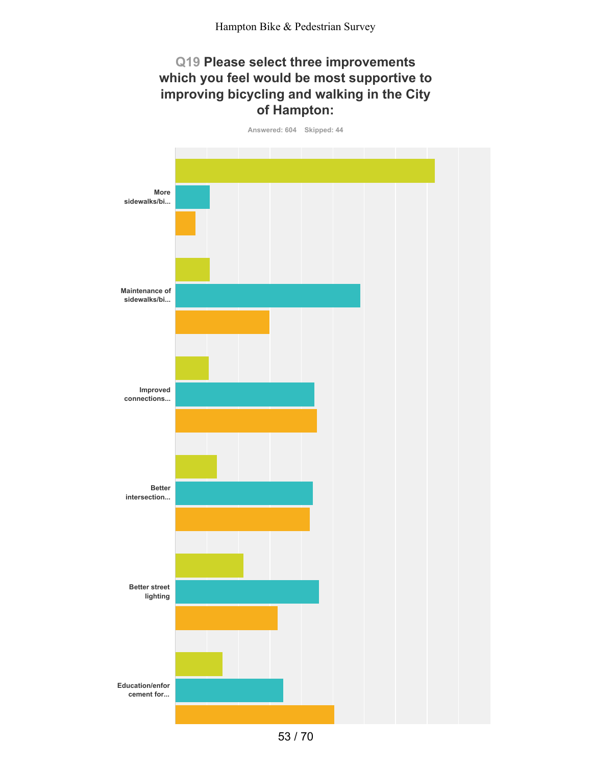## Q19 Please select three improvements which you feel would be most supportive to improving bicycling and walking in the City of Hampton:

Answered: 604 Skipped: 44

More sidewalks/bi...

Maintenance of sidewalks/bi...

Improved connections...

Better intersection...

Better street lighting

Education/enforcement for...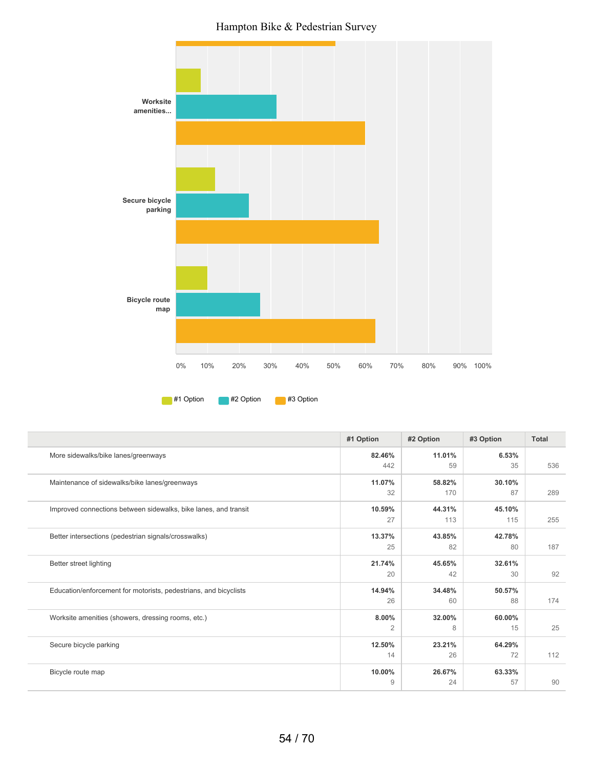Hampton Bike & Pedestrian Survey

| | #1 Option | #2 Option | #3 Option | Total |
|---|---|---|---|---|
| More sidewalks/bike lanes/greenways | **82.46%** 442 | **11.01%** 59 | **6.53%** 35 | 536 |
| Maintenance of sidewalks/bike lanes/greenways | **11.07%** 32 | **58.82%** 170 | **30.10%** 87 | 289 |
| Improved connections between sidewalks, bike lanes, and transit | **10.59%** 27 | **44.31%** 113 | **45.10%** 115 | 255 |
| Better intersections (pedestrian signals/crosswalks) | **13.37%** 25 | **43.85%** 82 | **42.78%** 80 | 187 |
| Better street lighting | **21.74%** 20 | **45.65%** 42 | **32.61%** 30 | 92 |
| Education/enforcement for motorists, pedestrians, and bicyclists | **14.94%** 26 | **34.48%** 60 | **50.57%** 88 | 174 |
| Worksite amenities (showers, dressing rooms, etc.) | **8.00%** 2 | **32.00%** 8 | **60.00%** 15 | 25 |
| Secure bicycle parking | **12.50%** 14 | **23.21%** 26 | **64.29%** 72 | 112 |
| Bicycle route map | **10.00%** 9 | **26.67%** 24 | **63.33%** 57 | 90 |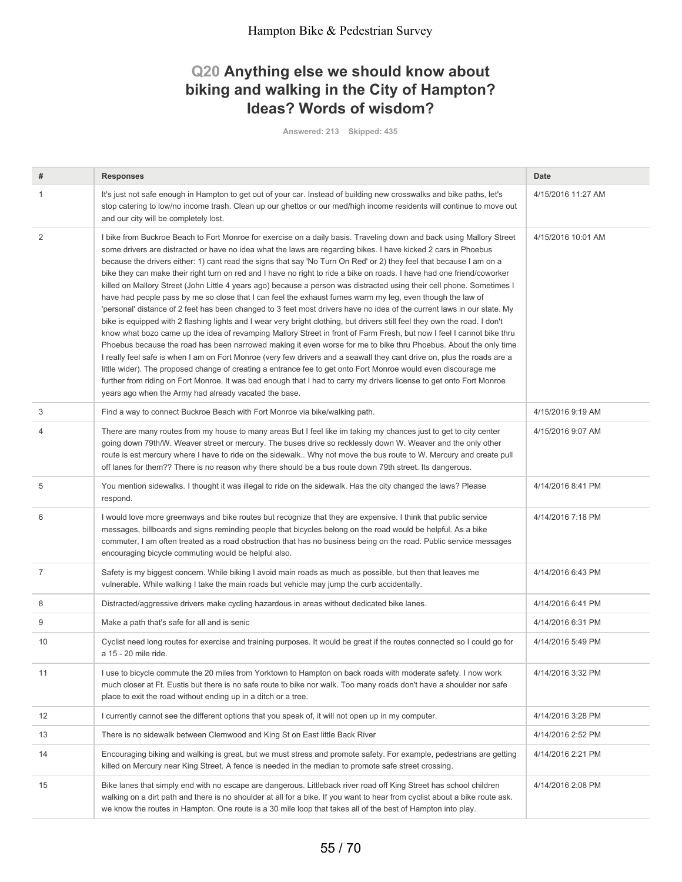## Q20 Anything else we should know about biking and walking in the City of Hampton? Ideas? Words of wisdom?

Answered: 213 Skipped: 435

| # | Responses | Date |
|---|---|---|
| 1 | It's just not safe enough in Hampton to get out of your car. Instead of building new crosswalks and bike paths, let's stop catering to low/no income trash. Clean up our ghettos or our med/high income residents will continue to move out and our city will be completely lost. | 4/15/2016 11:27 AM |
| 2 | I bike from Buckroe Beach to Fort Monroe for exercise on a daily basis. Traveling down and back using Mallory Street some drivers are distracted or have no idea what the laws are regarding bikes. I have kicked 2 cars in Phoebus because the drivers either: 1) cant read the signs that say 'No Turn On Red' or 2) they feel that because I am on a bike they can make their right turn on red and I have no right to ride a bike on roads. I have had one friend/coworker killed on Mallory Street (John Little 4 years ago) because a person was distracted using their cell phone. Sometimes I have had people pass by me so close that I can feel the exhaust fumes warm my leg, even though the law of 'personal' distance of 2 feet has been changed to 3 feet most drivers have no idea of the current laws in our state. My bike is equipped with 2 flashing lights and I wear very bright clothing, but drivers still feel they own the road. I don't know what bozo came up the idea of revamping Mallory Street in front of Farm Fresh, but now I feel I cannot bike thru Phoebus because the road has been narrowed making it even worse for me to bike thru Phoebus. About the only time I really feel safe is when I am on Fort Monroe (very few drivers and a seawall they cant drive on, plus the roads are a little wider). The proposed change of creating a entrance fee to get onto Fort Monroe would even discourage me further from riding on Fort Monroe. It was bad enough that I had to carry my drivers license to get onto Fort Monroe years ago when the Army had already vacated the base. | 4/15/2016 10:01 AM |
| 3 | Find a way to connect Buckroe Beach with Fort Monroe via bike/walking path. | 4/15/2016 9:19 AM |
| 4 | There are many routes from my house to many areas But I feel like im taking my chances just to get to city center going down 79th/W. Weaver street or mercury. The buses drive so recklessly down W. Weaver and the only other route is est mercury where I have to ride on the sidewalk.. Why not move the bus route to W. Mercury and create pull off lanes for them?? There is no reason why there should be a bus route down 79th street. Its dangerous. | 4/15/2016 9:07 AM |
| 5 | You mention sidewalks. I thought it was illegal to ride on the sidewalk. Has the city changed the laws? Please respond. | 4/14/2016 8:41 PM |
| 6 | I would love more greenways and bike routes but recognize that they are expensive. I think that public service messages, billboards and signs reminding people that bicycles belong on the road would be helpful. As a bike commuter, I am often treated as a road obstruction that has no business being on the road. Public service messages encouraging bicycle commuting would be helpful also. | 4/14/2016 7:18 PM |
| 7 | Safety is my biggest concern. While biking I avoid main roads as much as possible, but then that leaves me vulnerable. While walking I take the main roads but vehicle may jump the curb accidentally. | 4/14/2016 6:43 PM |
| 8 | Distracted/aggressive drivers make cycling hazardous in areas without dedicated bike lanes. | 4/14/2016 6:41 PM |
| 9 | Make a path that's safe for all and is senic | 4/14/2016 6:31 PM |
| 10 | Cyclist need long routes for exercise and training purposes. It would be great if the routes connected so I could go for a 15 - 20 mile ride. | 4/14/2016 5:49 PM |
| 11 | I use to bicycle commute the 20 miles from Yorktown to Hampton on back roads with moderate safety. I now work much closer at Ft. Eustis but there is no safe route to bike nor walk. Too many roads don't have a shoulder nor safe place to exit the road without ending up in a ditch or a tree. | 4/14/2016 3:32 PM |
| 12 | I currently cannot see the different options that you speak of, it will not open up in my computer. | 4/14/2016 3:28 PM |
| 13 | There is no sidewalk between Clemwood and King St on East little Back River | 4/14/2016 2:52 PM |
| 14 | Encouraging biking and walking is great, but we must stress and promote safety. For example, pedestrians are getting killed on Mercury near King Street. A fence is needed in the median to promote safe street crossing. | 4/14/2016 2:21 PM |
| 15 | Bike lanes that simply end with no escape are dangerous. Littleback river road off King Street has school children walking on a dirt path and there is no shoulder at all for a bike. If you want to hear from cyclist about a bike route ask. we know the routes in Hampton. One route is a 30 mile loop that takes all of the best of Hampton into play. | 4/14/2016 2:08 PM |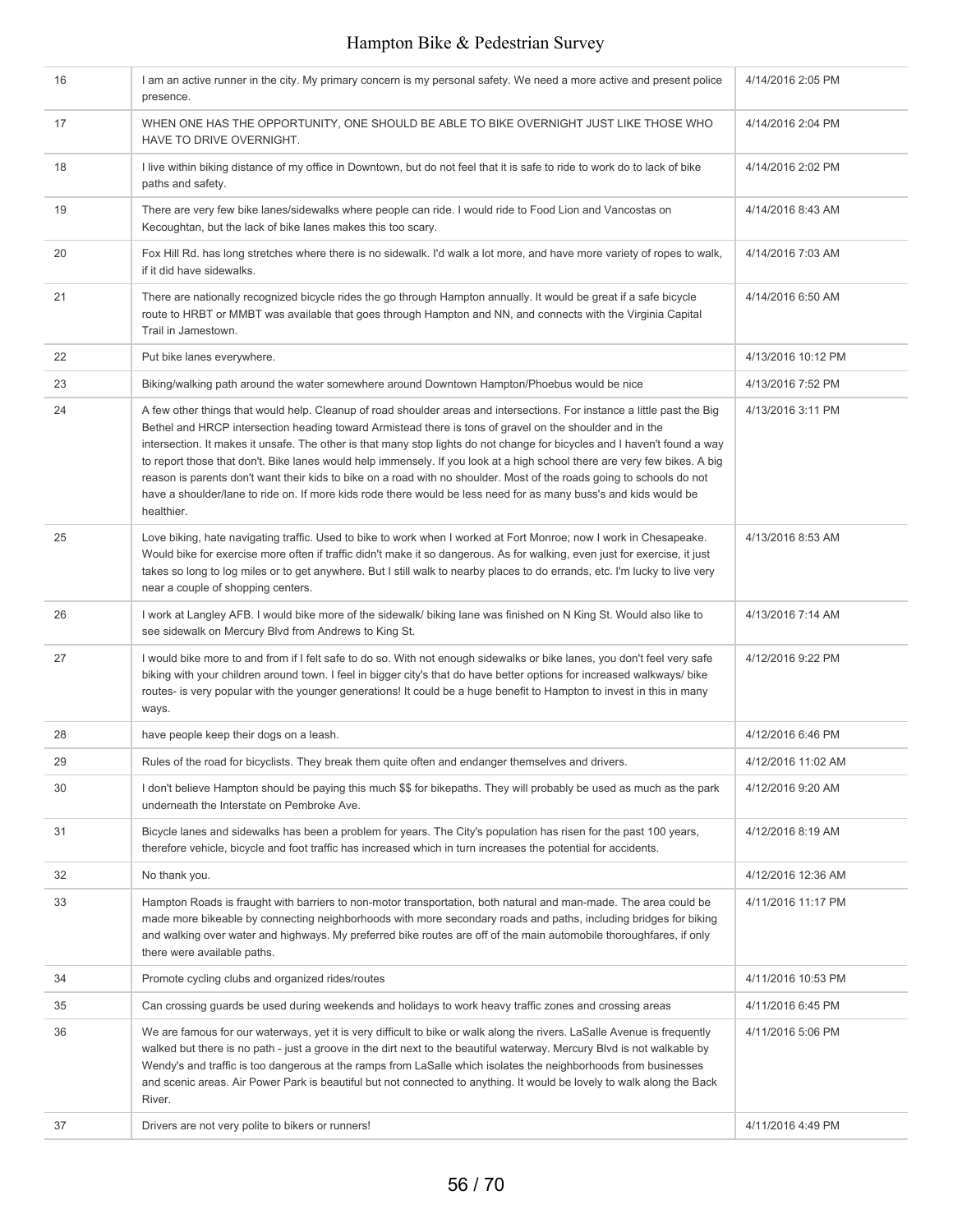| | | |
|---|---|---|
| 16 | I am an active runner in the city. My primary concern is my personal safety. We need a more active and present police presence. | 4/14/2016 2:05 PM |
| 17 | WHEN ONE HAS THE OPPORTUNITY, ONE SHOULD BE ABLE TO BIKE OVERNIGHT JUST LIKE THOSE WHO HAVE TO DRIVE OVERNIGHT. | 4/14/2016 2:04 PM |
| 18 | I live within biking distance of my office in Downtown, but do not feel that it is safe to ride to work do to lack of bike paths and safety. | 4/14/2016 2:02 PM |
| 19 | There are very few bike lanes/sidewalks where people can ride. I would ride to Food Lion and Vancostas on Kecoughtan, but the lack of bike lanes makes this too scary. | 4/14/2016 8:43 AM |
| 20 | Fox Hill Rd. has long stretches where there is no sidewalk. I'd walk a lot more, and have more variety of ropes to walk, if it did have sidewalks. | 4/14/2016 7:03 AM |
| 21 | There are nationally recognized bicycle rides the go through Hampton annually. It would be great if a safe bicycle route to HRBT or MMBT was available that goes through Hampton and NN, and connects with the Virginia Capital Trail in Jamestown. | 4/14/2016 6:50 AM |
| 22 | Put bike lanes everywhere. | 4/13/2016 10:12 PM |
| 23 | Biking/walking path around the water somewhere around Downtown Hampton/Phoebus would be nice | 4/13/2016 7:52 PM |
| 24 | A few other things that would help. Cleanup of road shoulder areas and intersections. For instance a little past the Big Bethel and HRCP intersection heading toward Armistead there is tons of gravel on the shoulder and in the intersection. It makes it unsafe. The other is that many stop lights do not change for bicycles and I haven't found a way to report those that don't. Bike lanes would help immensely. If you look at a high school there are very few bikes. A big reason is parents don't want their kids to bike on a road with no shoulder. Most of the roads going to schools do not have a shoulder/lane to ride on. If more kids rode there would be less need for as many buss's and kids would be healthier. | 4/13/2016 3:11 PM |
| 25 | Love biking, hate navigating traffic. Used to bike to work when I worked at Fort Monroe; now I work in Chesapeake. Would bike for exercise more often if traffic didn't make it so dangerous. As for walking, even just for exercise, it just takes so long to log miles or to get anywhere. But I still walk to nearby places to do errands, etc. I'm lucky to live very near a couple of shopping centers. | 4/13/2016 8:53 AM |
| 26 | I work at Langley AFB. I would bike more of the sidewalk/ biking lane was finished on N King St. Would also like to see sidewalk on Mercury Blvd from Andrews to King St. | 4/13/2016 7:14 AM |
| 27 | I would bike more to and from if I felt safe to do so. With not enough sidewalks or bike lanes, you don't feel very safe biking with your children around town. I feel in bigger city's that do have better options for increased walkways/ bike routes- is very popular with the younger generations! It could be a huge benefit to Hampton to invest in this in many ways. | 4/12/2016 9:22 PM |
| 28 | have people keep their dogs on a leash. | 4/12/2016 6:46 PM |
| 29 | Rules of the road for bicyclists. They break them quite often and endanger themselves and drivers. | 4/12/2016 11:02 AM |
| 30 | I don't believe Hampton should be paying this much $$ for bikepaths. They will probably be used as much as the park underneath the Interstate on Pembroke Ave. | 4/12/2016 9:20 AM |
| 31 | Bicycle lanes and sidewalks has been a problem for years. The City's population has risen for the past 100 years, therefore vehicle, bicycle and foot traffic has increased which in turn increases the potential for accidents. | 4/12/2016 8:19 AM |
| 32 | No thank you. | 4/12/2016 12:36 AM |
| 33 | Hampton Roads is fraught with barriers to non-motor transportation, both natural and man-made. The area could be made more bikeable by connecting neighborhoods with more secondary roads and paths, including bridges for biking and walking over water and highways. My preferred bike routes are off of the main automobile thoroughfares, if only there were available paths. | 4/11/2016 11:17 PM |
| 34 | Promote cycling clubs and organized rides/routes | 4/11/2016 10:53 PM |
| 35 | Can crossing guards be used during weekends and holidays to work heavy traffic zones and crossing areas | 4/11/2016 6:45 PM |
| 36 | We are famous for our waterways, yet it is very difficult to bike or walk along the rivers. LaSalle Avenue is frequently walked but there is no path - just a groove in the dirt next to the beautiful waterway. Mercury Blvd is not walkable by Wendy's and traffic is too dangerous at the ramps from LaSalle which isolates the neighborhoods from businesses and scenic areas. Air Power Park is beautiful but not connected to anything. It would be lovely to walk along the Back River. | 4/11/2016 5:06 PM |
| 37 | Drivers are not very polite to bikers or runners! | 4/11/2016 4:49 PM |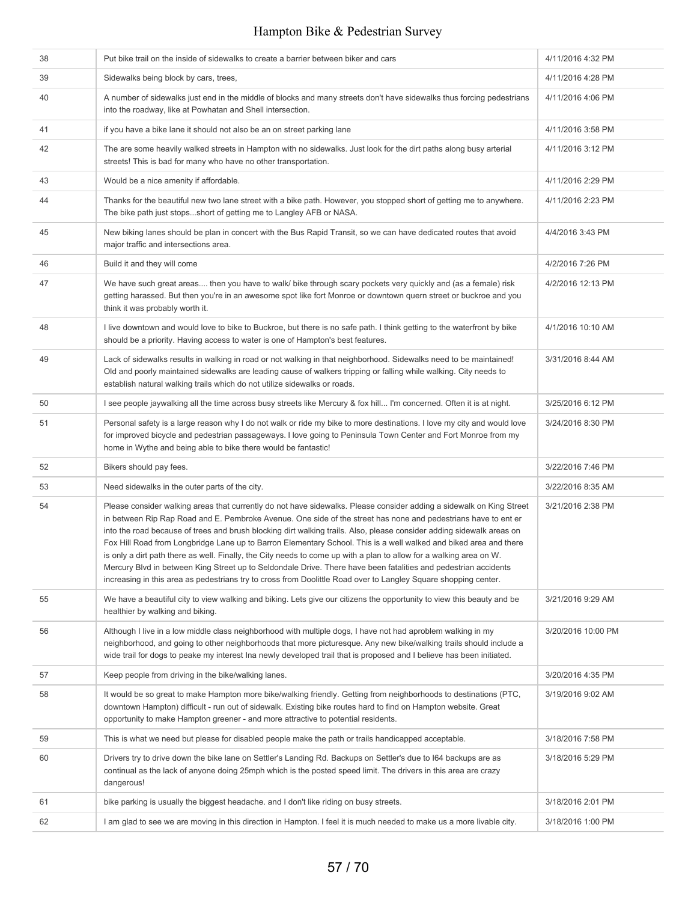| | | |
|---|---|---|
| 38 | Put bike trail on the inside of sidewalks to create a barrier between biker and cars | 4/11/2016 4:32 PM |
| 39 | Sidewalks being block by cars, trees, | 4/11/2016 4:28 PM |
| 40 | A number of sidewalks just end in the middle of blocks and many streets don't have sidewalks thus forcing pedestrians into the roadway, like at Powhatan and Shell intersection. | 4/11/2016 4:06 PM |
| 41 | if you have a bike lane it should not also be an on street parking lane | 4/11/2016 3:58 PM |
| 42 | The are some heavily walked streets in Hampton with no sidewalks. Just look for the dirt paths along busy arterial streets! This is bad for many who have no other transportation. | 4/11/2016 3:12 PM |
| 43 | Would be a nice amenity if affordable. | 4/11/2016 2:29 PM |
| 44 | Thanks for the beautiful new two lane street with a bike path. However, you stopped short of getting me to anywhere. The bike path just stops...short of getting me to Langley AFB or NASA. | 4/11/2016 2:23 PM |
| 45 | New biking lanes should be plan in concert with the Bus Rapid Transit, so we can have dedicated routes that avoid major traffic and intersections area. | 4/4/2016 3:43 PM |
| 46 | Build it and they will come | 4/2/2016 7:26 PM |
| 47 | We have such great areas.... then you have to walk/ bike through scary pockets very quickly and (as a female) risk getting harassed. But then you're in an awesome spot like fort Monroe or downtown quern street or buckroe and you think it was probably worth it. | 4/2/2016 12:13 PM |
| 48 | I live downtown and would love to bike to Buckroe, but there is no safe path. I think getting to the waterfront by bike should be a priority. Having access to water is one of Hampton's best features. | 4/1/2016 10:10 AM |
| 49 | Lack of sidewalks results in walking in road or not walking in that neighborhood. Sidewalks need to be maintained! Old and poorly maintained sidewalks are leading cause of walkers tripping or falling while walking. City needs to establish natural walking trails which do not utilize sidewalks or roads. | 3/31/2016 8:44 AM |
| 50 | I see people jaywalking all the time across busy streets like Mercury & fox hill... I'm concerned. Often it is at night. | 3/25/2016 6:12 PM |
| 51 | Personal safety is a large reason why I do not walk or ride my bike to more destinations. I love my city and would love for improved bicycle and pedestrian passageways. I love going to Peninsula Town Center and Fort Monroe from my home in Wythe and being able to bike there would be fantastic! | 3/24/2016 8:30 PM |
| 52 | Bikers should pay fees. | 3/22/2016 7:46 PM |
| 53 | Need sidewalks in the outer parts of the city. | 3/22/2016 8:35 AM |
| 54 | Please consider walking areas that currently do not have sidewalks. Please consider adding a sidewalk on King Street in between Rip Rap Road and E. Pembroke Avenue. One side of the street has none and pedestrians have to ent er into the road because of trees and brush blocking dirt walking trails. Also, please consider adding sidewalk areas on Fox Hill Road from Longbridge Lane up to Barron Elementary School. This is a well walked and biked area and there is only a dirt path there as well. Finally, the City needs to come up with a plan to allow for a walking area on W. Mercury Blvd in between King Street up to Seldondale Drive. There have been fatalities and pedestrian accidents increasing in this area as pedestrians try to cross from Doolittle Road over to Langley Square shopping center. | 3/21/2016 2:38 PM |
| 55 | We have a beautiful city to view walking and biking. Lets give our citizens the opportunity to view this beauty and be healthier by walking and biking. | 3/21/2016 9:29 AM |
| 56 | Although I live in a low middle class neighborhood with multiple dogs, I have not had aproblem walking in my neighborhood, and going to other neighborhoods that more picturesque. Any new bike/walking trails should include a wide trail for dogs to peake my interest Ina newly developed trail that is proposed and I believe has been initiated. | 3/20/2016 10:00 PM |
| 57 | Keep people from driving in the bike/walking lanes. | 3/20/2016 4:35 PM |
| 58 | It would be so great to make Hampton more bike/walking friendly. Getting from neighborhoods to destinations (PTC, downtown Hampton) difficult - run out of sidewalk. Existing bike routes hard to find on Hampton website. Great opportunity to make Hampton greener - and more attractive to potential residents. | 3/19/2016 9:02 AM |
| 59 | This is what we need but please for disabled people make the path or trails handicapped acceptable. | 3/18/2016 7:58 PM |
| 60 | Drivers try to drive down the bike lane on Settler's Landing Rd. Backups on Settler's due to I64 backups are as continual as the lack of anyone doing 25mph which is the posted speed limit. The drivers in this area are crazy dangerous! | 3/18/2016 5:29 PM |
| 61 | bike parking is usually the biggest headache. and I don't like riding on busy streets. | 3/18/2016 2:01 PM |
| 62 | I am glad to see we are moving in this direction in Hampton. I feel it is much needed to make us a more livable city. | 3/18/2016 1:00 PM |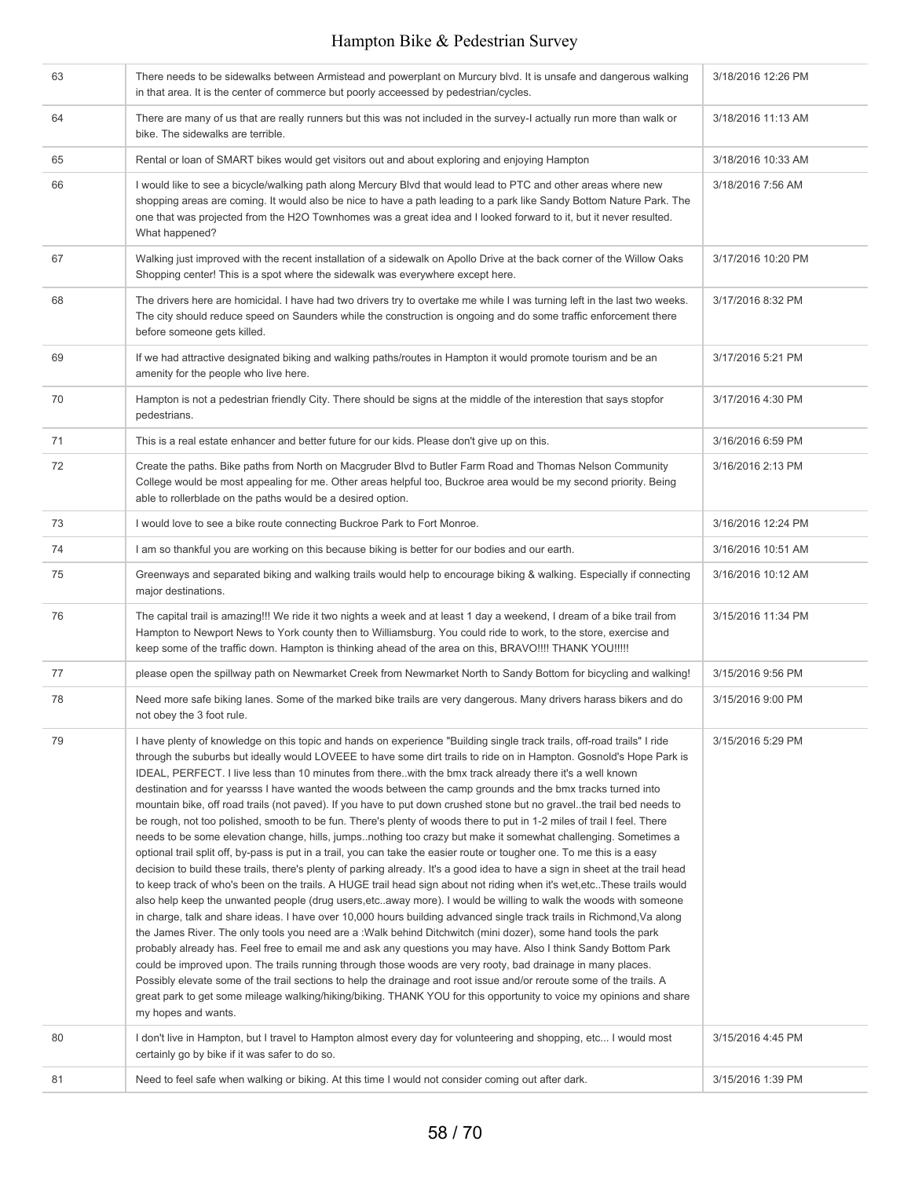| | | |
|---|---|---|
| 63 | There needs to be sidewalks between Armistead and powerplant on Murcury blvd. It is unsafe and dangerous walking in that area. It is the center of commerce but poorly acceesed by pedestrian/cycles. | 3/18/2016 12:26 PM |
| 64 | There are many of us that are really runners but this was not included in the survey-I actually run more than walk or bike. The sidewalks are terrible. | 3/18/2016 11:13 AM |
| 65 | Rental or loan of SMART bikes would get visitors out and about exploring and enjoying Hampton | 3/18/2016 10:33 AM |
| 66 | I would like to see a bicycle/walking path along Mercury Blvd that would lead to PTC and other areas where new shopping areas are coming. It would also be nice to have a path leading to a park like Sandy Bottom Nature Park. The one that was projected from the H2O Townhomes was a great idea and I looked forward to it, but it never resulted. What happened? | 3/18/2016 7:56 AM |
| 67 | Walking just improved with the recent installation of a sidewalk on Apollo Drive at the back corner of the Willow Oaks Shopping center! This is a spot where the sidewalk was everywhere except here. | 3/17/2016 10:20 PM |
| 68 | The drivers here are homicidal. I have had two drivers try to overtake me while I was turning left in the last two weeks. The city should reduce speed on Saunders while the construction is ongoing and do some traffic enforcement there before someone gets killed. | 3/17/2016 8:32 PM |
| 69 | If we had attractive designated biking and walking paths/routes in Hampton it would promote tourism and be an amenity for the people who live here. | 3/17/2016 5:21 PM |
| 70 | Hampton is not a pedestrian friendly City. There should be signs at the middle of the interestion that says stopfor pedestrians. | 3/17/2016 4:30 PM |
| 71 | This is a real estate enhancer and better future for our kids. Please don't give up on this. | 3/16/2016 6:59 PM |
| 72 | Create the paths. Bike paths from North on Macgruder Blvd to Butler Farm Road and Thomas Nelson Community College would be most appealing for me. Other areas helpful too, Buckroe area would be my second priority. Being able to rollerblade on the paths would be a desired option. | 3/16/2016 2:13 PM |
| 73 | I would love to see a bike route connecting Buckroe Park to Fort Monroe. | 3/16/2016 12:24 PM |
| 74 | I am so thankful you are working on this because biking is better for our bodies and our earth. | 3/16/2016 10:51 AM |
| 75 | Greenways and separated biking and walking trails would help to encourage biking & walking. Especially if connecting major destinations. | 3/16/2016 10:12 AM |
| 76 | The capital trail is amazing!!! We ride it two nights a week and at least 1 day a weekend, I dream of a bike trail from Hampton to Newport News to York county then to Williamsburg. You could ride to work, to the store, exercise and keep some of the traffic down. Hampton is thinking ahead of the area on this, BRAVO!!!! THANK YOU!!!!! | 3/15/2016 11:34 PM |
| 77 | please open the spillway path on Newmarket Creek from Newmarket North to Sandy Bottom for bicycling and walking! | 3/15/2016 9:56 PM |
| 78 | Need more safe biking lanes. Some of the marked bike trails are very dangerous. Many drivers harass bikers and do not obey the 3 foot rule. | 3/15/2016 9:00 PM |
| 79 | I have plenty of knowledge on this topic and hands on experience "Building single track trails, off-road trails" I ride through the suburbs but ideally would LOVEEE to have some dirt trails to ride on in Hampton. Gosnold's Hope Park is IDEAL, PERFECT. I live less than 10 minutes from there..with the bmx track already there it's a well known destination and for yearsss I have wanted the woods between the camp grounds and the bmx tracks turned into mountain bike, off road trails (not paved). If you have to put down crushed stone but no gravel..the trail bed needs to be rough, not too polished, smooth to be fun. There's plenty of woods there to put in 1-2 miles of trail I feel. There needs to be some elevation change, hills, jumps..nothing too crazy but make it somewhat challenging. Sometimes a optional trail split off, by-pass is put in a trail, you can take the easier route or tougher one. To me this is a easy decision to build these trails, there's plenty of parking already. It's a good idea to have a sign in sheet at the trail head to keep track of who's been on the trails. A HUGE trail head sign about not riding when it's wet,etc..These trails would also help keep the unwanted people (drug users,etc..away more). I would be willing to walk the woods with someone in charge, talk and share ideas. I have over 10,000 hours building advanced single track trails in Richmond,Va along the James River. The only tools you need are a :Walk behind Ditchwitch (mini dozer), some hand tools the park probably already has. Feel free to email me and ask any questions you may have. Also I think Sandy Bottom Park could be improved upon. The trails running through those woods are very rooty, bad drainage in many places. Possibly elevate some of the trail sections to help the drainage and root issue and/or reroute some of the trails. A great park to get some mileage walking/hiking/biking. THANK YOU for this opportunity to voice my opinions and share my hopes and wants. | 3/15/2016 5:29 PM |
| 80 | I don't live in Hampton, but I travel to Hampton almost every day for volunteering and shopping, etc... I would most certainly go by bike if it was safer to do so. | 3/15/2016 4:45 PM |
| 81 | Need to feel safe when walking or biking. At this time I would not consider coming out after dark. | 3/15/2016 1:39 PM |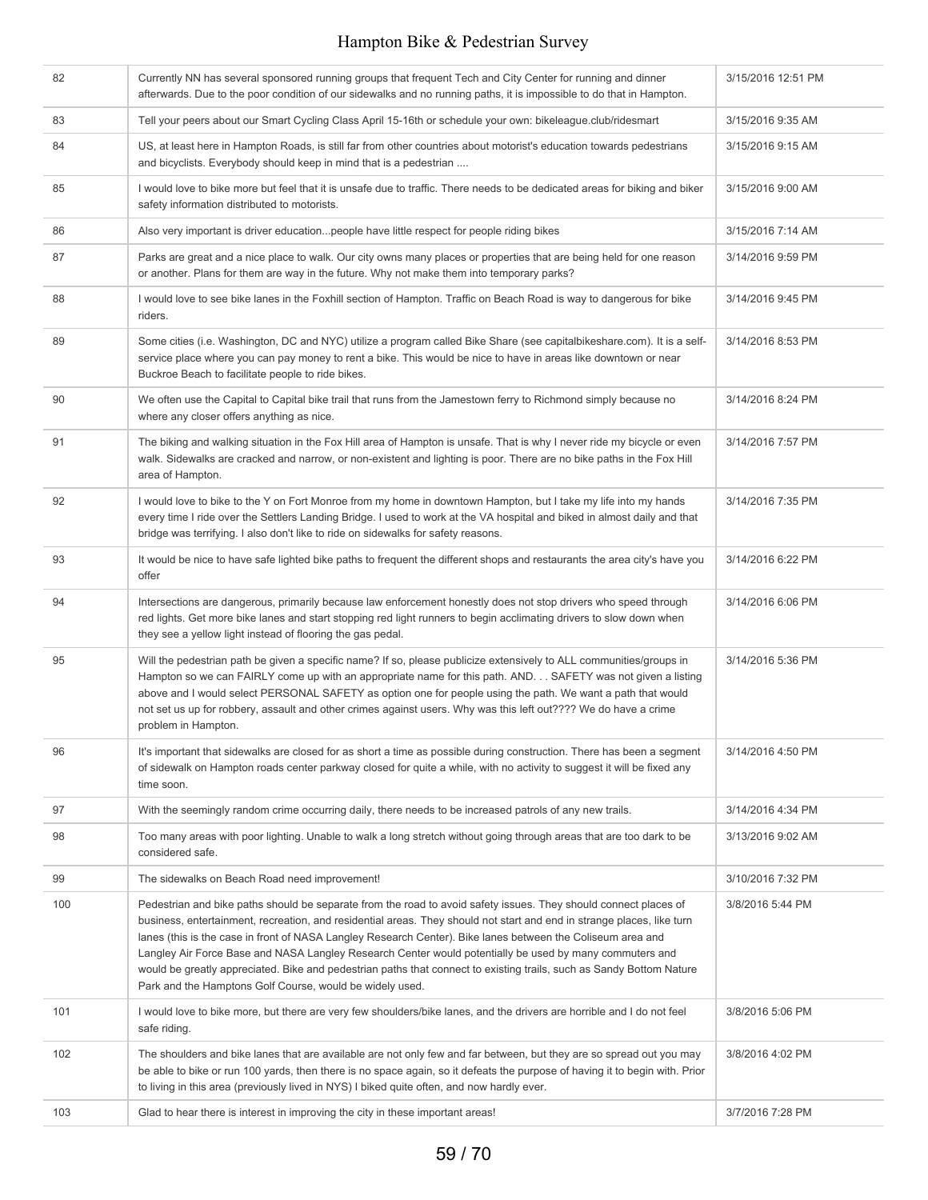| | | |
|---|---|---|
| 82 | Currently NN has several sponsored running groups that frequent Tech and City Center for running and dinner afterwards. Due to the poor condition of our sidewalks and no running paths, it is impossible to do that in Hampton. | 3/15/2016 12:51 PM |
| 83 | Tell your peers about our Smart Cycling Class April 15-16th or schedule your own: bikeleague.club/ridesmart | 3/15/2016 9:35 AM |
| 84 | US, at least here in Hampton Roads, is still far from other countries about motorist's education towards pedestrians and bicyclists. Everybody should keep in mind that is a pedestrian .... | 3/15/2016 9:15 AM |
| 85 | I would love to bike more but feel that it is unsafe due to traffic. There needs to be dedicated areas for biking and biker safety information distributed to motorists. | 3/15/2016 9:00 AM |
| 86 | Also very important is driver education...people have little respect for people riding bikes | 3/15/2016 7:14 AM |
| 87 | Parks are great and a nice place to walk. Our city owns many places or properties that are being held for one reason or another. Plans for them are way in the future. Why not make them into temporary parks? | 3/14/2016 9:59 PM |
| 88 | I would love to see bike lanes in the Foxhill section of Hampton. Traffic on Beach Road is way to dangerous for bike riders. | 3/14/2016 9:45 PM |
| 89 | Some cities (i.e. Washington, DC and NYC) utilize a program called Bike Share (see capitalbikeshare.com). It is a self-service place where you can pay money to rent a bike. This would be nice to have in areas like downtown or near Buckroe Beach to facilitate people to ride bikes. | 3/14/2016 8:53 PM |
| 90 | We often use the Capital to Capital bike trail that runs from the Jamestown ferry to Richmond simply because no where any closer offers anything as nice. | 3/14/2016 8:24 PM |
| 91 | The biking and walking situation in the Fox Hill area of Hampton is unsafe. That is why I never ride my bicycle or even walk. Sidewalks are cracked and narrow, or non-existent and lighting is poor. There are no bike paths in the Fox Hill area of Hampton. | 3/14/2016 7:57 PM |
| 92 | I would love to bike to the Y on Fort Monroe from my home in downtown Hampton, but I take my life into my hands every time I ride over the Settlers Landing Bridge. I used to work at the VA hospital and biked in almost daily and that bridge was terrifying. I also don't like to ride on sidewalks for safety reasons. | 3/14/2016 7:35 PM |
| 93 | It would be nice to have safe lighted bike paths to frequent the different shops and restaurants the area city's have you offer | 3/14/2016 6:22 PM |
| 94 | Intersections are dangerous, primarily because law enforcement honestly does not stop drivers who speed through red lights. Get more bike lanes and start stopping red light runners to begin acclimating drivers to slow down when they see a yellow light instead of flooring the gas pedal. | 3/14/2016 6:06 PM |
| 95 | Will the pedestrian path be given a specific name? If so, please publicize extensively to ALL communities/groups in Hampton so we can FAIRLY come up with an appropriate name for this path. AND. . . SAFETY was not given a listing above and I would select PERSONAL SAFETY as option one for people using the path. We want a path that would not set us up for robbery, assault and other crimes against users. Why was this left out???? We do have a crime problem in Hampton. | 3/14/2016 5:36 PM |
| 96 | It's important that sidewalks are closed for as short a time as possible during construction. There has been a segment of sidewalk on Hampton roads center parkway closed for quite a while, with no activity to suggest it will be fixed any time soon. | 3/14/2016 4:50 PM |
| 97 | With the seemingly random crime occurring daily, there needs to be increased patrols of any new trails. | 3/14/2016 4:34 PM |
| 98 | Too many areas with poor lighting. Unable to walk a long stretch without going through areas that are too dark to be considered safe. | 3/13/2016 9:02 AM |
| 99 | The sidewalks on Beach Road need improvement! | 3/10/2016 7:32 PM |
| 100 | Pedestrian and bike paths should be separate from the road to avoid safety issues. They should connect places of business, entertainment, recreation, and residential areas. They should not start and end in strange places, like turn lanes (this is the case in front of NASA Langley Research Center). Bike lanes between the Coliseum area and Langley Air Force Base and NASA Langley Research Center would potentially be used by many commuters and would be greatly appreciated. Bike and pedestrian paths that connect to existing trails, such as Sandy Bottom Nature Park and the Hamptons Golf Course, would be widely used. | 3/8/2016 5:44 PM |
| 101 | I would love to bike more, but there are very few shoulders/bike lanes, and the drivers are horrible and I do not feel safe riding. | 3/8/2016 5:06 PM |
| 102 | The shoulders and bike lanes that are available are not only few and far between, but they are so spread out you may be able to bike or run 100 yards, then there is no space again, so it defeats the purpose of having it to begin with. Prior to living in this area (previously lived in NYS) I biked quite often, and now hardly ever. | 3/8/2016 4:02 PM |
| 103 | Glad to hear there is interest in improving the city in these important areas! | 3/7/2016 7:28 PM |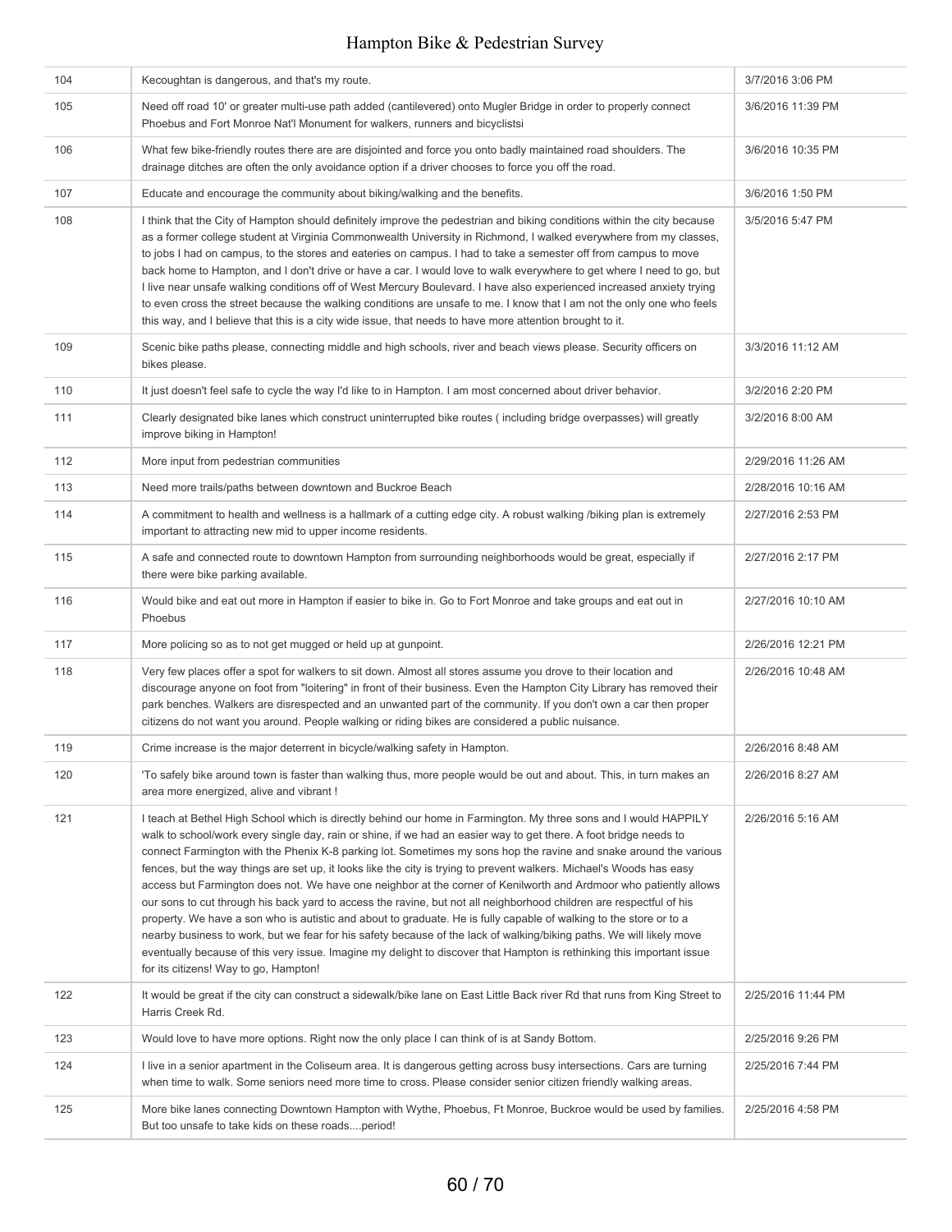| | | |
|---|---|---|
| 104 | Kecoughtan is dangerous, and that's my route. | 3/7/2016 3:06 PM |
| 105 | Need off road 10' or greater multi-use path added (cantilevered) onto Mugler Bridge in order to properly connect Phoebus and Fort Monroe Nat'l Monument for walkers, runners and bicyclistsi | 3/6/2016 11:39 PM |
| 106 | What few bike-friendly routes there are are disjointed and force you onto badly maintained road shoulders. The drainage ditches are often the only avoidance option if a driver chooses to force you off the road. | 3/6/2016 10:35 PM |
| 107 | Educate and encourage the community about biking/walking and the benefits. | 3/6/2016 1:50 PM |
| 108 | I think that the City of Hampton should definitely improve the pedestrian and biking conditions within the city because as a former college student at Virginia Commonwealth University in Richmond, I walked everywhere from my classes, to jobs I had on campus, to the stores and eateries on campus. I had to take a semester off from campus to move back home to Hampton, and I don't drive or have a car. I would love to walk everywhere to get where I need to go, but I live near unsafe walking conditions off of West Mercury Boulevard. I have also experienced increased anxiety trying to even cross the street because the walking conditions are unsafe to me. I know that I am not the only one who feels this way, and I believe that this is a city wide issue, that needs to have more attention brought to it. | 3/5/2016 5:47 PM |
| 109 | Scenic bike paths please, connecting middle and high schools, river and beach views please. Security officers on bikes please. | 3/3/2016 11:12 AM |
| 110 | It just doesn't feel safe to cycle the way I'd like to in Hampton. I am most concerned about driver behavior. | 3/2/2016 2:20 PM |
| 111 | Clearly designated bike lanes which construct uninterrupted bike routes ( including bridge overpasses) will greatly improve biking in Hampton! | 3/2/2016 8:00 AM |
| 112 | More input from pedestrian communities | 2/29/2016 11:26 AM |
| 113 | Need more trails/paths between downtown and Buckroe Beach | 2/28/2016 10:16 AM |
| 114 | A commitment to health and wellness is a hallmark of a cutting edge city. A robust walking /biking plan is extremely important to attracting new mid to upper income residents. | 2/27/2016 2:53 PM |
| 115 | A safe and connected route to downtown Hampton from surrounding neighborhoods would be great, especially if there were bike parking available. | 2/27/2016 2:17 PM |
| 116 | Would bike and eat out more in Hampton if easier to bike in. Go to Fort Monroe and take groups and eat out in Phoebus | 2/27/2016 10:10 AM |
| 117 | More policing so as to not get mugged or held up at gunpoint. | 2/26/2016 12:21 PM |
| 118 | Very few places offer a spot for walkers to sit down. Almost all stores assume you drove to their location and discourage anyone on foot from "loitering" in front of their business. Even the Hampton City Library has removed their park benches. Walkers are disrespected and an unwanted part of the community. If you don't own a car then proper citizens do not want you around. People walking or riding bikes are considered a public nuisance. | 2/26/2016 10:48 AM |
| 119 | Crime increase is the major deterrent in bicycle/walking safety in Hampton. | 2/26/2016 8:48 AM |
| 120 | 'To safely bike around town is faster than walking thus, more people would be out and about. This, in turn makes an area more energized, alive and vibrant ! | 2/26/2016 8:27 AM |
| 121 | I teach at Bethel High School which is directly behind our home in Farmington. My three sons and I would HAPPILY walk to school/work every single day, rain or shine, if we had an easier way to get there. A foot bridge needs to connect Farmington with the Phenix K-8 parking lot. Sometimes my sons hop the ravine and snake around the various fences, but the way things are set up, it looks like the city is trying to prevent walkers. Michael's Woods has easy access but Farmington does not. We have one neighbor at the corner of Kenilworth and Ardmoor who patiently allows our sons to cut through his back yard to access the ravine, but not all neighborhood children are respectful of his property. We have a son who is autistic and about to graduate. He is fully capable of walking to the store or to a nearby business to work, but we fear for his safety because of the lack of walking/biking paths. We will likely move eventually because of this very issue. Imagine my delight to discover that Hampton is rethinking this important issue for its citizens! Way to go, Hampton! | 2/26/2016 5:16 AM |
| 122 | It would be great if the city can construct a sidewalk/bike lane on East Little Back river Rd that runs from King Street to Harris Creek Rd. | 2/25/2016 11:44 PM |
| 123 | Would love to have more options. Right now the only place I can think of is at Sandy Bottom. | 2/25/2016 9:26 PM |
| 124 | I live in a senior apartment in the Coliseum area. It is dangerous getting across busy intersections. Cars are turning when time to walk. Some seniors need more time to cross. Please consider senior citizen friendly walking areas. | 2/25/2016 7:44 PM |
| 125 | More bike lanes connecting Downtown Hampton with Wythe, Phoebus, Ft Monroe, Buckroe would be used by families. But too unsafe to take kids on these roads....period! | 2/25/2016 4:58 PM |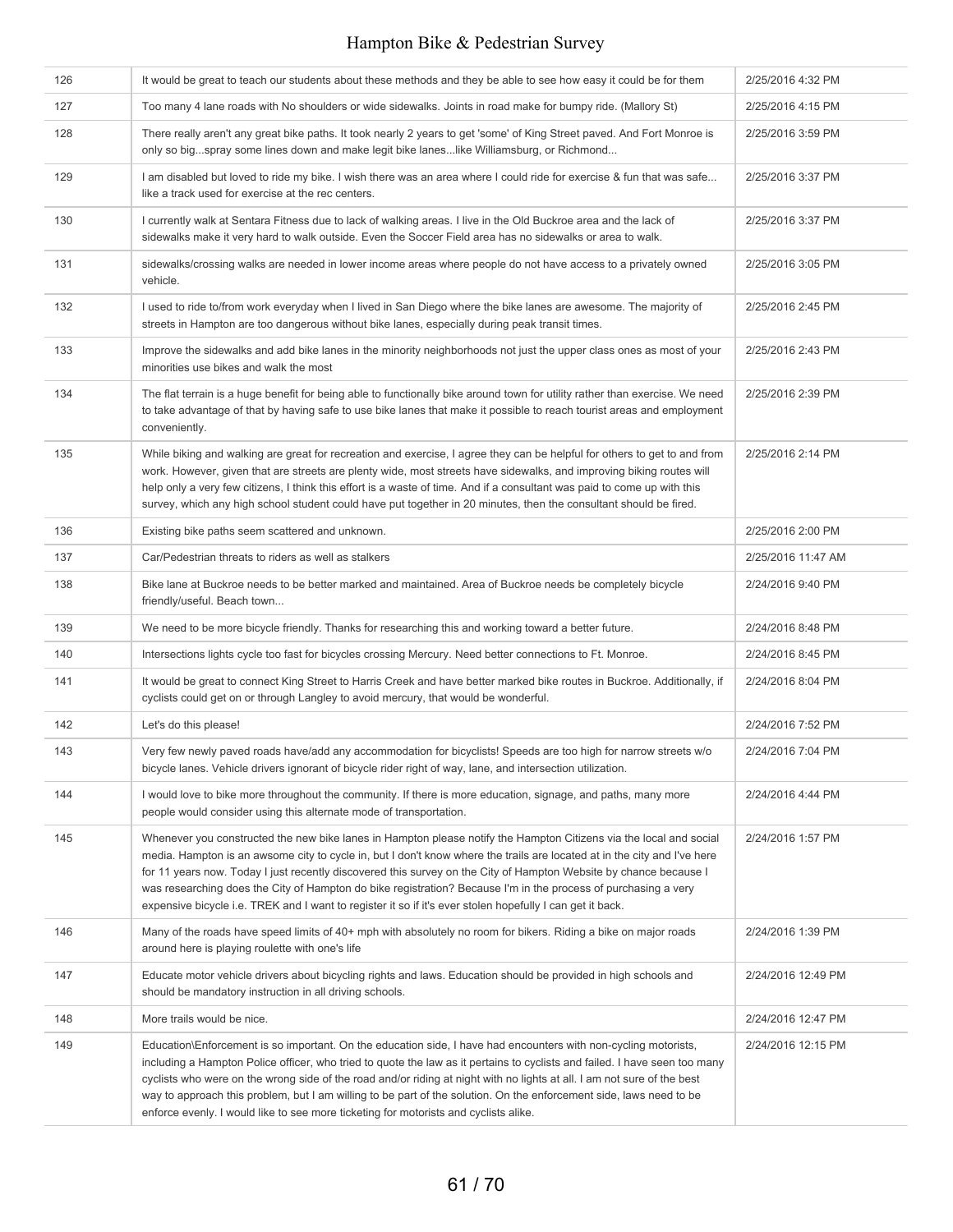| | | |
|---|---|---|
| 126 | It would be great to teach our students about these methods and they be able to see how easy it could be for them | 2/25/2016 4:32 PM |
| 127 | Too many 4 lane roads with No shoulders or wide sidewalks. Joints in road make for bumpy ride. (Mallory St) | 2/25/2016 4:15 PM |
| 128 | There really aren't any great bike paths. It took nearly 2 years to get 'some' of King Street paved. And Fort Monroe is only so big...spray some lines down and make legit bike lanes...like Williamsburg, or Richmond... | 2/25/2016 3:59 PM |
| 129 | I am disabled but loved to ride my bike. I wish there was an area where I could ride for exercise & fun that was safe... like a track used for exercise at the rec centers. | 2/25/2016 3:37 PM |
| 130 | I currently walk at Sentara Fitness due to lack of walking areas. I live in the Old Buckroe area and the lack of sidewalks make it very hard to walk outside. Even the Soccer Field area has no sidewalks or area to walk. | 2/25/2016 3:37 PM |
| 131 | sidewalks/crossing walks are needed in lower income areas where people do not have access to a privately owned vehicle. | 2/25/2016 3:05 PM |
| 132 | I used to ride to/from work everyday when I lived in San Diego where the bike lanes are awesome. The majority of streets in Hampton are too dangerous without bike lanes, especially during peak transit times. | 2/25/2016 2:45 PM |
| 133 | Improve the sidewalks and add bike lanes in the minority neighborhoods not just the upper class ones as most of your minorities use bikes and walk the most | 2/25/2016 2:43 PM |
| 134 | The flat terrain is a huge benefit for being able to functionally bike around town for utility rather than exercise. We need to take advantage of that by having safe to use bike lanes that make it possible to reach tourist areas and employment conveniently. | 2/25/2016 2:39 PM |
| 135 | While biking and walking are great for recreation and exercise, I agree they can be helpful for others to get to and from work. However, given that are streets are plenty wide, most streets have sidewalks, and improving biking routes will help only a very few citizens, I think this effort is a waste of time. And if a consultant was paid to come up with this survey, which any high school student could have put together in 20 minutes, then the consultant should be fired. | 2/25/2016 2:14 PM |
| 136 | Existing bike paths seem scattered and unknown. | 2/25/2016 2:00 PM |
| 137 | Car/Pedestrian threats to riders as well as stalkers | 2/25/2016 11:47 AM |
| 138 | Bike lane at Buckroe needs to be better marked and maintained. Area of Buckroe needs be completely bicycle friendly/useful. Beach town... | 2/24/2016 9:40 PM |
| 139 | We need to be more bicycle friendly. Thanks for researching this and working toward a better future. | 2/24/2016 8:48 PM |
| 140 | Intersections lights cycle too fast for bicycles crossing Mercury. Need better connections to Ft. Monroe. | 2/24/2016 8:45 PM |
| 141 | It would be great to connect King Street to Harris Creek and have better marked bike routes in Buckroe. Additionally, if cyclists could get on or through Langley to avoid mercury, that would be wonderful. | 2/24/2016 8:04 PM |
| 142 | Let's do this please! | 2/24/2016 7:52 PM |
| 143 | Very few newly paved roads have/add any accommodation for bicyclists! Speeds are too high for narrow streets w/o bicycle lanes. Vehicle drivers ignorant of bicycle rider right of way, lane, and intersection utilization. | 2/24/2016 7:04 PM |
| 144 | I would love to bike more throughout the community. If there is more education, signage, and paths, many more people would consider using this alternate mode of transportation. | 2/24/2016 4:44 PM |
| 145 | Whenever you constructed the new bike lanes in Hampton please notify the Hampton Citizens via the local and social media. Hampton is an awsome city to cycle in, but I don't know where the trails are located at in the city and I've here for 11 years now. Today I just recently discovered this survey on the City of Hampton Website by chance because I was researching does the City of Hampton do bike registration? Because I'm in the process of purchasing a very expensive bicycle i.e. TREK and I want to register it so if it's ever stolen hopefully I can get it back. | 2/24/2016 1:57 PM |
| 146 | Many of the roads have speed limits of 40+ mph with absolutely no room for bikers. Riding a bike on major roads around here is playing roulette with one's life | 2/24/2016 1:39 PM |
| 147 | Educate motor vehicle drivers about bicycling rights and laws. Education should be provided in high schools and should be mandatory instruction in all driving schools. | 2/24/2016 12:49 PM |
| 148 | More trails would be nice. | 2/24/2016 12:47 PM |
| 149 | Education\Enforcement is so important. On the education side, I have had encounters with non-cycling motorists, including a Hampton Police officer, who tried to quote the law as it pertains to cyclists and failed. I have seen too many cyclists who were on the wrong side of the road and/or riding at night with no lights at all. I am not sure of the best way to approach this problem, but I am willing to be part of the solution. On the enforcement side, laws need to be enforce evenly. I would like to see more ticketing for motorists and cyclists alike. | 2/24/2016 12:15 PM |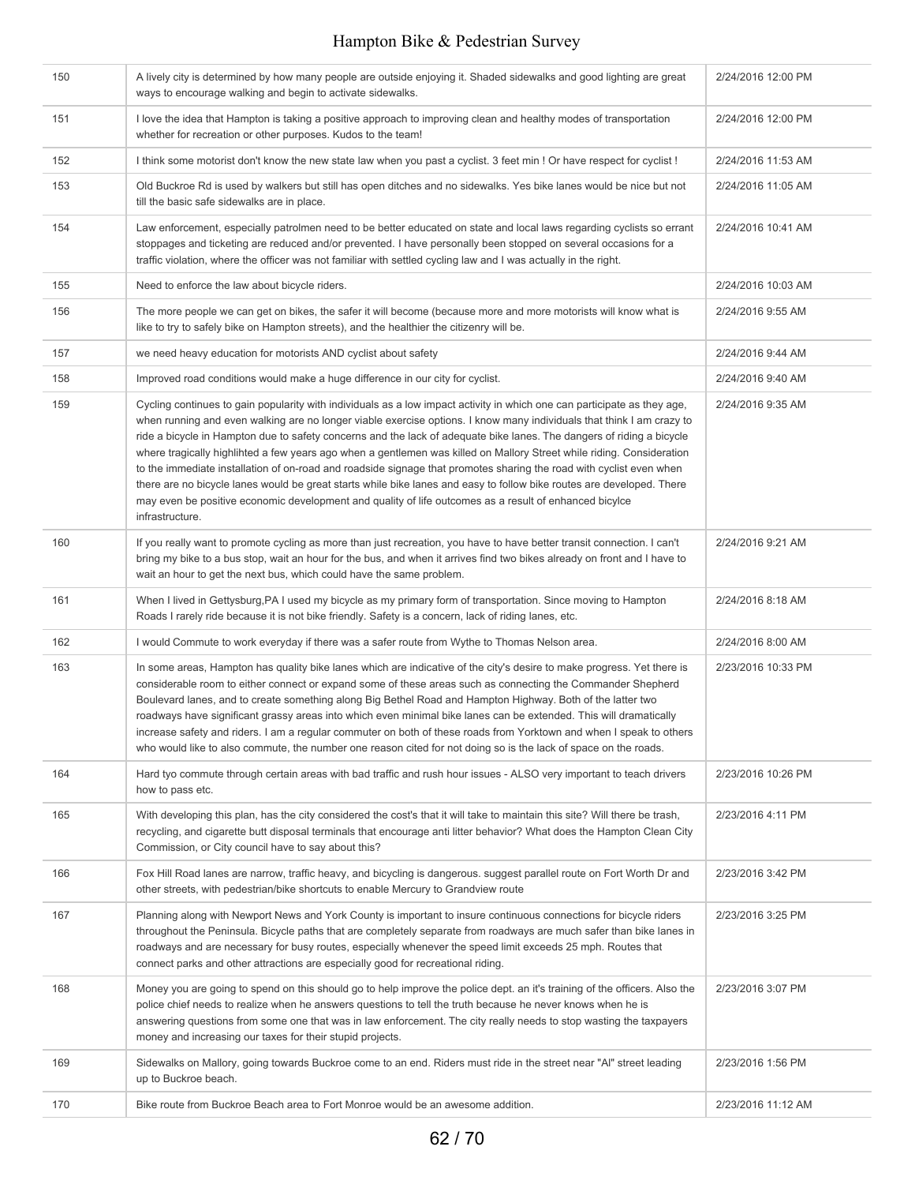| | | |
|---|---|---|
| 150 | A lively city is determined by how many people are outside enjoying it. Shaded sidewalks and good lighting are great ways to encourage walking and begin to activate sidewalks. | 2/24/2016 12:00 PM |
| 151 | I love the idea that Hampton is taking a positive approach to improving clean and healthy modes of transportation whether for recreation or other purposes. Kudos to the team! | 2/24/2016 12:00 PM |
| 152 | I think some motorist don't know the new state law when you past a cyclist. 3 feet min ! Or have respect for cyclist ! | 2/24/2016 11:53 AM |
| 153 | Old Buckroe Rd is used by walkers but still has open ditches and no sidewalks. Yes bike lanes would be nice but not till the basic safe sidewalks are in place. | 2/24/2016 11:05 AM |
| 154 | Law enforcement, especially patrolmen need to be better educated on state and local laws regarding cyclists so errant stoppages and ticketing are reduced and/or prevented. I have personally been stopped on several occasions for a traffic violation, where the officer was not familiar with settled cycling law and I was actually in the right. | 2/24/2016 10:41 AM |
| 155 | Need to enforce the law about bicycle riders. | 2/24/2016 10:03 AM |
| 156 | The more people we can get on bikes, the safer it will become (because more and more motorists will know what is like to try to safely bike on Hampton streets), and the healthier the citizenry will be. | 2/24/2016 9:55 AM |
| 157 | we need heavy education for motorists AND cyclist about safety | 2/24/2016 9:44 AM |
| 158 | Improved road conditions would make a huge difference in our city for cyclist. | 2/24/2016 9:40 AM |
| 159 | Cycling continues to gain popularity with individuals as a low impact activity in which one can participate as they age, when running and even walking are no longer viable exercise options. I know many individuals that think I am crazy to ride a bicycle in Hampton due to safety concerns and the lack of adequate bike lanes. The dangers of riding a bicycle where tragically highlihted a few years ago when a gentlemen was killed on Mallory Street while riding. Consideration to the immediate installation of on-road and roadside signage that promotes sharing the road with cyclist even when there are no bicycle lanes would be great starts while bike lanes and easy to follow bike routes are developed. There may even be positive economic development and quality of life outcomes as a result of enhanced bicylce infrastructure. | 2/24/2016 9:35 AM |
| 160 | If you really want to promote cycling as more than just recreation, you have to have better transit connection. I can't bring my bike to a bus stop, wait an hour for the bus, and when it arrives find two bikes already on front and I have to wait an hour to get the next bus, which could have the same problem. | 2/24/2016 9:21 AM |
| 161 | When I lived in Gettysburg,PA I used my bicycle as my primary form of transportation. Since moving to Hampton Roads I rarely ride because it is not bike friendly. Safety is a concern, lack of riding lanes, etc. | 2/24/2016 8:18 AM |
| 162 | I would Commute to work everyday if there was a safer route from Wythe to Thomas Nelson area. | 2/24/2016 8:00 AM |
| 163 | In some areas, Hampton has quality bike lanes which are indicative of the city's desire to make progress. Yet there is considerable room to either connect or expand some of these areas such as connecting the Commander Shepherd Boulevard lanes, and to create something along Big Bethel Road and Hampton Highway. Both of the latter two roadways have significant grassy areas into which even minimal bike lanes can be extended. This will dramatically increase safety and riders. I am a regular commuter on both of these roads from Yorktown and when I speak to others who would like to also commute, the number one reason cited for not doing so is the lack of space on the roads. | 2/23/2016 10:33 PM |
| 164 | Hard tyo commute through certain areas with bad traffic and rush hour issues - ALSO very important to teach drivers how to pass etc. | 2/23/2016 10:26 PM |
| 165 | With developing this plan, has the city considered the cost's that it will take to maintain this site? Will there be trash, recycling, and cigarette butt disposal terminals that encourage anti litter behavior? What does the Hampton Clean City Commission, or City council have to say about this? | 2/23/2016 4:11 PM |
| 166 | Fox Hill Road lanes are narrow, traffic heavy, and bicycling is dangerous. suggest parallel route on Fort Worth Dr and other streets, with pedestrian/bike shortcuts to enable Mercury to Grandview route | 2/23/2016 3:42 PM |
| 167 | Planning along with Newport News and York County is important to insure continuous connections for bicycle riders throughout the Peninsula. Bicycle paths that are completely separate from roadways are much safer than bike lanes in roadways and are necessary for busy routes, especially whenever the speed limit exceeds 25 mph. Routes that connect parks and other attractions are especially good for recreational riding. | 2/23/2016 3:25 PM |
| 168 | Money you are going to spend on this should go to help improve the police dept. an it's training of the officers. Also the police chief needs to realize when he answers questions to tell the truth because he never knows when he is answering questions from some one that was in law enforcement. The city really needs to stop wasting the taxpayers money and increasing our taxes for their stupid projects. | 2/23/2016 3:07 PM |
| 169 | Sidewalks on Mallory, going towards Buckroe come to an end. Riders must ride in the street near "Al" street leading up to Buckroe beach. | 2/23/2016 1:56 PM |
| 170 | Bike route from Buckroe Beach area to Fort Monroe would be an awesome addition. | 2/23/2016 11:12 AM |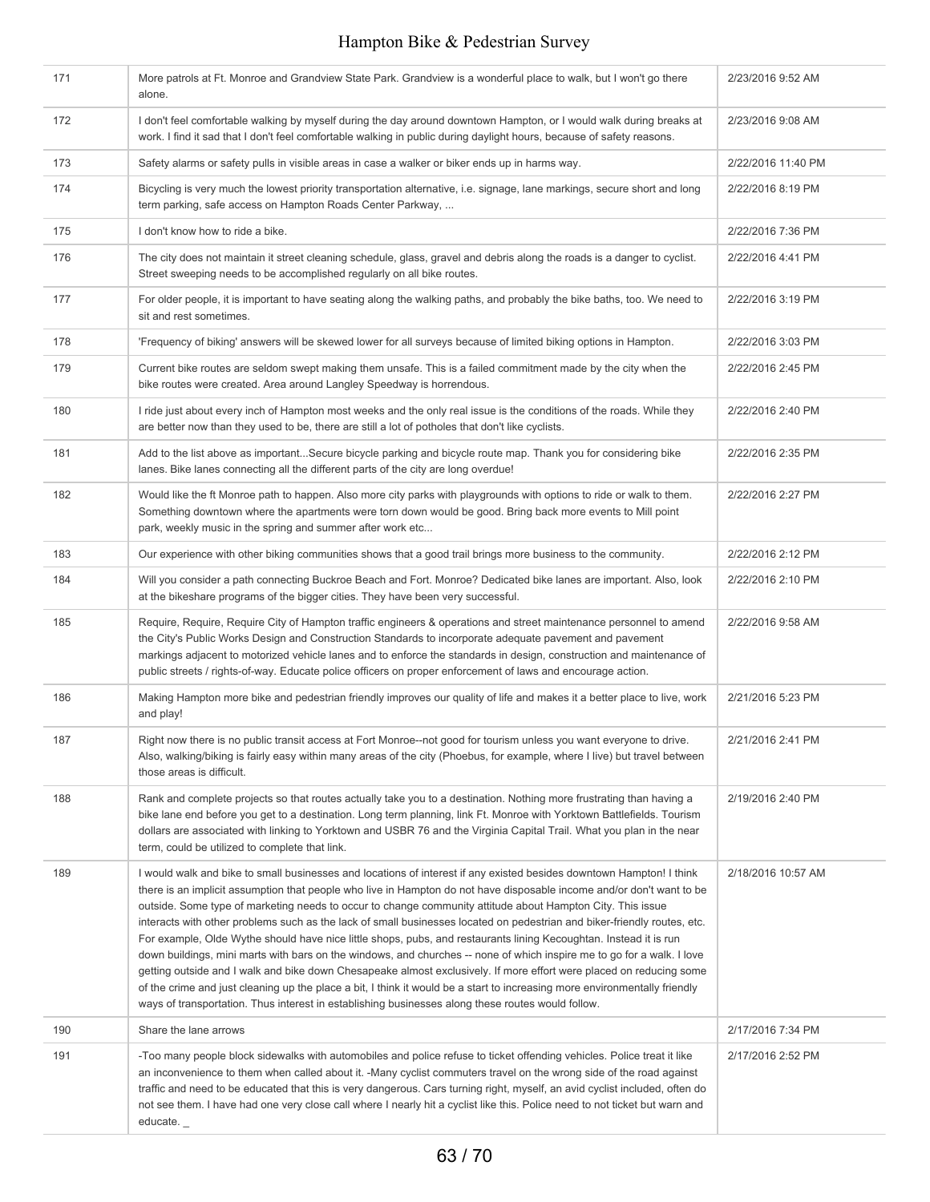| | | |
|---|---|---|
| 171 | More patrols at Ft. Monroe and Grandview State Park. Grandview is a wonderful place to walk, but I won't go there alone. | 2/23/2016 9:52 AM |
| 172 | I don't feel comfortable walking by myself during the day around downtown Hampton, or I would walk during breaks at work. I find it sad that I don't feel comfortable walking in public during daylight hours, because of safety reasons. | 2/23/2016 9:08 AM |
| 173 | Safety alarms or safety pulls in visible areas in case a walker or biker ends up in harms way. | 2/22/2016 11:40 PM |
| 174 | Bicycling is very much the lowest priority transportation alternative, i.e. signage, lane markings, secure short and long term parking, safe access on Hampton Roads Center Parkway, ... | 2/22/2016 8:19 PM |
| 175 | I don't know how to ride a bike. | 2/22/2016 7:36 PM |
| 176 | The city does not maintain it street cleaning schedule, glass, gravel and debris along the roads is a danger to cyclist. Street sweeping needs to be accomplished regularly on all bike routes. | 2/22/2016 4:41 PM |
| 177 | For older people, it is important to have seating along the walking paths, and probably the bike baths, too. We need to sit and rest sometimes. | 2/22/2016 3:19 PM |
| 178 | 'Frequency of biking' answers will be skewed lower for all surveys because of limited biking options in Hampton. | 2/22/2016 3:03 PM |
| 179 | Current bike routes are seldom swept making them unsafe. This is a failed commitment made by the city when the bike routes were created. Area around Langley Speedway is horrendous. | 2/22/2016 2:45 PM |
| 180 | I ride just about every inch of Hampton most weeks and the only real issue is the conditions of the roads. While they are better now than they used to be, there are still a lot of potholes that don't like cyclists. | 2/22/2016 2:40 PM |
| 181 | Add to the list above as important...Secure bicycle parking and bicycle route map. Thank you for considering bike lanes. Bike lanes connecting all the different parts of the city are long overdue! | 2/22/2016 2:35 PM |
| 182 | Would like the ft Monroe path to happen. Also more city parks with playgrounds with options to ride or walk to them. Something downtown where the apartments were torn down would be good. Bring back more events to Mill point park, weekly music in the spring and summer after work etc... | 2/22/2016 2:27 PM |
| 183 | Our experience with other biking communities shows that a good trail brings more business to the community. | 2/22/2016 2:12 PM |
| 184 | Will you consider a path connecting Buckroe Beach and Fort. Monroe? Dedicated bike lanes are important. Also, look at the bikeshare programs of the bigger cities. They have been very successful. | 2/22/2016 2:10 PM |
| 185 | Require, Require, Require City of Hampton traffic engineers & operations and street maintenance personnel to amend the City's Public Works Design and Construction Standards to incorporate adequate pavement and pavement markings adjacent to motorized vehicle lanes and to enforce the standards in design, construction and maintenance of public streets / rights-of-way. Educate police officers on proper enforcement of laws and encourage action. | 2/22/2016 9:58 AM |
| 186 | Making Hampton more bike and pedestrian friendly improves our quality of life and makes it a better place to live, work and play! | 2/21/2016 5:23 PM |
| 187 | Right now there is no public transit access at Fort Monroe--not good for tourism unless you want everyone to drive. Also, walking/biking is fairly easy within many areas of the city (Phoebus, for example, where I live) but travel between those areas is difficult. | 2/21/2016 2:41 PM |
| 188 | Rank and complete projects so that routes actually take you to a destination. Nothing more frustrating than having a bike lane end before you get to a destination. Long term planning, link Ft. Monroe with Yorktown Battlefields. Tourism dollars are associated with linking to Yorktown and USBR 76 and the Virginia Capital Trail. What you plan in the near term, could be utilized to complete that link. | 2/19/2016 2:40 PM |
| 189 | I would walk and bike to small businesses and locations of interest if any existed besides downtown Hampton! I think there is an implicit assumption that people who live in Hampton do not have disposable income and/or don't want to be outside. Some type of marketing needs to occur to change community attitude about Hampton City. This issue interacts with other problems such as the lack of small businesses located on pedestrian and biker-friendly routes, etc. For example, Olde Wythe should have nice little shops, pubs, and restaurants lining Kecoughtan. Instead it is run down buildings, mini marts with bars on the windows, and churches -- none of which inspire me to go for a walk. I love getting outside and I walk and bike down Chesapeake almost exclusively. If more effort were placed on reducing some of the crime and just cleaning up the place a bit, I think it would be a start to increasing more environmentally friendly ways of transportation. Thus interest in establishing businesses along these routes would follow. | 2/18/2016 10:57 AM |
| 190 | Share the lane arrows | 2/17/2016 7:34 PM |
| 191 | -Too many people block sidewalks with automobiles and police refuse to ticket offending vehicles. Police treat it like an inconvenience to them when called about it. -Many cyclist commuters travel on the wrong side of the road against traffic and need to be educated that this is very dangerous. Cars turning right, myself, an avid cyclist included, often do not see them. I have had one very close call where I nearly hit a cyclist like this. Police need to not ticket but warn and educate. _ | 2/17/2016 2:52 PM |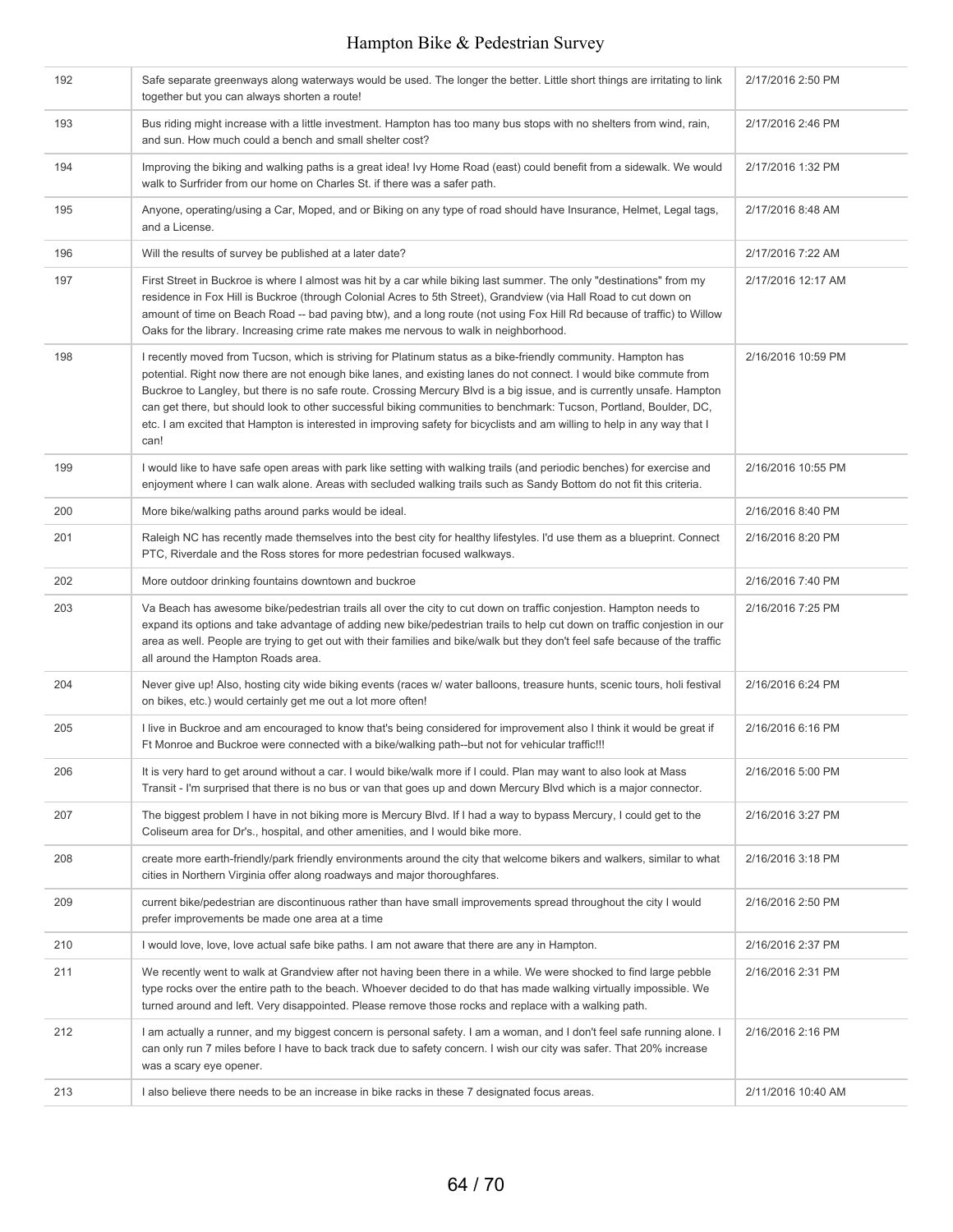| | | |
|---|---|---|
| 192 | Safe separate greenways along waterways would be used. The longer the better. Little short things are irritating to link together but you can always shorten a route! | 2/17/2016 2:50 PM |
| 193 | Bus riding might increase with a little investment. Hampton has too many bus stops with no shelters from wind, rain, and sun. How much could a bench and small shelter cost? | 2/17/2016 2:46 PM |
| 194 | Improving the biking and walking paths is a great idea! Ivy Home Road (east) could benefit from a sidewalk. We would walk to Surfrider from our home on Charles St. if there was a safer path. | 2/17/2016 1:32 PM |
| 195 | Anyone, operating/using a Car, Moped, and or Biking on any type of road should have Insurance, Helmet, Legal tags, and a License. | 2/17/2016 8:48 AM |
| 196 | Will the results of survey be published at a later date? | 2/17/2016 7:22 AM |
| 197 | First Street in Buckroe is where I almost was hit by a car while biking last summer. The only "destinations" from my residence in Fox Hill is Buckroe (through Colonial Acres to 5th Street), Grandview (via Hall Road to cut down on amount of time on Beach Road -- bad paving btw), and a long route (not using Fox Hill Rd because of traffic) to Willow Oaks for the library. Increasing crime rate makes me nervous to walk in neighborhood. | 2/17/2016 12:17 AM |
| 198 | I recently moved from Tucson, which is striving for Platinum status as a bike-friendly community. Hampton has potential. Right now there are not enough bike lanes, and existing lanes do not connect. I would bike commute from Buckroe to Langley, but there is no safe route. Crossing Mercury Blvd is a big issue, and is currently unsafe. Hampton can get there, but should look to other successful biking communities to benchmark: Tucson, Portland, Boulder, DC, etc. I am excited that Hampton is interested in improving safety for bicyclists and am willing to help in any way that I can! | 2/16/2016 10:59 PM |
| 199 | I would like to have safe open areas with park like setting with walking trails (and periodic benches) for exercise and enjoyment where I can walk alone. Areas with secluded walking trails such as Sandy Bottom do not fit this criteria. | 2/16/2016 10:55 PM |
| 200 | More bike/walking paths around parks would be ideal. | 2/16/2016 8:40 PM |
| 201 | Raleigh NC has recently made themselves into the best city for healthy lifestyles. I'd use them as a blueprint. Connect PTC, Riverdale and the Ross stores for more pedestrian focused walkways. | 2/16/2016 8:20 PM |
| 202 | More outdoor drinking fountains downtown and buckroe | 2/16/2016 7:40 PM |
| 203 | Va Beach has awesome bike/pedestrian trails all over the city to cut down on traffic conjestion. Hampton needs to expand its options and take advantage of adding new bike/pedestrian trails to help cut down on traffic conjestion in our area as well. People are trying to get out with their families and bike/walk but they don't feel safe because of the traffic all around the Hampton Roads area. | 2/16/2016 7:25 PM |
| 204 | Never give up! Also, hosting city wide biking events (races w/ water balloons, treasure hunts, scenic tours, holi festival on bikes, etc.) would certainly get me out a lot more often! | 2/16/2016 6:24 PM |
| 205 | I live in Buckroe and am encouraged to know that's being considered for improvement also I think it would be great if Ft Monroe and Buckroe were connected with a bike/walking path--but not for vehicular traffic!!! | 2/16/2016 6:16 PM |
| 206 | It is very hard to get around without a car. I would bike/walk more if I could. Plan may want to also look at Mass Transit - I'm surprised that there is no bus or van that goes up and down Mercury Blvd which is a major connector. | 2/16/2016 5:00 PM |
| 207 | The biggest problem I have in not biking more is Mercury Blvd. If I had a way to bypass Mercury, I could get to the Coliseum area for Dr's., hospital, and other amenities, and I would bike more. | 2/16/2016 3:27 PM |
| 208 | create more earth-friendly/park friendly environments around the city that welcome bikers and walkers, similar to what cities in Northern Virginia offer along roadways and major thoroughfares. | 2/16/2016 3:18 PM |
| 209 | current bike/pedestrian are discontinuous rather than have small improvements spread throughout the city I would prefer improvements be made one area at a time | 2/16/2016 2:50 PM |
| 210 | I would love, love, love actual safe bike paths. I am not aware that there are any in Hampton. | 2/16/2016 2:37 PM |
| 211 | We recently went to walk at Grandview after not having been there in a while. We were shocked to find large pebble type rocks over the entire path to the beach. Whoever decided to do that has made walking virtually impossible. We turned around and left. Very disappointed. Please remove those rocks and replace with a walking path. | 2/16/2016 2:31 PM |
| 212 | I am actually a runner, and my biggest concern is personal safety. I am a woman, and I don't feel safe running alone. I can only run 7 miles before I have to back track due to safety concern. I wish our city was safer. That 20% increase was a scary eye opener. | 2/16/2016 2:16 PM |
| 213 | I also believe there needs to be an increase in bike racks in these 7 designated focus areas. | 2/11/2016 10:40 AM |